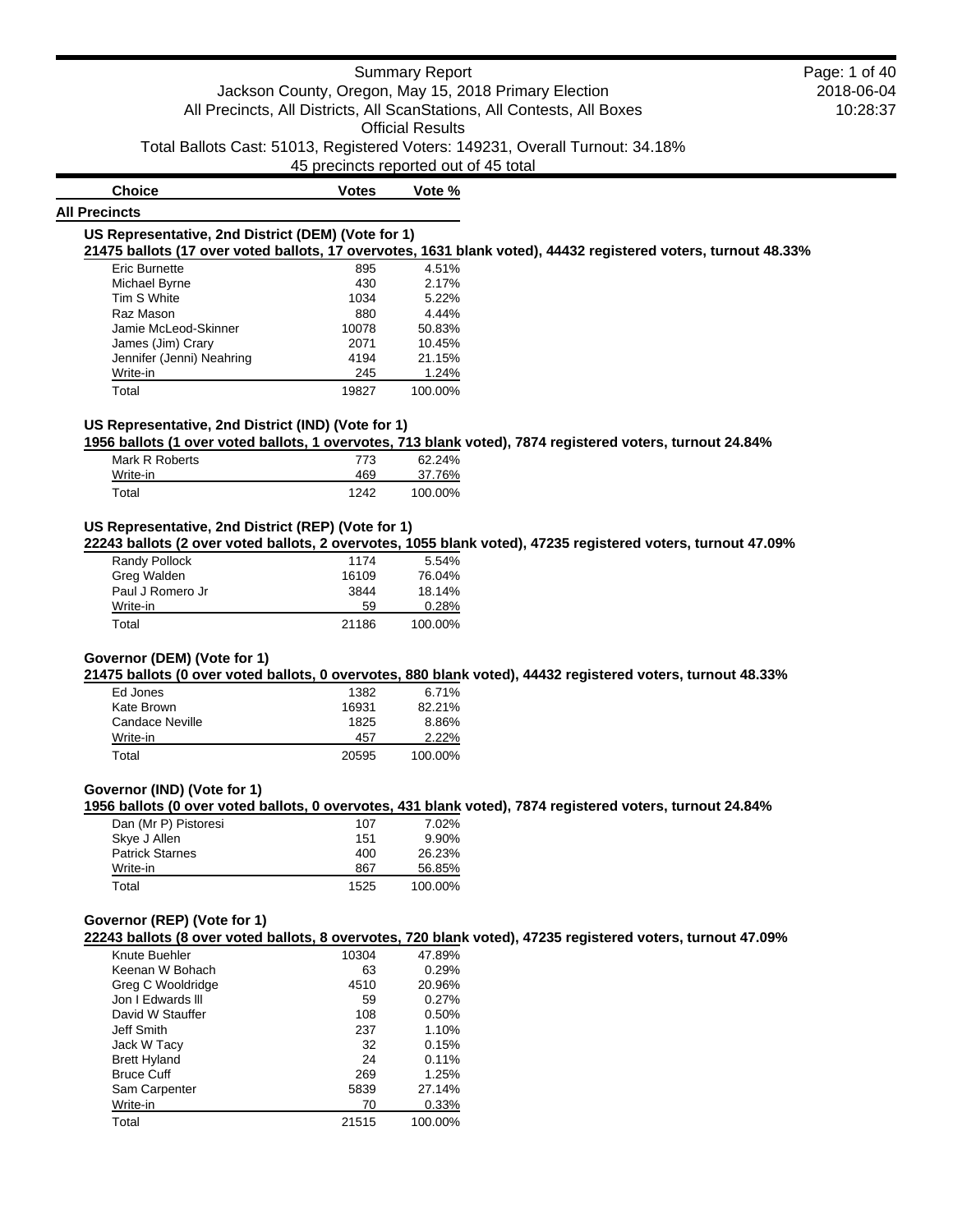# Summary Report

Jackson County, Oregon, May 15, 2018 Primary Election

All Precincts, All Districts, All ScanStations, All Contests, All Boxes

Official Results

Total Ballots Cast: 51013, Registered Voters: 149231, Overall Turnout: 34.18%

45 precincts reported out of 45 total

## All Precincts

### US Representative, 2nd District (DEM) (Vote for 1)

**21475 ballots (17 over voted ballots, 17 overvotes, 1631 blank voted), 44432 registered voters, turnout 48.33%**

| Choice | Votes | Vote % |
|---|---|---|
| Eric Burnette | 895 | 4.51% |
| Michael Byrne | 430 | 2.17% |
| Tim S White | 1034 | 5.22% |
| Raz Mason | 880 | 4.44% |
| Jamie McLeod-Skinner | 10078 | 50.83% |
| James (Jim) Crary | 2071 | 10.45% |
| Jennifer (Jenni) Neahring | 4194 | 21.15% |
| Write-in | 245 | 1.24% |
| Total | 19827 | 100.00% |

### US Representative, 2nd District (IND) (Vote for 1)

**1956 ballots (1 over voted ballots, 1 overvotes, 713 blank voted), 7874 registered voters, turnout 24.84%**

| Choice | Votes | Vote % |
|---|---|---|
| Mark R Roberts | 773 | 62.24% |
| Write-in | 469 | 37.76% |
| Total | 1242 | 100.00% |

### US Representative, 2nd District (REP) (Vote for 1)

**22243 ballots (2 over voted ballots, 2 overvotes, 1055 blank voted), 47235 registered voters, turnout 47.09%**

| Choice | Votes | Vote % |
|---|---|---|
| Randy Pollock | 1174 | 5.54% |
| Greg Walden | 16109 | 76.04% |
| Paul J Romero Jr | 3844 | 18.14% |
| Write-in | 59 | 0.28% |
| Total | 21186 | 100.00% |

### Governor (DEM) (Vote for 1)

**21475 ballots (0 over voted ballots, 0 overvotes, 880 blank voted), 44432 registered voters, turnout 48.33%**

| Choice | Votes | Vote % |
|---|---|---|
| Ed Jones | 1382 | 6.71% |
| Kate Brown | 16931 | 82.21% |
| Candace Neville | 1825 | 8.86% |
| Write-in | 457 | 2.22% |
| Total | 20595 | 100.00% |

### Governor (IND) (Vote for 1)

**1956 ballots (0 over voted ballots, 0 overvotes, 431 blank voted), 7874 registered voters, turnout 24.84%**

| Choice | Votes | Vote % |
|---|---|---|
| Dan (Mr P) Pistoresi | 107 | 7.02% |
| Skye J Allen | 151 | 9.90% |
| Patrick Starnes | 400 | 26.23% |
| Write-in | 867 | 56.85% |
| Total | 1525 | 100.00% |

### Governor (REP) (Vote for 1)

**22243 ballots (8 over voted ballots, 8 overvotes, 720 blank voted), 47235 registered voters, turnout 47.09%**

| Choice | Votes | Vote % |
|---|---|---|
| Knute Buehler | 10304 | 47.89% |
| Keenan W Bohach | 63 | 0.29% |
| Greg C Wooldridge | 4510 | 20.96% |
| Jon I Edwards lll | 59 | 0.27% |
| David W Stauffer | 108 | 0.50% |
| Jeff Smith | 237 | 1.10% |
| Jack W Tacy | 32 | 0.15% |
| Brett Hyland | 24 | 0.11% |
| Bruce Cuff | 269 | 1.25% |
| Sam Carpenter | 5839 | 27.14% |
| Write-in | 70 | 0.33% |
| Total | 21515 | 100.00% |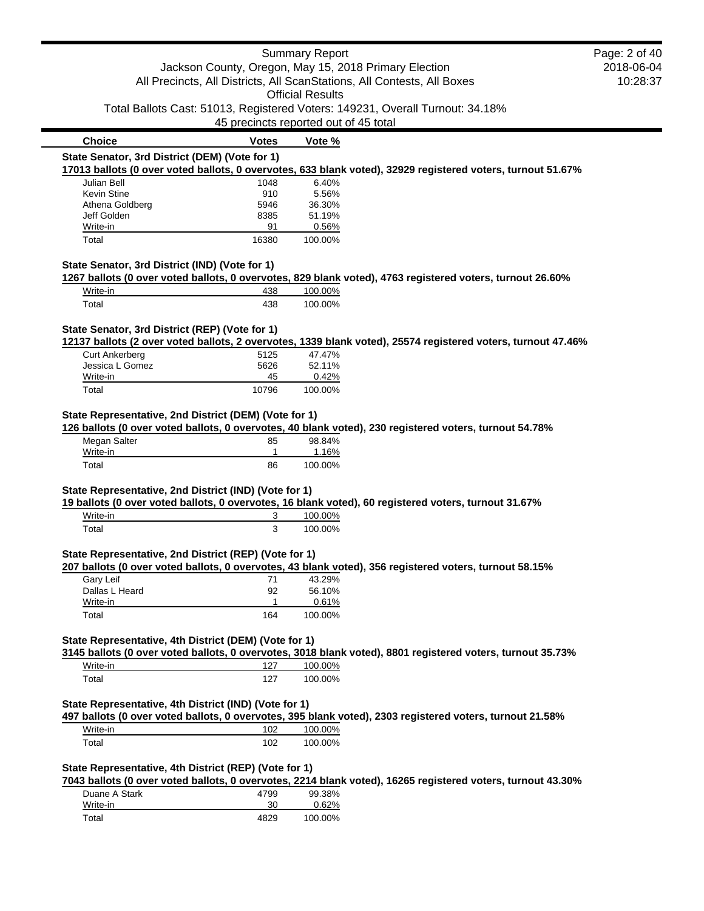| Choice | Votes | Vote % |
|---|---|---|

**State Senator, 3rd District (DEM) (Vote for 1)**

**17013 ballots (0 over voted ballots, 0 overvotes, 633 blank voted), 32929 registered voters, turnout 51.67%**

| Choice | Votes | Vote % |
|---|---|---|
| Julian Bell | 1048 | 6.40% |
| Kevin Stine | 910 | 5.56% |
| Athena Goldberg | 5946 | 36.30% |
| Jeff Golden | 8385 | 51.19% |
| Write-in | 91 | 0.56% |
| Total | 16380 | 100.00% |

**State Senator, 3rd District (IND) (Vote for 1)**

**1267 ballots (0 over voted ballots, 0 overvotes, 829 blank voted), 4763 registered voters, turnout 26.60%**

| Choice | Votes | Vote % |
|---|---|---|
| Write-in | 438 | 100.00% |
| Total | 438 | 100.00% |

**State Senator, 3rd District (REP) (Vote for 1)**

**12137 ballots (2 over voted ballots, 2 overvotes, 1339 blank voted), 25574 registered voters, turnout 47.46%**

| Choice | Votes | Vote % |
|---|---|---|
| Curt Ankerberg | 5125 | 47.47% |
| Jessica L Gomez | 5626 | 52.11% |
| Write-in | 45 | 0.42% |
| Total | 10796 | 100.00% |

**State Representative, 2nd District (DEM) (Vote for 1)**

**126 ballots (0 over voted ballots, 0 overvotes, 40 blank voted), 230 registered voters, turnout 54.78%**

| Choice | Votes | Vote % |
|---|---|---|
| Megan Salter | 85 | 98.84% |
| Write-in | 1 | 1.16% |
| Total | 86 | 100.00% |

**State Representative, 2nd District (IND) (Vote for 1)**

**19 ballots (0 over voted ballots, 0 overvotes, 16 blank voted), 60 registered voters, turnout 31.67%**

| Choice | Votes | Vote % |
|---|---|---|
| Write-in | 3 | 100.00% |
| Total | 3 | 100.00% |

**State Representative, 2nd District (REP) (Vote for 1)**

**207 ballots (0 over voted ballots, 0 overvotes, 43 blank voted), 356 registered voters, turnout 58.15%**

| Choice | Votes | Vote % |
|---|---|---|
| Gary Leif | 71 | 43.29% |
| Dallas L Heard | 92 | 56.10% |
| Write-in | 1 | 0.61% |
| Total | 164 | 100.00% |

**State Representative, 4th District (DEM) (Vote for 1)**

**3145 ballots (0 over voted ballots, 0 overvotes, 3018 blank voted), 8801 registered voters, turnout 35.73%**

| Choice | Votes | Vote % |
|---|---|---|
| Write-in | 127 | 100.00% |
| Total | 127 | 100.00% |

**State Representative, 4th District (IND) (Vote for 1)**

**497 ballots (0 over voted ballots, 0 overvotes, 395 blank voted), 2303 registered voters, turnout 21.58%**

| Choice | Votes | Vote % |
|---|---|---|
| Write-in | 102 | 100.00% |
| Total | 102 | 100.00% |

**State Representative, 4th District (REP) (Vote for 1)**

**7043 ballots (0 over voted ballots, 0 overvotes, 2214 blank voted), 16265 registered voters, turnout 43.30%**

| Choice | Votes | Vote % |
|---|---|---|
| Duane A Stark | 4799 | 99.38% |
| Write-in | 30 | 0.62% |
| Total | 4829 | 100.00% |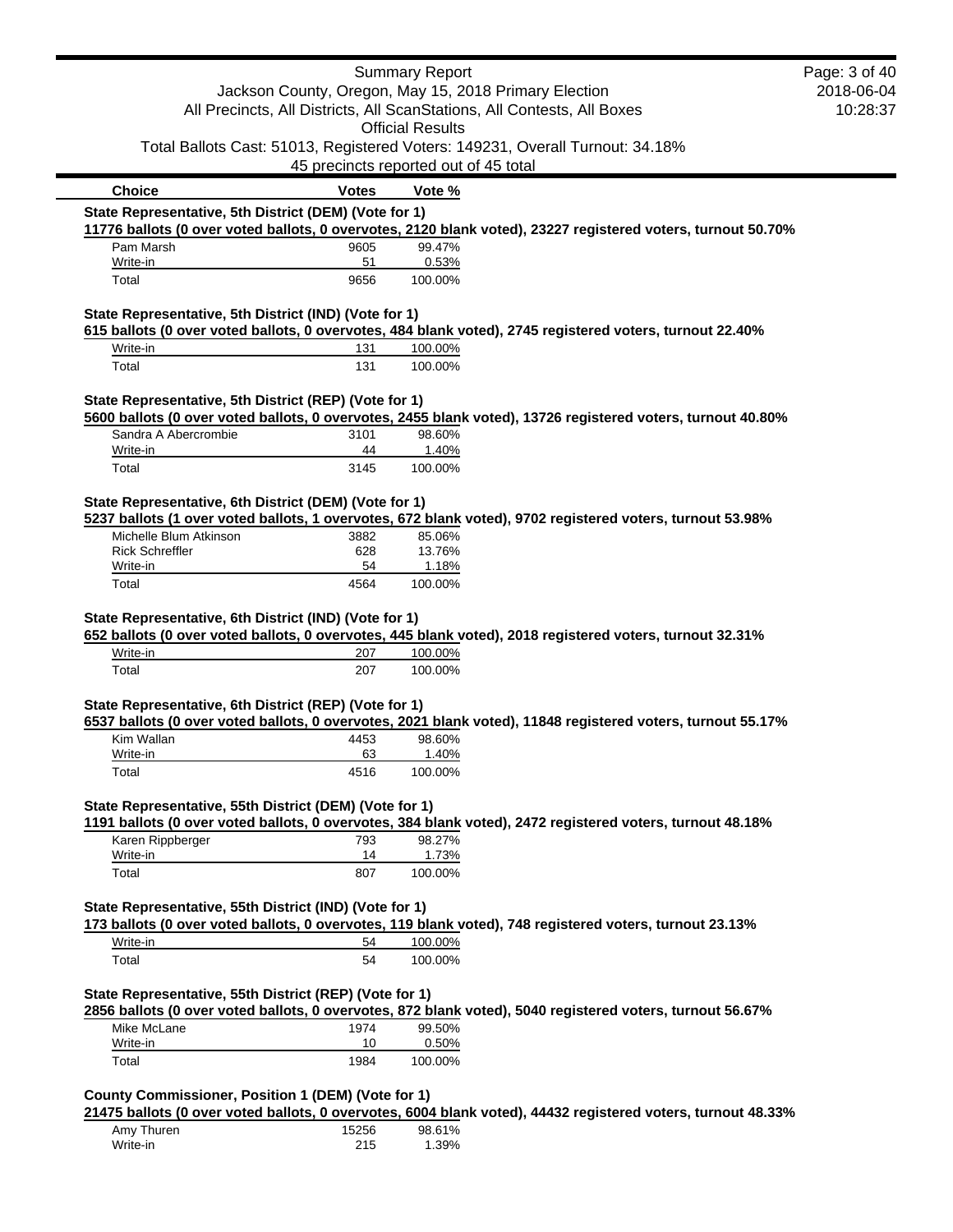| Choice | Votes | Vote % |
|---|---|---|

### State Representative, 5th District (DEM) (Vote for 1)

**11776 ballots (0 over voted ballots, 0 overvotes, 2120 blank voted), 23227 registered voters, turnout 50.70%**

| Choice | Votes | Vote % |
|---|---|---|
| Pam Marsh | 9605 | 99.47% |
| Write-in | 51 | 0.53% |
| Total | 9656 | 100.00% |

### State Representative, 5th District (IND) (Vote for 1)

**615 ballots (0 over voted ballots, 0 overvotes, 484 blank voted), 2745 registered voters, turnout 22.40%**

| Choice | Votes | Vote % |
|---|---|---|
| Write-in | 131 | 100.00% |
| Total | 131 | 100.00% |

### State Representative, 5th District (REP) (Vote for 1)

**5600 ballots (0 over voted ballots, 0 overvotes, 2455 blank voted), 13726 registered voters, turnout 40.80%**

| Choice | Votes | Vote % |
|---|---|---|
| Sandra A Abercrombie | 3101 | 98.60% |
| Write-in | 44 | 1.40% |
| Total | 3145 | 100.00% |

### State Representative, 6th District (DEM) (Vote for 1)

**5237 ballots (1 over voted ballots, 1 overvotes, 672 blank voted), 9702 registered voters, turnout 53.98%**

| Choice | Votes | Vote % |
|---|---|---|
| Michelle Blum Atkinson | 3882 | 85.06% |
| Rick Schreffler | 628 | 13.76% |
| Write-in | 54 | 1.18% |
| Total | 4564 | 100.00% |

### State Representative, 6th District (IND) (Vote for 1)

**652 ballots (0 over voted ballots, 0 overvotes, 445 blank voted), 2018 registered voters, turnout 32.31%**

| Choice | Votes | Vote % |
|---|---|---|
| Write-in | 207 | 100.00% |
| Total | 207 | 100.00% |

### State Representative, 6th District (REP) (Vote for 1)

**6537 ballots (0 over voted ballots, 0 overvotes, 2021 blank voted), 11848 registered voters, turnout 55.17%**

| Choice | Votes | Vote % |
|---|---|---|
| Kim Wallan | 4453 | 98.60% |
| Write-in | 63 | 1.40% |
| Total | 4516 | 100.00% |

### State Representative, 55th District (DEM) (Vote for 1)

**1191 ballots (0 over voted ballots, 0 overvotes, 384 blank voted), 2472 registered voters, turnout 48.18%**

| Choice | Votes | Vote % |
|---|---|---|
| Karen Rippberger | 793 | 98.27% |
| Write-in | 14 | 1.73% |
| Total | 807 | 100.00% |

### State Representative, 55th District (IND) (Vote for 1)

**173 ballots (0 over voted ballots, 0 overvotes, 119 blank voted), 748 registered voters, turnout 23.13%**

| Choice | Votes | Vote % |
|---|---|---|
| Write-in | 54 | 100.00% |
| Total | 54 | 100.00% |

### State Representative, 55th District (REP) (Vote for 1)

**2856 ballots (0 over voted ballots, 0 overvotes, 872 blank voted), 5040 registered voters, turnout 56.67%**

| Choice | Votes | Vote % |
|---|---|---|
| Mike McLane | 1974 | 99.50% |
| Write-in | 10 | 0.50% |
| Total | 1984 | 100.00% |

### County Commissioner, Position 1 (DEM) (Vote for 1)

**21475 ballots (0 over voted ballots, 0 overvotes, 6004 blank voted), 44432 registered voters, turnout 48.33%**

| Choice | Votes | Vote % |
|---|---|---|
| Amy Thuren | 15256 | 98.61% |
| Write-in | 215 | 1.39% |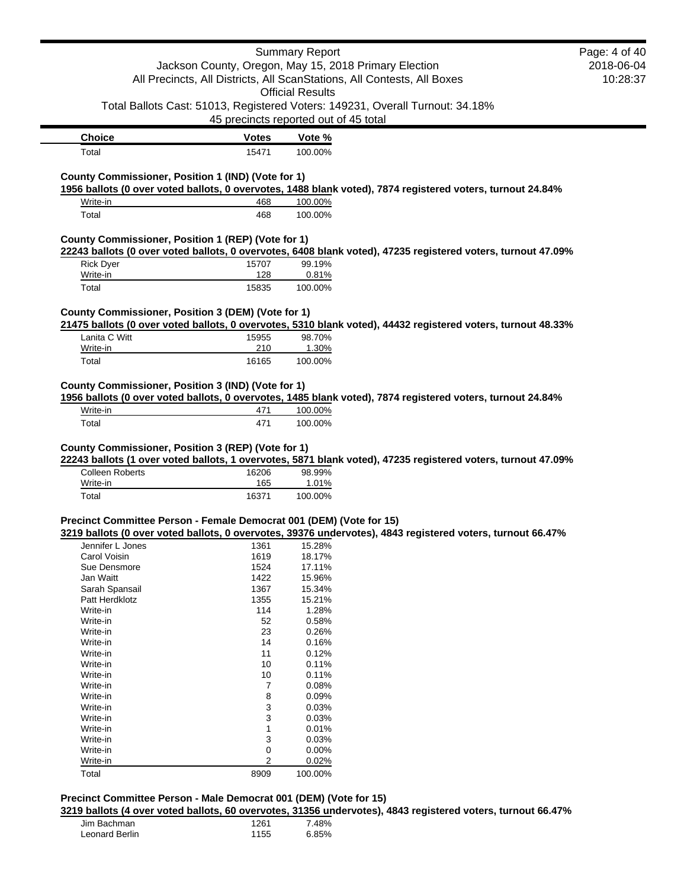| Choice | Votes | Vote % |
|---|---|---|
| Total | 15471 | 100.00% |

**County Commissioner, Position 1 (IND) (Vote for 1)**

**1956 ballots (0 over voted ballots, 0 overvotes, 1488 blank voted), 7874 registered voters, turnout 24.84%**

| Choice | Votes | Vote % |
|---|---|---|
| Write-in | 468 | 100.00% |
| Total | 468 | 100.00% |

**County Commissioner, Position 1 (REP) (Vote for 1)**

**22243 ballots (0 over voted ballots, 0 overvotes, 6408 blank voted), 47235 registered voters, turnout 47.09%**

| Choice | Votes | Vote % |
|---|---|---|
| Rick Dyer | 15707 | 99.19% |
| Write-in | 128 | 0.81% |
| Total | 15835 | 100.00% |

**County Commissioner, Position 3 (DEM) (Vote for 1)**

**21475 ballots (0 over voted ballots, 0 overvotes, 5310 blank voted), 44432 registered voters, turnout 48.33%**

| Choice | Votes | Vote % |
|---|---|---|
| Lanita C Witt | 15955 | 98.70% |
| Write-in | 210 | 1.30% |
| Total | 16165 | 100.00% |

**County Commissioner, Position 3 (IND) (Vote for 1)**

**1956 ballots (0 over voted ballots, 0 overvotes, 1485 blank voted), 7874 registered voters, turnout 24.84%**

| Choice | Votes | Vote % |
|---|---|---|
| Write-in | 471 | 100.00% |
| Total | 471 | 100.00% |

**County Commissioner, Position 3 (REP) (Vote for 1)**

**22243 ballots (1 over voted ballots, 1 overvotes, 5871 blank voted), 47235 registered voters, turnout 47.09%**

| Choice | Votes | Vote % |
|---|---|---|
| Colleen Roberts | 16206 | 98.99% |
| Write-in | 165 | 1.01% |
| Total | 16371 | 100.00% |

**Precinct Committee Person - Female Democrat 001 (DEM) (Vote for 15)**

**3219 ballots (0 over voted ballots, 0 overvotes, 39376 undervotes), 4843 registered voters, turnout 66.47%**

| Choice | Votes | Vote % |
|---|---|---|
| Jennifer L Jones | 1361 | 15.28% |
| Carol Voisin | 1619 | 18.17% |
| Sue Densmore | 1524 | 17.11% |
| Jan Waitt | 1422 | 15.96% |
| Sarah Spansail | 1367 | 15.34% |
| Patt Herdklotz | 1355 | 15.21% |
| Write-in | 114 | 1.28% |
| Write-in | 52 | 0.58% |
| Write-in | 23 | 0.26% |
| Write-in | 14 | 0.16% |
| Write-in | 11 | 0.12% |
| Write-in | 10 | 0.11% |
| Write-in | 10 | 0.11% |
| Write-in | 7 | 0.08% |
| Write-in | 8 | 0.09% |
| Write-in | 3 | 0.03% |
| Write-in | 3 | 0.03% |
| Write-in | 1 | 0.01% |
| Write-in | 3 | 0.03% |
| Write-in | 0 | 0.00% |
| Write-in | 2 | 0.02% |
| Total | 8909 | 100.00% |

**Precinct Committee Person - Male Democrat 001 (DEM) (Vote for 15)**

**3219 ballots (4 over voted ballots, 60 overvotes, 31356 undervotes), 4843 registered voters, turnout 66.47%**

| Choice | Votes | Vote % |
|---|---|---|
| Jim Bachman | 1261 | 7.48% |
| Leonard Berlin | 1155 | 6.85% |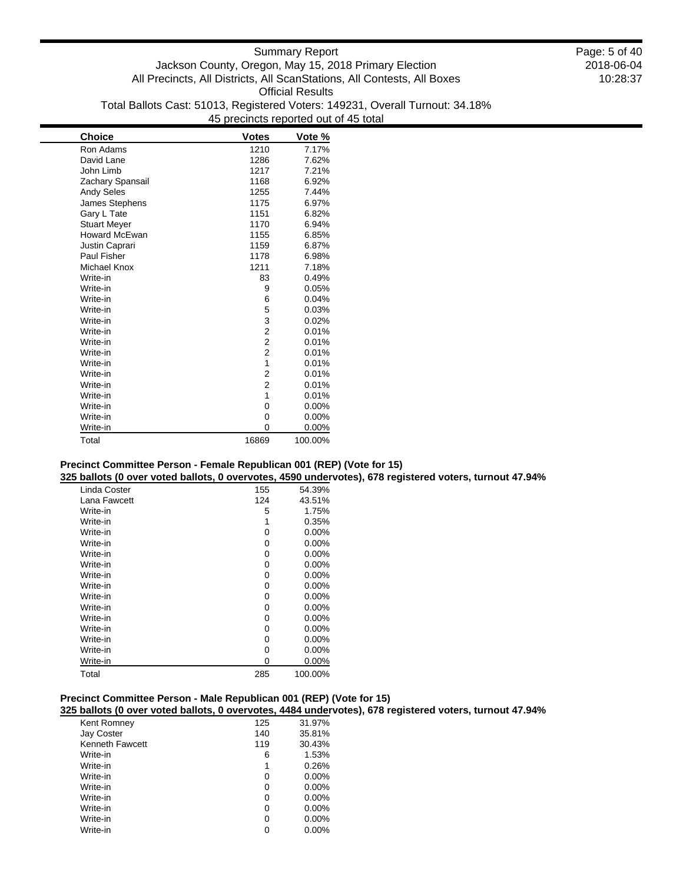| Choice | Votes | Vote % |
|---|---|---|
| Ron Adams | 1210 | 7.17% |
| David Lane | 1286 | 7.62% |
| John Limb | 1217 | 7.21% |
| Zachary Spansail | 1168 | 6.92% |
| Andy Seles | 1255 | 7.44% |
| James Stephens | 1175 | 6.97% |
| Gary L Tate | 1151 | 6.82% |
| Stuart Meyer | 1170 | 6.94% |
| Howard McEwan | 1155 | 6.85% |
| Justin Caprari | 1159 | 6.87% |
| Paul Fisher | 1178 | 6.98% |
| Michael Knox | 1211 | 7.18% |
| Write-in | 83 | 0.49% |
| Write-in | 9 | 0.05% |
| Write-in | 6 | 0.04% |
| Write-in | 5 | 0.03% |
| Write-in | 3 | 0.02% |
| Write-in | 2 | 0.01% |
| Write-in | 2 | 0.01% |
| Write-in | 2 | 0.01% |
| Write-in | 1 | 0.01% |
| Write-in | 2 | 0.01% |
| Write-in | 2 | 0.01% |
| Write-in | 1 | 0.01% |
| Write-in | 0 | 0.00% |
| Write-in | 0 | 0.00% |
| Write-in | 0 | 0.00% |
| Total | 16869 | 100.00% |

### Precinct Committee Person - Female Republican 001 (REP) (Vote for 15)

**325 ballots (0 over voted ballots, 0 overvotes, 4590 undervotes), 678 registered voters, turnout 47.94%**

| Choice | Votes | Vote % |
|---|---|---|
| Linda Coster | 155 | 54.39% |
| Lana Fawcett | 124 | 43.51% |
| Write-in | 5 | 1.75% |
| Write-in | 1 | 0.35% |
| Write-in | 0 | 0.00% |
| Write-in | 0 | 0.00% |
| Write-in | 0 | 0.00% |
| Write-in | 0 | 0.00% |
| Write-in | 0 | 0.00% |
| Write-in | 0 | 0.00% |
| Write-in | 0 | 0.00% |
| Write-in | 0 | 0.00% |
| Write-in | 0 | 0.00% |
| Write-in | 0 | 0.00% |
| Write-in | 0 | 0.00% |
| Write-in | 0 | 0.00% |
| Write-in | 0 | 0.00% |
| Total | 285 | 100.00% |

### Precinct Committee Person - Male Republican 001 (REP) (Vote for 15)

**325 ballots (0 over voted ballots, 0 overvotes, 4484 undervotes), 678 registered voters, turnout 47.94%**

| Choice | Votes | Vote % |
|---|---|---|
| Kent Romney | 125 | 31.97% |
| Jay Coster | 140 | 35.81% |
| Kenneth Fawcett | 119 | 30.43% |
| Write-in | 6 | 1.53% |
| Write-in | 1 | 0.26% |
| Write-in | 0 | 0.00% |
| Write-in | 0 | 0.00% |
| Write-in | 0 | 0.00% |
| Write-in | 0 | 0.00% |
| Write-in | 0 | 0.00% |
| Write-in | 0 | 0.00% |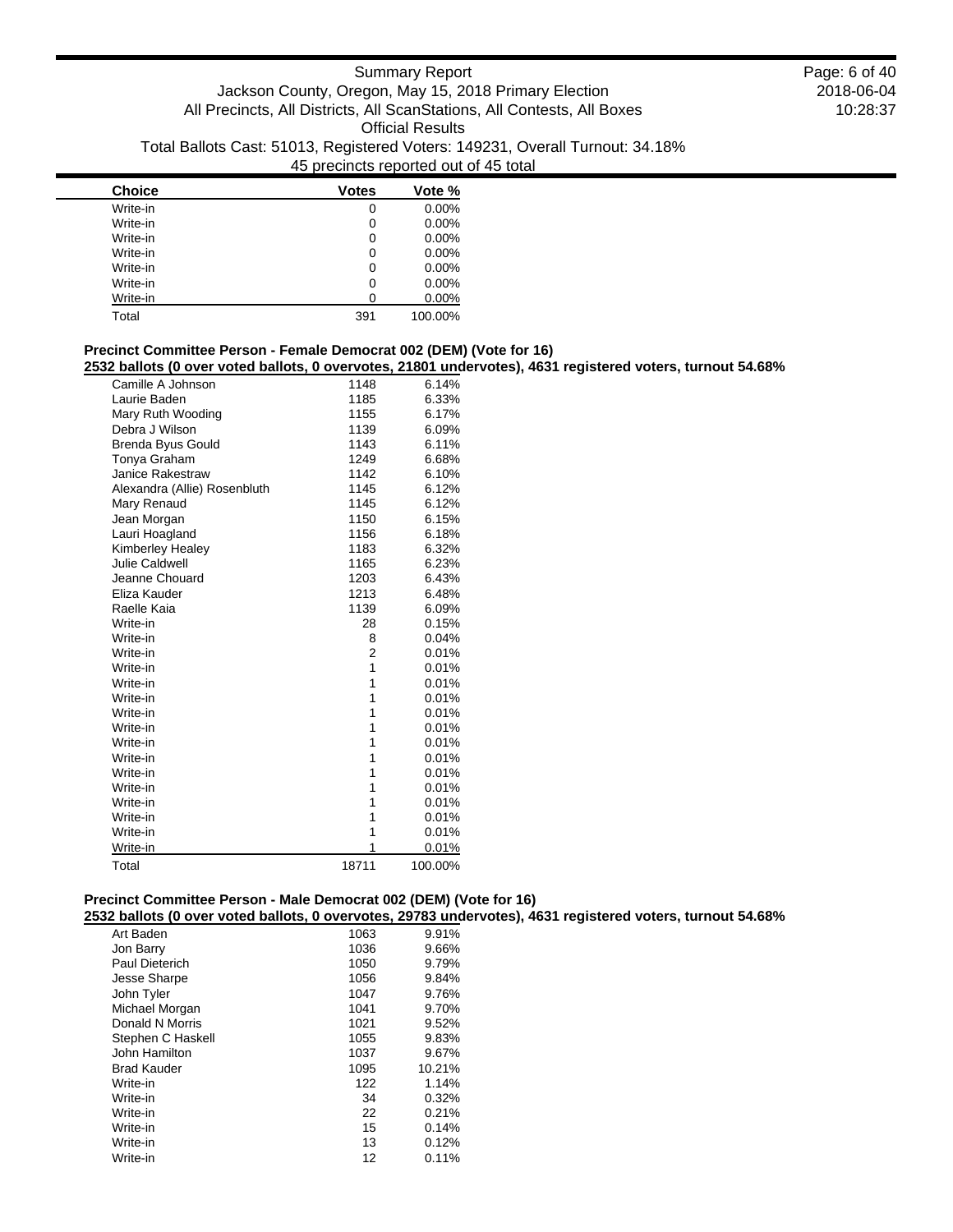| Choice | Votes | Vote % |
|---|---|---|
| Write-in | 0 | 0.00% |
| Write-in | 0 | 0.00% |
| Write-in | 0 | 0.00% |
| Write-in | 0 | 0.00% |
| Write-in | 0 | 0.00% |
| Write-in | 0 | 0.00% |
| Write-in | 0 | 0.00% |
| Total | 391 | 100.00% |

### Precinct Committee Person - Female Democrat 002 (DEM) (Vote for 16)

**2532 ballots (0 over voted ballots, 0 overvotes, 21801 undervotes), 4631 registered voters, turnout 54.68%**

| Choice | Votes | Vote % |
|---|---|---|
| Camille A Johnson | 1148 | 6.14% |
| Laurie Baden | 1185 | 6.33% |
| Mary Ruth Wooding | 1155 | 6.17% |
| Debra J Wilson | 1139 | 6.09% |
| Brenda Byus Gould | 1143 | 6.11% |
| Tonya Graham | 1249 | 6.68% |
| Janice Rakestraw | 1142 | 6.10% |
| Alexandra (Allie) Rosenbluth | 1145 | 6.12% |
| Mary Renaud | 1145 | 6.12% |
| Jean Morgan | 1150 | 6.15% |
| Lauri Hoagland | 1156 | 6.18% |
| Kimberley Healey | 1183 | 6.32% |
| Julie Caldwell | 1165 | 6.23% |
| Jeanne Chouard | 1203 | 6.43% |
| Eliza Kauder | 1213 | 6.48% |
| Raelle Kaia | 1139 | 6.09% |
| Write-in | 28 | 0.15% |
| Write-in | 8 | 0.04% |
| Write-in | 2 | 0.01% |
| Write-in | 1 | 0.01% |
| Write-in | 1 | 0.01% |
| Write-in | 1 | 0.01% |
| Write-in | 1 | 0.01% |
| Write-in | 1 | 0.01% |
| Write-in | 1 | 0.01% |
| Write-in | 1 | 0.01% |
| Write-in | 1 | 0.01% |
| Write-in | 1 | 0.01% |
| Write-in | 1 | 0.01% |
| Write-in | 1 | 0.01% |
| Write-in | 1 | 0.01% |
| Write-in | 1 | 0.01% |
| Total | 18711 | 100.00% |

### Precinct Committee Person - Male Democrat 002 (DEM) (Vote for 16)

**2532 ballots (0 over voted ballots, 0 overvotes, 29783 undervotes), 4631 registered voters, turnout 54.68%**

| Choice | Votes | Vote % |
|---|---|---|
| Art Baden | 1063 | 9.91% |
| Jon Barry | 1036 | 9.66% |
| Paul Dieterich | 1050 | 9.79% |
| Jesse Sharpe | 1056 | 9.84% |
| John Tyler | 1047 | 9.76% |
| Michael Morgan | 1041 | 9.70% |
| Donald N Morris | 1021 | 9.52% |
| Stephen C Haskell | 1055 | 9.83% |
| John Hamilton | 1037 | 9.67% |
| Brad Kauder | 1095 | 10.21% |
| Write-in | 122 | 1.14% |
| Write-in | 34 | 0.32% |
| Write-in | 22 | 0.21% |
| Write-in | 15 | 0.14% |
| Write-in | 13 | 0.12% |
| Write-in | 12 | 0.11% |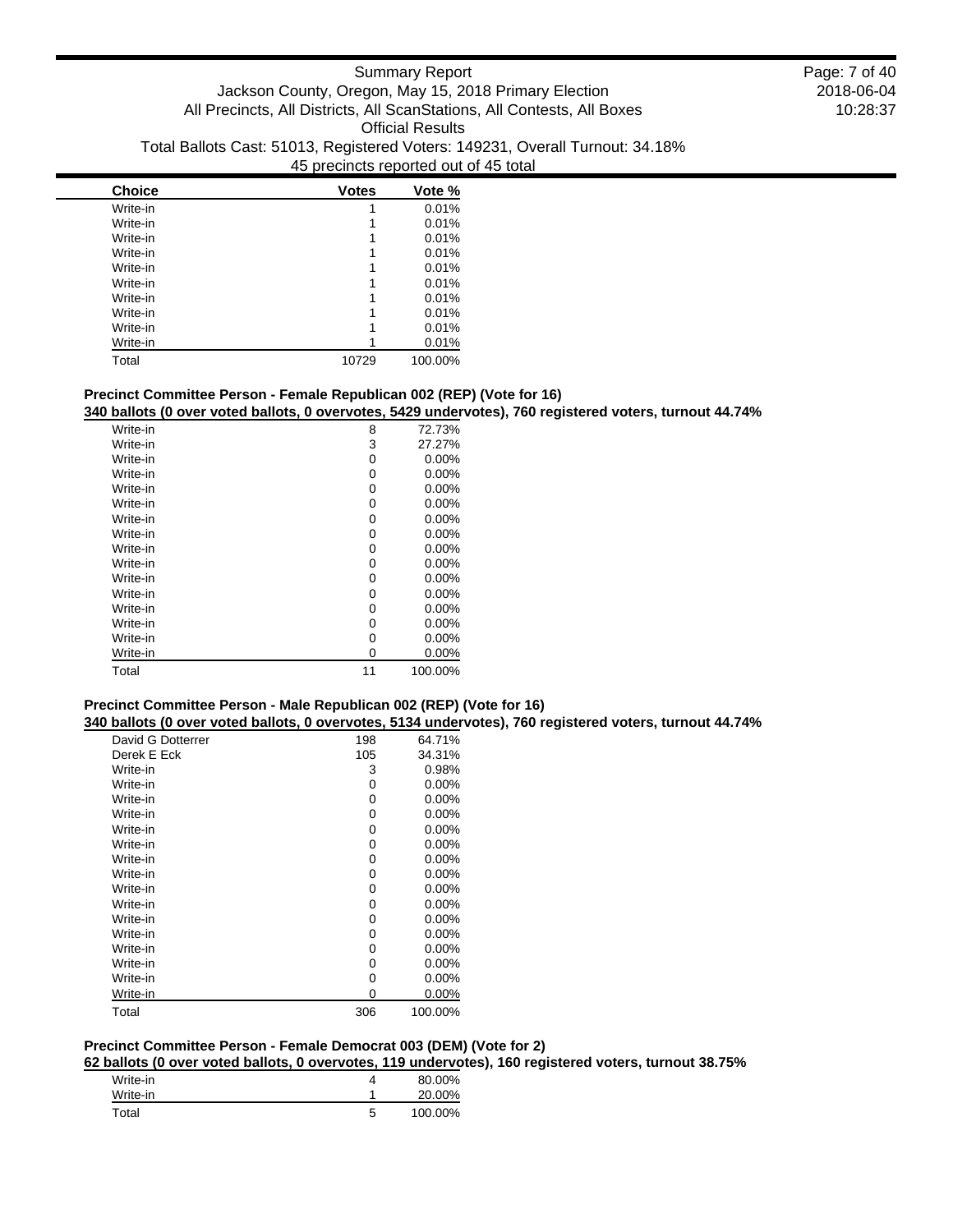| Choice | Votes | Vote % |
| --- | --- | --- |
| Write-in | 1 | 0.01% |
| Write-in | 1 | 0.01% |
| Write-in | 1 | 0.01% |
| Write-in | 1 | 0.01% |
| Write-in | 1 | 0.01% |
| Write-in | 1 | 0.01% |
| Write-in | 1 | 0.01% |
| Write-in | 1 | 0.01% |
| Write-in | 1 | 0.01% |
| Write-in | 1 | 0.01% |
| Total | 10729 | 100.00% |

### Precinct Committee Person - Female Republican 002 (REP) (Vote for 16)

**340 ballots (0 over voted ballots, 0 overvotes, 5429 undervotes), 760 registered voters, turnout 44.74%**

| Choice | Votes | Vote % |
| --- | --- | --- |
| Write-in | 8 | 72.73% |
| Write-in | 3 | 27.27% |
| Write-in | 0 | 0.00% |
| Write-in | 0 | 0.00% |
| Write-in | 0 | 0.00% |
| Write-in | 0 | 0.00% |
| Write-in | 0 | 0.00% |
| Write-in | 0 | 0.00% |
| Write-in | 0 | 0.00% |
| Write-in | 0 | 0.00% |
| Write-in | 0 | 0.00% |
| Write-in | 0 | 0.00% |
| Write-in | 0 | 0.00% |
| Write-in | 0 | 0.00% |
| Write-in | 0 | 0.00% |
| Write-in | 0 | 0.00% |
| Total | 11 | 100.00% |

### Precinct Committee Person - Male Republican 002 (REP) (Vote for 16)

**340 ballots (0 over voted ballots, 0 overvotes, 5134 undervotes), 760 registered voters, turnout 44.74%**

| Choice | Votes | Vote % |
| --- | --- | --- |
| David G Dotterrer | 198 | 64.71% |
| Derek E Eck | 105 | 34.31% |
| Write-in | 3 | 0.98% |
| Write-in | 0 | 0.00% |
| Write-in | 0 | 0.00% |
| Write-in | 0 | 0.00% |
| Write-in | 0 | 0.00% |
| Write-in | 0 | 0.00% |
| Write-in | 0 | 0.00% |
| Write-in | 0 | 0.00% |
| Write-in | 0 | 0.00% |
| Write-in | 0 | 0.00% |
| Write-in | 0 | 0.00% |
| Write-in | 0 | 0.00% |
| Write-in | 0 | 0.00% |
| Write-in | 0 | 0.00% |
| Write-in | 0 | 0.00% |
| Write-in | 0 | 0.00% |
| Total | 306 | 100.00% |

### Precinct Committee Person - Female Democrat 003 (DEM) (Vote for 2)

**62 ballots (0 over voted ballots, 0 overvotes, 119 undervotes), 160 registered voters, turnout 38.75%**

| Choice | Votes | Vote % |
| --- | --- | --- |
| Write-in | 4 | 80.00% |
| Write-in | 1 | 20.00% |
| Total | 5 | 100.00% |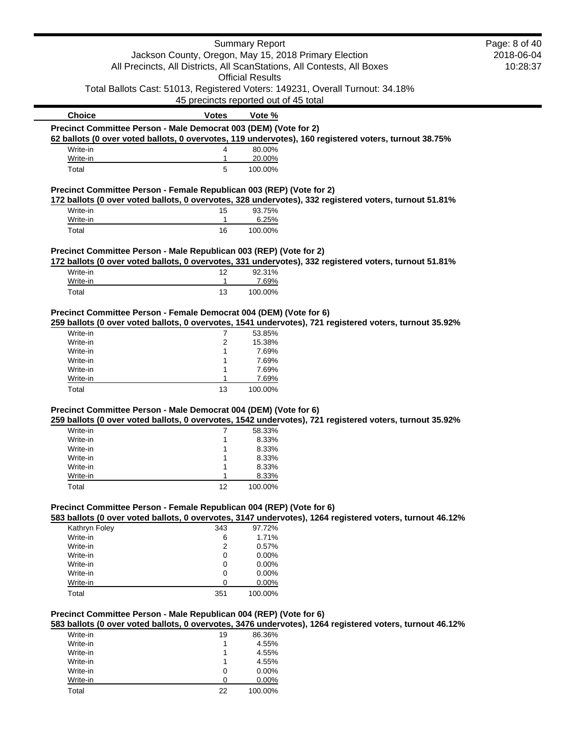### Precinct Committee Person - Male Democrat 003 (DEM) (Vote for 2)

**62 ballots (0 over voted ballots, 0 overvotes, 119 undervotes), 160 registered voters, turnout 38.75%**

| Choice | Votes | Vote % |
|---|---|---|
| Write-in | 4 | 80.00% |
| Write-in | 1 | 20.00% |
| Total | 5 | 100.00% |

### Precinct Committee Person - Female Republican 003 (REP) (Vote for 2)

**172 ballots (0 over voted ballots, 0 overvotes, 328 undervotes), 332 registered voters, turnout 51.81%**

| Choice | Votes | Vote % |
|---|---|---|
| Write-in | 15 | 93.75% |
| Write-in | 1 | 6.25% |
| Total | 16 | 100.00% |

### Precinct Committee Person - Male Republican 003 (REP) (Vote for 2)

**172 ballots (0 over voted ballots, 0 overvotes, 331 undervotes), 332 registered voters, turnout 51.81%**

| Choice | Votes | Vote % |
|---|---|---|
| Write-in | 12 | 92.31% |
| Write-in | 1 | 7.69% |
| Total | 13 | 100.00% |

### Precinct Committee Person - Female Democrat 004 (DEM) (Vote for 6)

**259 ballots (0 over voted ballots, 0 overvotes, 1541 undervotes), 721 registered voters, turnout 35.92%**

| Choice | Votes | Vote % |
|---|---|---|
| Write-in | 7 | 53.85% |
| Write-in | 2 | 15.38% |
| Write-in | 1 | 7.69% |
| Write-in | 1 | 7.69% |
| Write-in | 1 | 7.69% |
| Write-in | 1 | 7.69% |
| Total | 13 | 100.00% |

### Precinct Committee Person - Male Democrat 004 (DEM) (Vote for 6)

**259 ballots (0 over voted ballots, 0 overvotes, 1542 undervotes), 721 registered voters, turnout 35.92%**

| Choice | Votes | Vote % |
|---|---|---|
| Write-in | 7 | 58.33% |
| Write-in | 1 | 8.33% |
| Write-in | 1 | 8.33% |
| Write-in | 1 | 8.33% |
| Write-in | 1 | 8.33% |
| Write-in | 1 | 8.33% |
| Total | 12 | 100.00% |

### Precinct Committee Person - Female Republican 004 (REP) (Vote for 6)

**583 ballots (0 over voted ballots, 0 overvotes, 3147 undervotes), 1264 registered voters, turnout 46.12%**

| Choice | Votes | Vote % |
|---|---|---|
| Kathryn Foley | 343 | 97.72% |
| Write-in | 6 | 1.71% |
| Write-in | 2 | 0.57% |
| Write-in | 0 | 0.00% |
| Write-in | 0 | 0.00% |
| Write-in | 0 | 0.00% |
| Write-in | 0 | 0.00% |
| Total | 351 | 100.00% |

### Precinct Committee Person - Male Republican 004 (REP) (Vote for 6)

**583 ballots (0 over voted ballots, 0 overvotes, 3476 undervotes), 1264 registered voters, turnout 46.12%**

| Choice | Votes | Vote % |
|---|---|---|
| Write-in | 19 | 86.36% |
| Write-in | 1 | 4.55% |
| Write-in | 1 | 4.55% |
| Write-in | 1 | 4.55% |
| Write-in | 0 | 0.00% |
| Write-in | 0 | 0.00% |
| Total | 22 | 100.00% |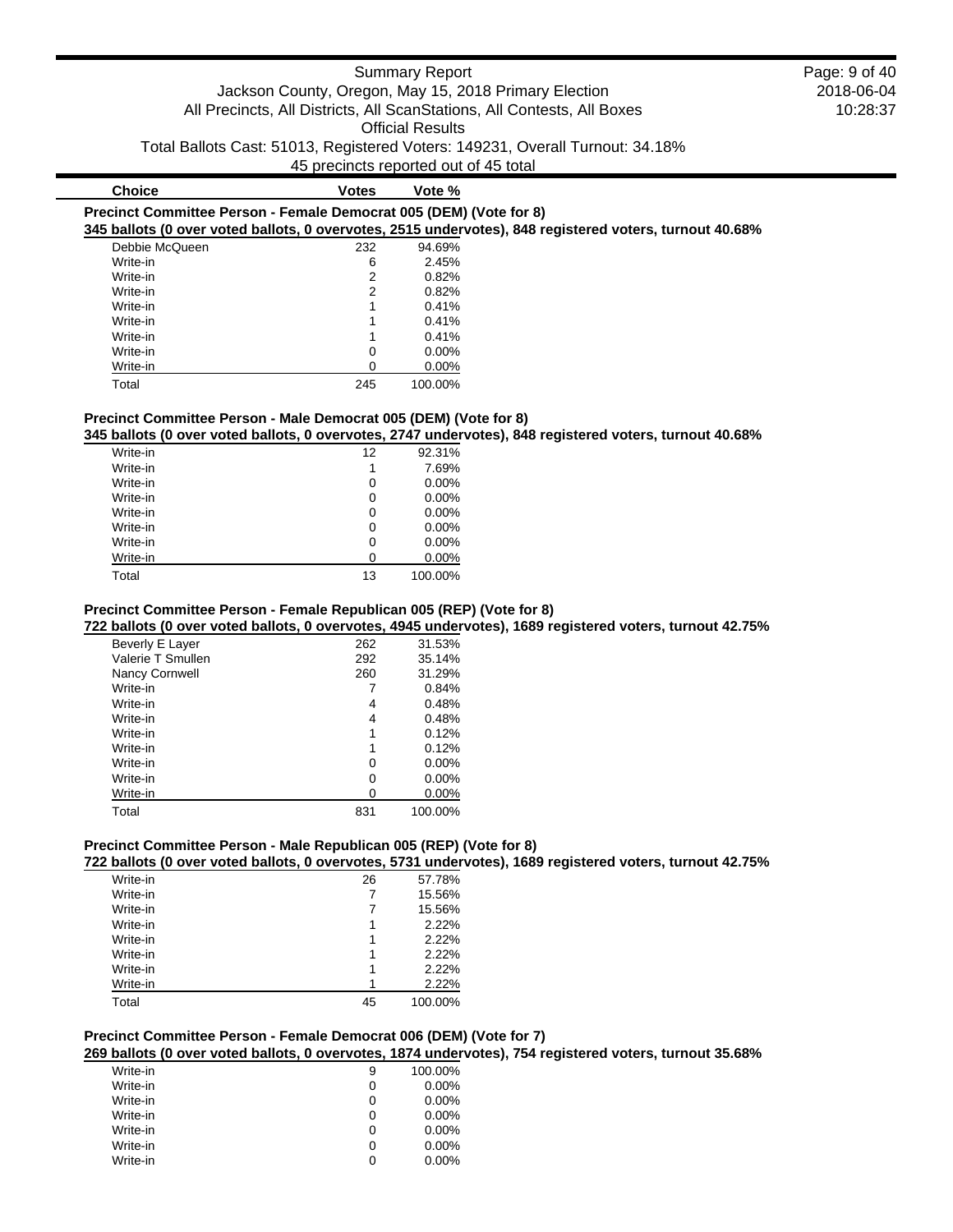| Choice | Votes | Vote % |
|---|---|---|

**Precinct Committee Person - Female Democrat 005 (DEM) (Vote for 8)**

**345 ballots (0 over voted ballots, 0 overvotes, 2515 undervotes), 848 registered voters, turnout 40.68%**

| Choice | Votes | Vote % |
|---|---|---|
| Debbie McQueen | 232 | 94.69% |
| Write-in | 6 | 2.45% |
| Write-in | 2 | 0.82% |
| Write-in | 2 | 0.82% |
| Write-in | 1 | 0.41% |
| Write-in | 1 | 0.41% |
| Write-in | 1 | 0.41% |
| Write-in | 0 | 0.00% |
| Write-in | 0 | 0.00% |
| Total | 245 | 100.00% |

**Precinct Committee Person - Male Democrat 005 (DEM) (Vote for 8)**

**345 ballots (0 over voted ballots, 0 overvotes, 2747 undervotes), 848 registered voters, turnout 40.68%**

| Choice | Votes | Vote % |
|---|---|---|
| Write-in | 12 | 92.31% |
| Write-in | 1 | 7.69% |
| Write-in | 0 | 0.00% |
| Write-in | 0 | 0.00% |
| Write-in | 0 | 0.00% |
| Write-in | 0 | 0.00% |
| Write-in | 0 | 0.00% |
| Write-in | 0 | 0.00% |
| Total | 13 | 100.00% |

**Precinct Committee Person - Female Republican 005 (REP) (Vote for 8)**

**722 ballots (0 over voted ballots, 0 overvotes, 4945 undervotes), 1689 registered voters, turnout 42.75%**

| Choice | Votes | Vote % |
|---|---|---|
| Beverly E Layer | 262 | 31.53% |
| Valerie T Smullen | 292 | 35.14% |
| Nancy Cornwell | 260 | 31.29% |
| Write-in | 7 | 0.84% |
| Write-in | 4 | 0.48% |
| Write-in | 4 | 0.48% |
| Write-in | 1 | 0.12% |
| Write-in | 1 | 0.12% |
| Write-in | 0 | 0.00% |
| Write-in | 0 | 0.00% |
| Write-in | 0 | 0.00% |
| Total | 831 | 100.00% |

**Precinct Committee Person - Male Republican 005 (REP) (Vote for 8)**

**722 ballots (0 over voted ballots, 0 overvotes, 5731 undervotes), 1689 registered voters, turnout 42.75%**

| Choice | Votes | Vote % |
|---|---|---|
| Write-in | 26 | 57.78% |
| Write-in | 7 | 15.56% |
| Write-in | 7 | 15.56% |
| Write-in | 1 | 2.22% |
| Write-in | 1 | 2.22% |
| Write-in | 1 | 2.22% |
| Write-in | 1 | 2.22% |
| Write-in | 1 | 2.22% |
| Total | 45 | 100.00% |

**Precinct Committee Person - Female Democrat 006 (DEM) (Vote for 7)**

**269 ballots (0 over voted ballots, 0 overvotes, 1874 undervotes), 754 registered voters, turnout 35.68%**

| Choice | Votes | Vote % |
|---|---|---|
| Write-in | 9 | 100.00% |
| Write-in | 0 | 0.00% |
| Write-in | 0 | 0.00% |
| Write-in | 0 | 0.00% |
| Write-in | 0 | 0.00% |
| Write-in | 0 | 0.00% |
| Write-in | 0 | 0.00% |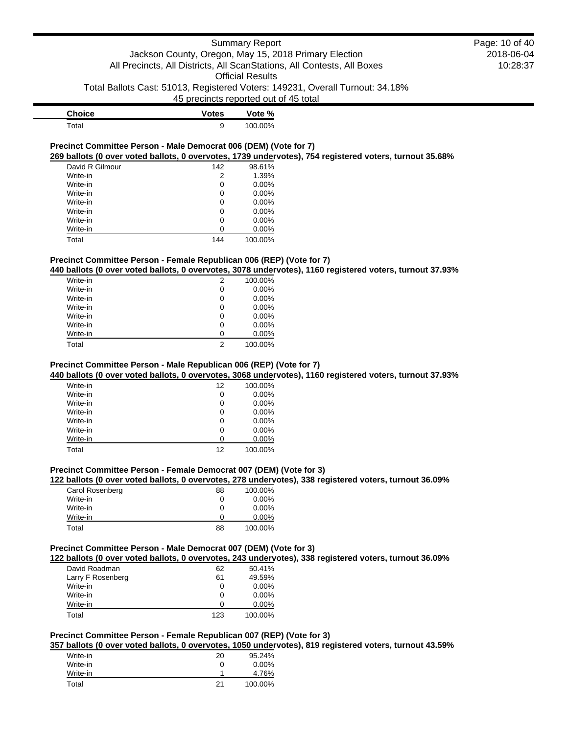| Choice | Votes | Vote % |
|---|---|---|
| Total | 9 | 100.00% |

### Precinct Committee Person - Male Democrat 006 (DEM) (Vote for 7)

**269 ballots (0 over voted ballots, 0 overvotes, 1739 undervotes), 754 registered voters, turnout 35.68%**

| Choice | Votes | Vote % |
|---|---|---|
| David R Gilmour | 142 | 98.61% |
| Write-in | 2 | 1.39% |
| Write-in | 0 | 0.00% |
| Write-in | 0 | 0.00% |
| Write-in | 0 | 0.00% |
| Write-in | 0 | 0.00% |
| Write-in | 0 | 0.00% |
| Write-in | 0 | 0.00% |
| Total | 144 | 100.00% |

### Precinct Committee Person - Female Republican 006 (REP) (Vote for 7)

**440 ballots (0 over voted ballots, 0 overvotes, 3078 undervotes), 1160 registered voters, turnout 37.93%**

| Choice | Votes | Vote % |
|---|---|---|
| Write-in | 2 | 100.00% |
| Write-in | 0 | 0.00% |
| Write-in | 0 | 0.00% |
| Write-in | 0 | 0.00% |
| Write-in | 0 | 0.00% |
| Write-in | 0 | 0.00% |
| Write-in | 0 | 0.00% |
| Total | 2 | 100.00% |

### Precinct Committee Person - Male Republican 006 (REP) (Vote for 7)

**440 ballots (0 over voted ballots, 0 overvotes, 3068 undervotes), 1160 registered voters, turnout 37.93%**

| Choice | Votes | Vote % |
|---|---|---|
| Write-in | 12 | 100.00% |
| Write-in | 0 | 0.00% |
| Write-in | 0 | 0.00% |
| Write-in | 0 | 0.00% |
| Write-in | 0 | 0.00% |
| Write-in | 0 | 0.00% |
| Write-in | 0 | 0.00% |
| Total | 12 | 100.00% |

### Precinct Committee Person - Female Democrat 007 (DEM) (Vote for 3)

**122 ballots (0 over voted ballots, 0 overvotes, 278 undervotes), 338 registered voters, turnout 36.09%**

| Choice | Votes | Vote % |
|---|---|---|
| Carol Rosenberg | 88 | 100.00% |
| Write-in | 0 | 0.00% |
| Write-in | 0 | 0.00% |
| Write-in | 0 | 0.00% |
| Total | 88 | 100.00% |

### Precinct Committee Person - Male Democrat 007 (DEM) (Vote for 3)

**122 ballots (0 over voted ballots, 0 overvotes, 243 undervotes), 338 registered voters, turnout 36.09%**

| Choice | Votes | Vote % |
|---|---|---|
| David Roadman | 62 | 50.41% |
| Larry F Rosenberg | 61 | 49.59% |
| Write-in | 0 | 0.00% |
| Write-in | 0 | 0.00% |
| Write-in | 0 | 0.00% |
| Total | 123 | 100.00% |

### Precinct Committee Person - Female Republican 007 (REP) (Vote for 3)

**357 ballots (0 over voted ballots, 0 overvotes, 1050 undervotes), 819 registered voters, turnout 43.59%**

| Choice | Votes | Vote % |
|---|---|---|
| Write-in | 20 | 95.24% |
| Write-in | 0 | 0.00% |
| Write-in | 1 | 4.76% |
| Total | 21 | 100.00% |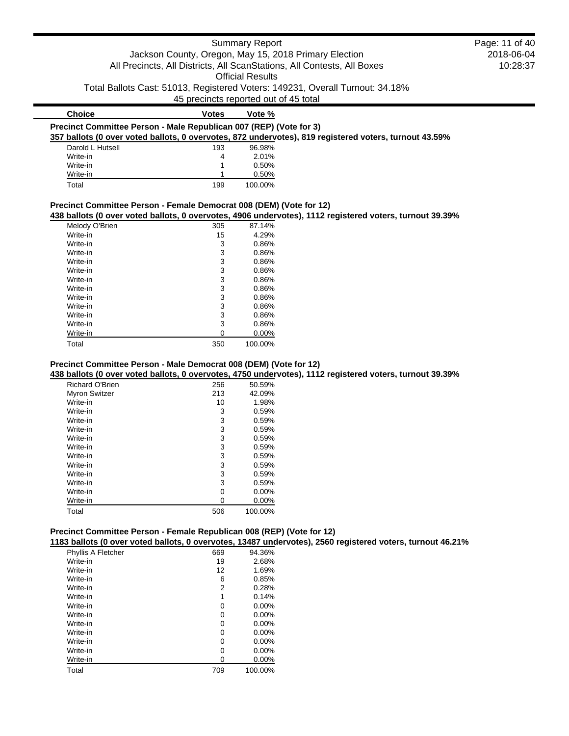| Choice | Votes | Vote % |
|---|---|---|

### Precinct Committee Person - Male Republican 007 (REP) (Vote for 3)

**357 ballots (0 over voted ballots, 0 overvotes, 872 undervotes), 819 registered voters, turnout 43.59%**

| Choice | Votes | Vote % |
|---|---|---|
| Darold L Hutsell | 193 | 96.98% |
| Write-in | 4 | 2.01% |
| Write-in | 1 | 0.50% |
| Write-in | 1 | 0.50% |
| Total | 199 | 100.00% |

### Precinct Committee Person - Female Democrat 008 (DEM) (Vote for 12)

**438 ballots (0 over voted ballots, 0 overvotes, 4906 undervotes), 1112 registered voters, turnout 39.39%**

| Choice | Votes | Vote % |
|---|---|---|
| Melody O'Brien | 305 | 87.14% |
| Write-in | 15 | 4.29% |
| Write-in | 3 | 0.86% |
| Write-in | 3 | 0.86% |
| Write-in | 3 | 0.86% |
| Write-in | 3 | 0.86% |
| Write-in | 3 | 0.86% |
| Write-in | 3 | 0.86% |
| Write-in | 3 | 0.86% |
| Write-in | 3 | 0.86% |
| Write-in | 3 | 0.86% |
| Write-in | 3 | 0.86% |
| Write-in | 0 | 0.00% |
| Total | 350 | 100.00% |

### Precinct Committee Person - Male Democrat 008 (DEM) (Vote for 12)

**438 ballots (0 over voted ballots, 0 overvotes, 4750 undervotes), 1112 registered voters, turnout 39.39%**

| Choice | Votes | Vote % |
|---|---|---|
| Richard O'Brien | 256 | 50.59% |
| Myron Switzer | 213 | 42.09% |
| Write-in | 10 | 1.98% |
| Write-in | 3 | 0.59% |
| Write-in | 3 | 0.59% |
| Write-in | 3 | 0.59% |
| Write-in | 3 | 0.59% |
| Write-in | 3 | 0.59% |
| Write-in | 3 | 0.59% |
| Write-in | 3 | 0.59% |
| Write-in | 3 | 0.59% |
| Write-in | 3 | 0.59% |
| Write-in | 0 | 0.00% |
| Write-in | 0 | 0.00% |
| Total | 506 | 100.00% |

### Precinct Committee Person - Female Republican 008 (REP) (Vote for 12)

**1183 ballots (0 over voted ballots, 0 overvotes, 13487 undervotes), 2560 registered voters, turnout 46.21%**

| Choice | Votes | Vote % |
|---|---|---|
| Phyllis A Fletcher | 669 | 94.36% |
| Write-in | 19 | 2.68% |
| Write-in | 12 | 1.69% |
| Write-in | 6 | 0.85% |
| Write-in | 2 | 0.28% |
| Write-in | 1 | 0.14% |
| Write-in | 0 | 0.00% |
| Write-in | 0 | 0.00% |
| Write-in | 0 | 0.00% |
| Write-in | 0 | 0.00% |
| Write-in | 0 | 0.00% |
| Write-in | 0 | 0.00% |
| Write-in | 0 | 0.00% |
| Total | 709 | 100.00% |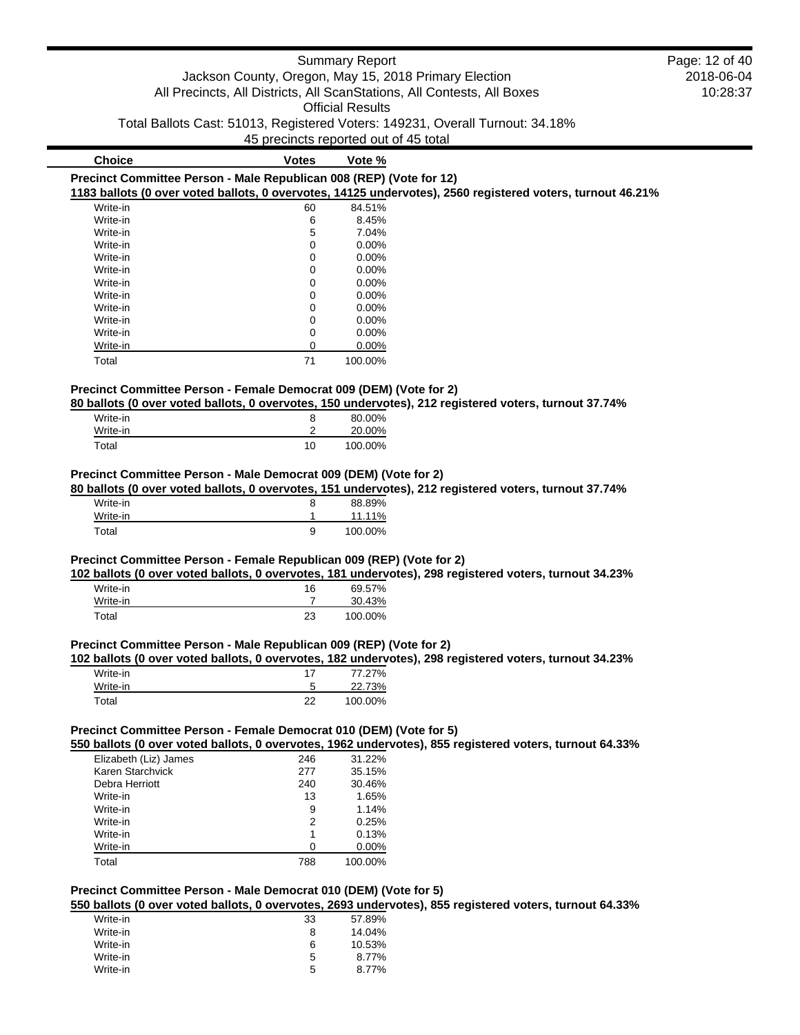| Choice | Votes | Vote % |
|---|---|---|

**Precinct Committee Person - Male Republican 008 (REP) (Vote for 12)**

**1183 ballots (0 over voted ballots, 0 overvotes, 14125 undervotes), 2560 registered voters, turnout 46.21%**

| Choice | Votes | Vote % |
|---|---|---|
| Write-in | 60 | 84.51% |
| Write-in | 6 | 8.45% |
| Write-in | 5 | 7.04% |
| Write-in | 0 | 0.00% |
| Write-in | 0 | 0.00% |
| Write-in | 0 | 0.00% |
| Write-in | 0 | 0.00% |
| Write-in | 0 | 0.00% |
| Write-in | 0 | 0.00% |
| Write-in | 0 | 0.00% |
| Write-in | 0 | 0.00% |
| Write-in | 0 | 0.00% |
| Total | 71 | 100.00% |

**Precinct Committee Person - Female Democrat 009 (DEM) (Vote for 2)**

**80 ballots (0 over voted ballots, 0 overvotes, 150 undervotes), 212 registered voters, turnout 37.74%**

| Choice | Votes | Vote % |
|---|---|---|
| Write-in | 8 | 80.00% |
| Write-in | 2 | 20.00% |
| Total | 10 | 100.00% |

**Precinct Committee Person - Male Democrat 009 (DEM) (Vote for 2)**

**80 ballots (0 over voted ballots, 0 overvotes, 151 undervotes), 212 registered voters, turnout 37.74%**

| Choice | Votes | Vote % |
|---|---|---|
| Write-in | 8 | 88.89% |
| Write-in | 1 | 11.11% |
| Total | 9 | 100.00% |

**Precinct Committee Person - Female Republican 009 (REP) (Vote for 2)**

**102 ballots (0 over voted ballots, 0 overvotes, 181 undervotes), 298 registered voters, turnout 34.23%**

| Choice | Votes | Vote % |
|---|---|---|
| Write-in | 16 | 69.57% |
| Write-in | 7 | 30.43% |
| Total | 23 | 100.00% |

**Precinct Committee Person - Male Republican 009 (REP) (Vote for 2)**

**102 ballots (0 over voted ballots, 0 overvotes, 182 undervotes), 298 registered voters, turnout 34.23%**

| Choice | Votes | Vote % |
|---|---|---|
| Write-in | 17 | 77.27% |
| Write-in | 5 | 22.73% |
| Total | 22 | 100.00% |

**Precinct Committee Person - Female Democrat 010 (DEM) (Vote for 5)**

**550 ballots (0 over voted ballots, 0 overvotes, 1962 undervotes), 855 registered voters, turnout 64.33%**

| Choice | Votes | Vote % |
|---|---|---|
| Elizabeth (Liz) James | 246 | 31.22% |
| Karen Starchvick | 277 | 35.15% |
| Debra Herriott | 240 | 30.46% |
| Write-in | 13 | 1.65% |
| Write-in | 9 | 1.14% |
| Write-in | 2 | 0.25% |
| Write-in | 1 | 0.13% |
| Write-in | 0 | 0.00% |
| Total | 788 | 100.00% |

**Precinct Committee Person - Male Democrat 010 (DEM) (Vote for 5)**

**550 ballots (0 over voted ballots, 0 overvotes, 2693 undervotes), 855 registered voters, turnout 64.33%**

| Choice | Votes | Vote % |
|---|---|---|
| Write-in | 33 | 57.89% |
| Write-in | 8 | 14.04% |
| Write-in | 6 | 10.53% |
| Write-in | 5 | 8.77% |
| Write-in | 5 | 8.77% |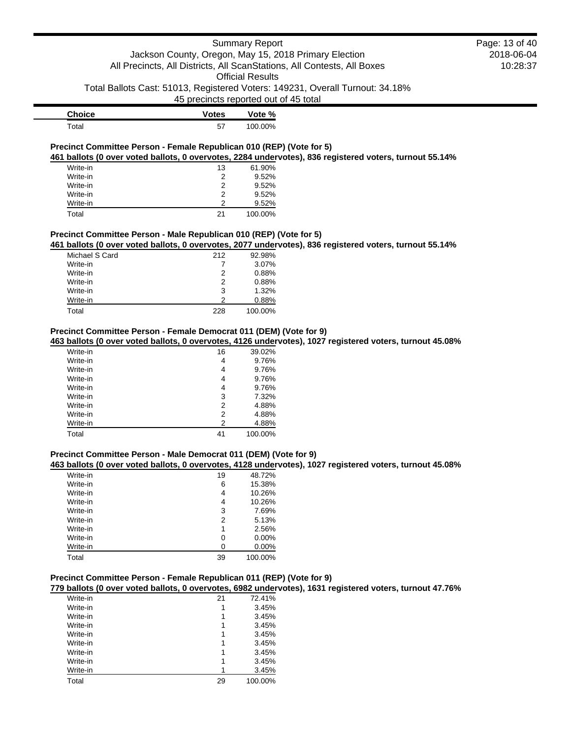| Choice | Votes | Vote % |
|---|---|---|
| Total | 57 | 100.00% |

### Precinct Committee Person - Female Republican 010 (REP) (Vote for 5)

**461 ballots (0 over voted ballots, 0 overvotes, 2284 undervotes), 836 registered voters, turnout 55.14%**

| Choice | Votes | Vote % |
|---|---|---|
| Write-in | 13 | 61.90% |
| Write-in | 2 | 9.52% |
| Write-in | 2 | 9.52% |
| Write-in | 2 | 9.52% |
| Write-in | 2 | 9.52% |
| Total | 21 | 100.00% |

### Precinct Committee Person - Male Republican 010 (REP) (Vote for 5)

**461 ballots (0 over voted ballots, 0 overvotes, 2077 undervotes), 836 registered voters, turnout 55.14%**

| Choice | Votes | Vote % |
|---|---|---|
| Michael S Card | 212 | 92.98% |
| Write-in | 7 | 3.07% |
| Write-in | 2 | 0.88% |
| Write-in | 2 | 0.88% |
| Write-in | 3 | 1.32% |
| Write-in | 2 | 0.88% |
| Total | 228 | 100.00% |

### Precinct Committee Person - Female Democrat 011 (DEM) (Vote for 9)

**463 ballots (0 over voted ballots, 0 overvotes, 4126 undervotes), 1027 registered voters, turnout 45.08%**

| Choice | Votes | Vote % |
|---|---|---|
| Write-in | 16 | 39.02% |
| Write-in | 4 | 9.76% |
| Write-in | 4 | 9.76% |
| Write-in | 4 | 9.76% |
| Write-in | 4 | 9.76% |
| Write-in | 3 | 7.32% |
| Write-in | 2 | 4.88% |
| Write-in | 2 | 4.88% |
| Write-in | 2 | 4.88% |
| Total | 41 | 100.00% |

### Precinct Committee Person - Male Democrat 011 (DEM) (Vote for 9)

**463 ballots (0 over voted ballots, 0 overvotes, 4128 undervotes), 1027 registered voters, turnout 45.08%**

| Choice | Votes | Vote % |
|---|---|---|
| Write-in | 19 | 48.72% |
| Write-in | 6 | 15.38% |
| Write-in | 4 | 10.26% |
| Write-in | 4 | 10.26% |
| Write-in | 3 | 7.69% |
| Write-in | 2 | 5.13% |
| Write-in | 1 | 2.56% |
| Write-in | 0 | 0.00% |
| Write-in | 0 | 0.00% |
| Total | 39 | 100.00% |

### Precinct Committee Person - Female Republican 011 (REP) (Vote for 9)

**779 ballots (0 over voted ballots, 0 overvotes, 6982 undervotes), 1631 registered voters, turnout 47.76%**

| Choice | Votes | Vote % |
|---|---|---|
| Write-in | 21 | 72.41% |
| Write-in | 1 | 3.45% |
| Write-in | 1 | 3.45% |
| Write-in | 1 | 3.45% |
| Write-in | 1 | 3.45% |
| Write-in | 1 | 3.45% |
| Write-in | 1 | 3.45% |
| Write-in | 1 | 3.45% |
| Write-in | 1 | 3.45% |
| Total | 29 | 100.00% |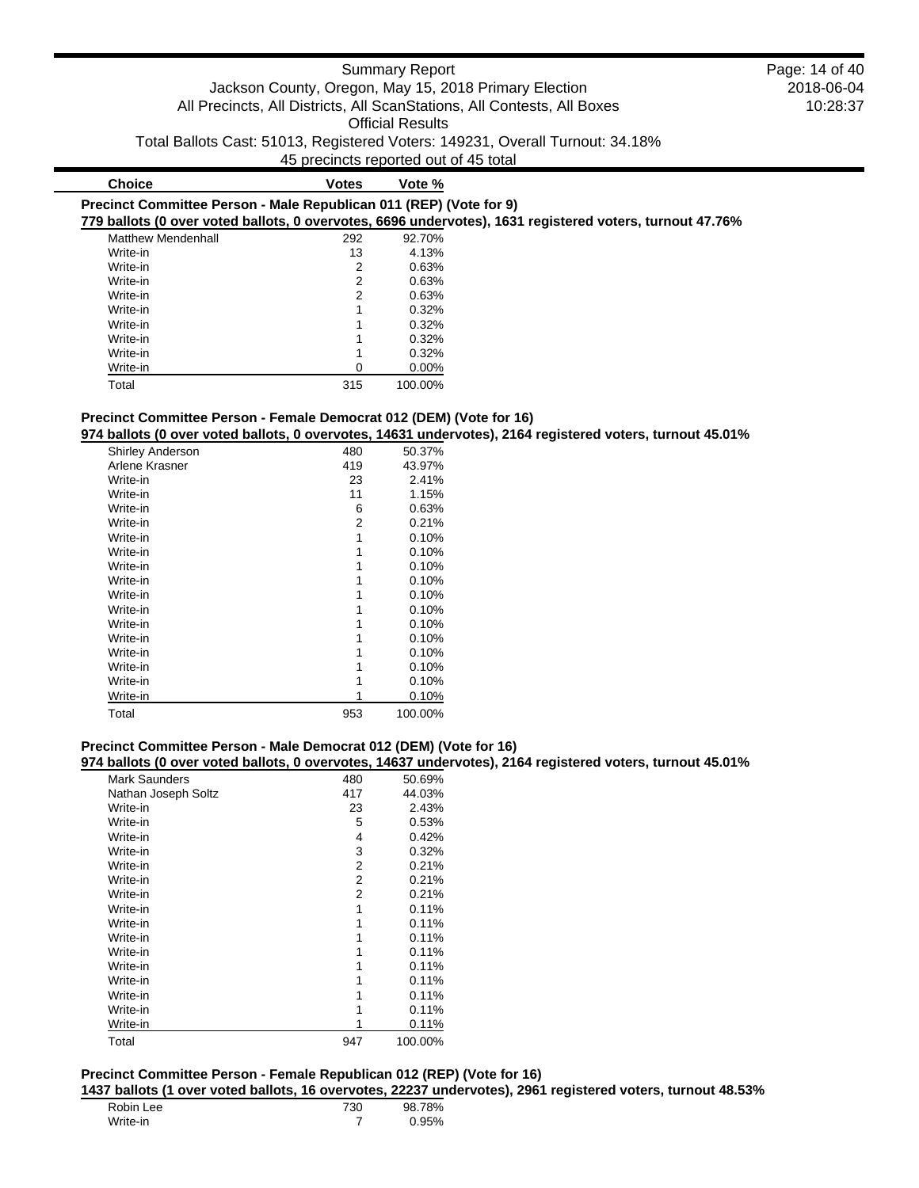| Choice | Votes | Vote % |
|---|---|---|

**Precinct Committee Person - Male Republican 011 (REP) (Vote for 9)**

**779 ballots (0 over voted ballots, 0 overvotes, 6696 undervotes), 1631 registered voters, turnout 47.76%**

| Choice | Votes | Vote % |
|---|---|---|
| Matthew Mendenhall | 292 | 92.70% |
| Write-in | 13 | 4.13% |
| Write-in | 2 | 0.63% |
| Write-in | 2 | 0.63% |
| Write-in | 2 | 0.63% |
| Write-in | 1 | 0.32% |
| Write-in | 1 | 0.32% |
| Write-in | 1 | 0.32% |
| Write-in | 1 | 0.32% |
| Write-in | 0 | 0.00% |
| Total | 315 | 100.00% |

**Precinct Committee Person - Female Democrat 012 (DEM) (Vote for 16)**

**974 ballots (0 over voted ballots, 0 overvotes, 14631 undervotes), 2164 registered voters, turnout 45.01%**

| Choice | Votes | Vote % |
|---|---|---|
| Shirley Anderson | 480 | 50.37% |
| Arlene Krasner | 419 | 43.97% |
| Write-in | 23 | 2.41% |
| Write-in | 11 | 1.15% |
| Write-in | 6 | 0.63% |
| Write-in | 2 | 0.21% |
| Write-in | 1 | 0.10% |
| Write-in | 1 | 0.10% |
| Write-in | 1 | 0.10% |
| Write-in | 1 | 0.10% |
| Write-in | 1 | 0.10% |
| Write-in | 1 | 0.10% |
| Write-in | 1 | 0.10% |
| Write-in | 1 | 0.10% |
| Write-in | 1 | 0.10% |
| Write-in | 1 | 0.10% |
| Write-in | 1 | 0.10% |
| Write-in | 1 | 0.10% |
| Total | 953 | 100.00% |

**Precinct Committee Person - Male Democrat 012 (DEM) (Vote for 16)**

**974 ballots (0 over voted ballots, 0 overvotes, 14637 undervotes), 2164 registered voters, turnout 45.01%**

| Choice | Votes | Vote % |
|---|---|---|
| Mark Saunders | 480 | 50.69% |
| Nathan Joseph Soltz | 417 | 44.03% |
| Write-in | 23 | 2.43% |
| Write-in | 5 | 0.53% |
| Write-in | 4 | 0.42% |
| Write-in | 3 | 0.32% |
| Write-in | 2 | 0.21% |
| Write-in | 2 | 0.21% |
| Write-in | 2 | 0.21% |
| Write-in | 1 | 0.11% |
| Write-in | 1 | 0.11% |
| Write-in | 1 | 0.11% |
| Write-in | 1 | 0.11% |
| Write-in | 1 | 0.11% |
| Write-in | 1 | 0.11% |
| Write-in | 1 | 0.11% |
| Write-in | 1 | 0.11% |
| Write-in | 1 | 0.11% |
| Total | 947 | 100.00% |

**Precinct Committee Person - Female Republican 012 (REP) (Vote for 16)**

**1437 ballots (1 over voted ballots, 16 overvotes, 22237 undervotes), 2961 registered voters, turnout 48.53%**

| Choice | Votes | Vote % |
|---|---|---|
| Robin Lee | 730 | 98.78% |
| Write-in | 7 | 0.95% |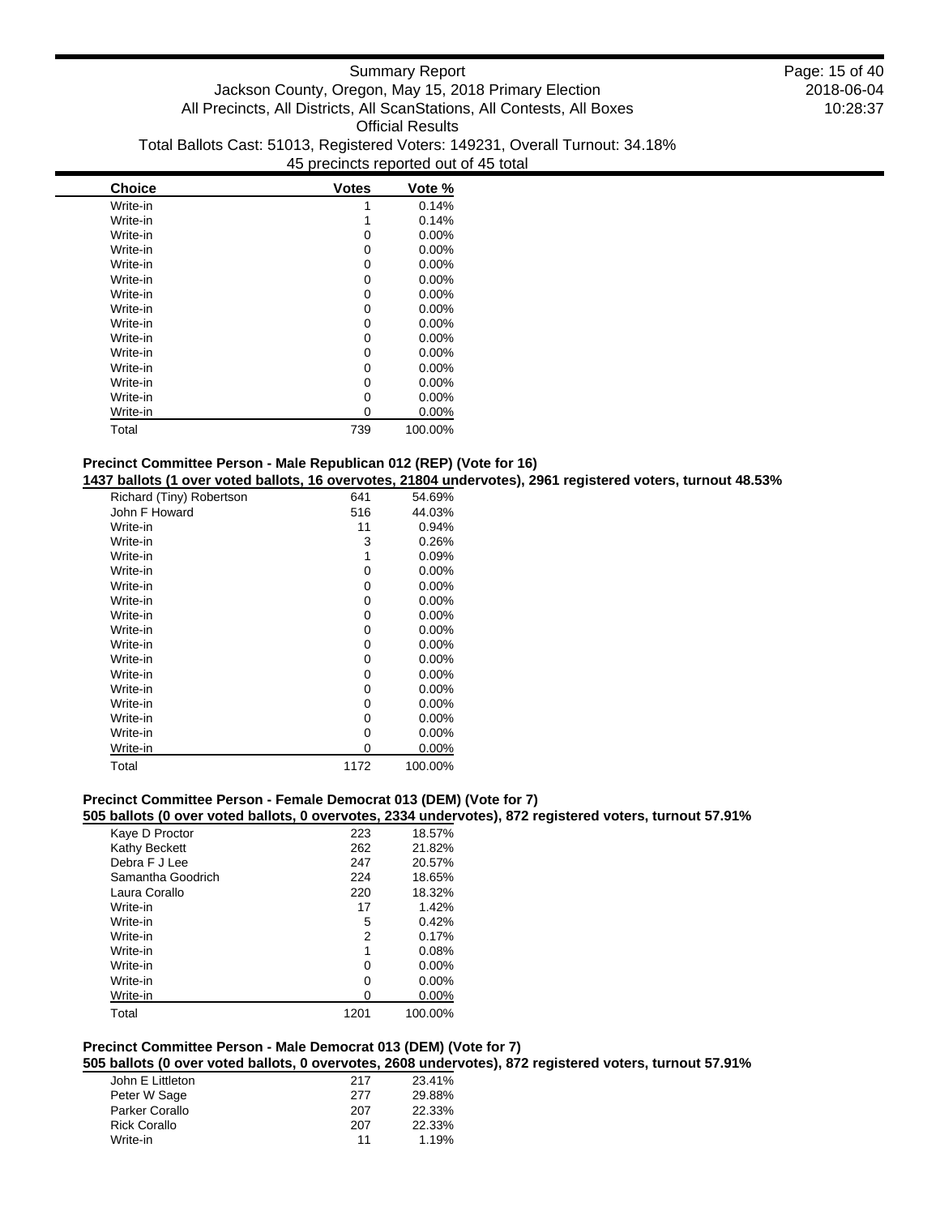| Choice | Votes | Vote % |
|---|---|---|
| Write-in | 1 | 0.14% |
| Write-in | 1 | 0.14% |
| Write-in | 0 | 0.00% |
| Write-in | 0 | 0.00% |
| Write-in | 0 | 0.00% |
| Write-in | 0 | 0.00% |
| Write-in | 0 | 0.00% |
| Write-in | 0 | 0.00% |
| Write-in | 0 | 0.00% |
| Write-in | 0 | 0.00% |
| Write-in | 0 | 0.00% |
| Write-in | 0 | 0.00% |
| Write-in | 0 | 0.00% |
| Write-in | 0 | 0.00% |
| Write-in | 0 | 0.00% |
| Total | 739 | 100.00% |

### Precinct Committee Person - Male Republican 012 (REP) (Vote for 16)

**1437 ballots (1 over voted ballots, 16 overvotes, 21804 undervotes), 2961 registered voters, turnout 48.53%**

| Choice | Votes | Vote % |
|---|---|---|
| Richard (Tiny) Robertson | 641 | 54.69% |
| John F Howard | 516 | 44.03% |
| Write-in | 11 | 0.94% |
| Write-in | 3 | 0.26% |
| Write-in | 1 | 0.09% |
| Write-in | 0 | 0.00% |
| Write-in | 0 | 0.00% |
| Write-in | 0 | 0.00% |
| Write-in | 0 | 0.00% |
| Write-in | 0 | 0.00% |
| Write-in | 0 | 0.00% |
| Write-in | 0 | 0.00% |
| Write-in | 0 | 0.00% |
| Write-in | 0 | 0.00% |
| Write-in | 0 | 0.00% |
| Write-in | 0 | 0.00% |
| Write-in | 0 | 0.00% |
| Write-in | 0 | 0.00% |
| Total | 1172 | 100.00% |

### Precinct Committee Person - Female Democrat 013 (DEM) (Vote for 7)

**505 ballots (0 over voted ballots, 0 overvotes, 2334 undervotes), 872 registered voters, turnout 57.91%**

| Choice | Votes | Vote % |
|---|---|---|
| Kaye D Proctor | 223 | 18.57% |
| Kathy Beckett | 262 | 21.82% |
| Debra F J Lee | 247 | 20.57% |
| Samantha Goodrich | 224 | 18.65% |
| Laura Corallo | 220 | 18.32% |
| Write-in | 17 | 1.42% |
| Write-in | 5 | 0.42% |
| Write-in | 2 | 0.17% |
| Write-in | 1 | 0.08% |
| Write-in | 0 | 0.00% |
| Write-in | 0 | 0.00% |
| Write-in | 0 | 0.00% |
| Total | 1201 | 100.00% |

### Precinct Committee Person - Male Democrat 013 (DEM) (Vote for 7)

**505 ballots (0 over voted ballots, 0 overvotes, 2608 undervotes), 872 registered voters, turnout 57.91%**

| Choice | Votes | Vote % |
|---|---|---|
| John E Littleton | 217 | 23.41% |
| Peter W Sage | 277 | 29.88% |
| Parker Corallo | 207 | 22.33% |
| Rick Corallo | 207 | 22.33% |
| Write-in | 11 | 1.19% |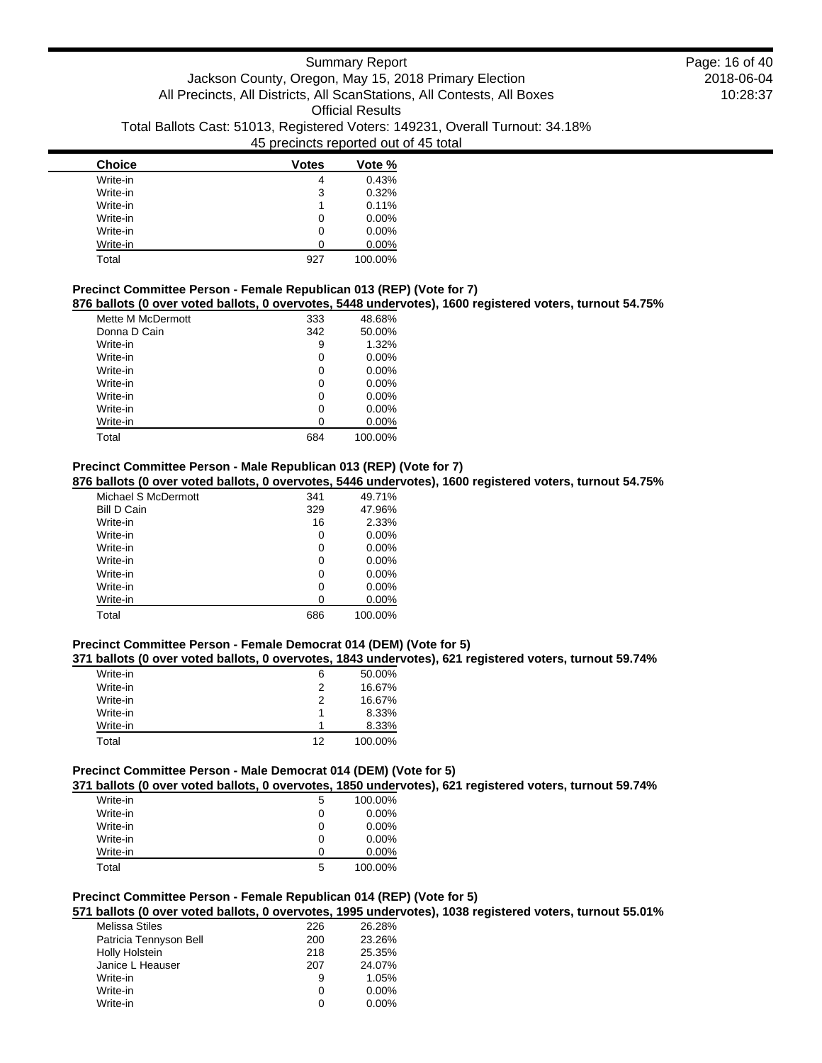| Choice | Votes | Vote % |
|---|---|---|
| Write-in | 4 | 0.43% |
| Write-in | 3 | 0.32% |
| Write-in | 1 | 0.11% |
| Write-in | 0 | 0.00% |
| Write-in | 0 | 0.00% |
| Write-in | 0 | 0.00% |
| Total | 927 | 100.00% |

### Precinct Committee Person - Female Republican 013 (REP) (Vote for 7)

**876 ballots (0 over voted ballots, 0 overvotes, 5448 undervotes), 1600 registered voters, turnout 54.75%**

| Choice | Votes | Vote % |
|---|---|---|
| Mette M McDermott | 333 | 48.68% |
| Donna D Cain | 342 | 50.00% |
| Write-in | 9 | 1.32% |
| Write-in | 0 | 0.00% |
| Write-in | 0 | 0.00% |
| Write-in | 0 | 0.00% |
| Write-in | 0 | 0.00% |
| Write-in | 0 | 0.00% |
| Write-in | 0 | 0.00% |
| Total | 684 | 100.00% |

### Precinct Committee Person - Male Republican 013 (REP) (Vote for 7)

**876 ballots (0 over voted ballots, 0 overvotes, 5446 undervotes), 1600 registered voters, turnout 54.75%**

| Choice | Votes | Vote % |
|---|---|---|
| Michael S McDermott | 341 | 49.71% |
| Bill D Cain | 329 | 47.96% |
| Write-in | 16 | 2.33% |
| Write-in | 0 | 0.00% |
| Write-in | 0 | 0.00% |
| Write-in | 0 | 0.00% |
| Write-in | 0 | 0.00% |
| Write-in | 0 | 0.00% |
| Write-in | 0 | 0.00% |
| Total | 686 | 100.00% |

### Precinct Committee Person - Female Democrat 014 (DEM) (Vote for 5)

**371 ballots (0 over voted ballots, 0 overvotes, 1843 undervotes), 621 registered voters, turnout 59.74%**

| Choice | Votes | Vote % |
|---|---|---|
| Write-in | 6 | 50.00% |
| Write-in | 2 | 16.67% |
| Write-in | 2 | 16.67% |
| Write-in | 1 | 8.33% |
| Write-in | 1 | 8.33% |
| Total | 12 | 100.00% |

### Precinct Committee Person - Male Democrat 014 (DEM) (Vote for 5)

**371 ballots (0 over voted ballots, 0 overvotes, 1850 undervotes), 621 registered voters, turnout 59.74%**

| Choice | Votes | Vote % |
|---|---|---|
| Write-in | 5 | 100.00% |
| Write-in | 0 | 0.00% |
| Write-in | 0 | 0.00% |
| Write-in | 0 | 0.00% |
| Write-in | 0 | 0.00% |
| Total | 5 | 100.00% |

### Precinct Committee Person - Female Republican 014 (REP) (Vote for 5)

**571 ballots (0 over voted ballots, 0 overvotes, 1995 undervotes), 1038 registered voters, turnout 55.01%**

| Choice | Votes | Vote % |
|---|---|---|
| Melissa Stiles | 226 | 26.28% |
| Patricia Tennyson Bell | 200 | 23.26% |
| Holly Holstein | 218 | 25.35% |
| Janice L Heauser | 207 | 24.07% |
| Write-in | 9 | 1.05% |
| Write-in | 0 | 0.00% |
| Write-in | 0 | 0.00% |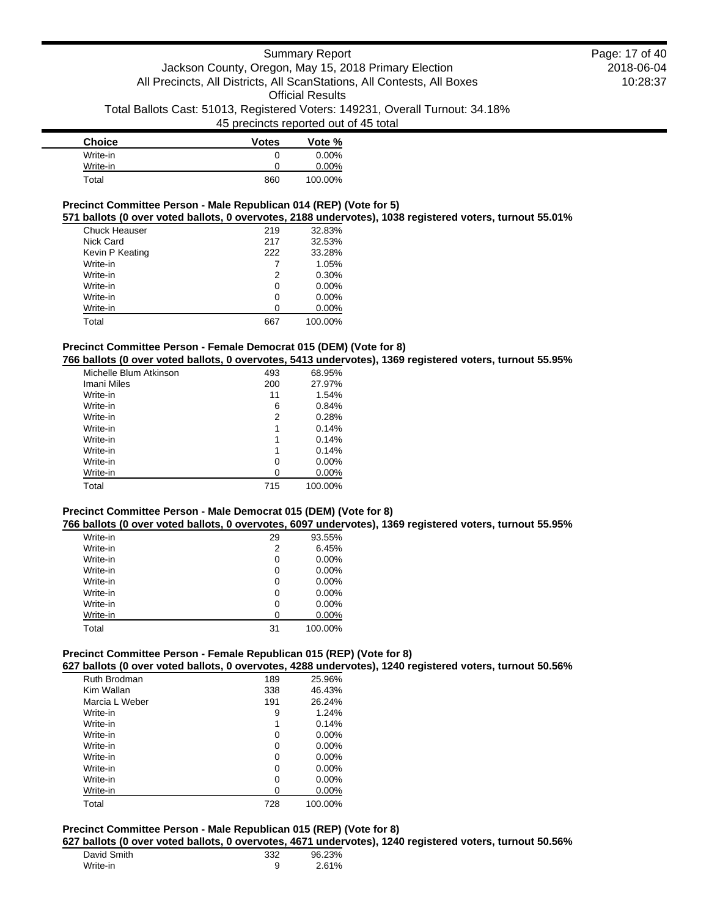| Choice | Votes | Vote % |
|---|---|---|
| Write-in | 0 | 0.00% |
| Write-in | 0 | 0.00% |
| Total | 860 | 100.00% |

### Precinct Committee Person - Male Republican 014 (REP) (Vote for 5)

**571 ballots (0 over voted ballots, 0 overvotes, 2188 undervotes), 1038 registered voters, turnout 55.01%**

| Choice | Votes | Vote % |
|---|---|---|
| Chuck Heauser | 219 | 32.83% |
| Nick Card | 217 | 32.53% |
| Kevin P Keating | 222 | 33.28% |
| Write-in | 7 | 1.05% |
| Write-in | 2 | 0.30% |
| Write-in | 0 | 0.00% |
| Write-in | 0 | 0.00% |
| Write-in | 0 | 0.00% |
| Total | 667 | 100.00% |

### Precinct Committee Person - Female Democrat 015 (DEM) (Vote for 8)

**766 ballots (0 over voted ballots, 0 overvotes, 5413 undervotes), 1369 registered voters, turnout 55.95%**

| Choice | Votes | Vote % |
|---|---|---|
| Michelle Blum Atkinson | 493 | 68.95% |
| Imani Miles | 200 | 27.97% |
| Write-in | 11 | 1.54% |
| Write-in | 6 | 0.84% |
| Write-in | 2 | 0.28% |
| Write-in | 1 | 0.14% |
| Write-in | 1 | 0.14% |
| Write-in | 1 | 0.14% |
| Write-in | 0 | 0.00% |
| Write-in | 0 | 0.00% |
| Total | 715 | 100.00% |

### Precinct Committee Person - Male Democrat 015 (DEM) (Vote for 8)

**766 ballots (0 over voted ballots, 0 overvotes, 6097 undervotes), 1369 registered voters, turnout 55.95%**

| Choice | Votes | Vote % |
|---|---|---|
| Write-in | 29 | 93.55% |
| Write-in | 2 | 6.45% |
| Write-in | 0 | 0.00% |
| Write-in | 0 | 0.00% |
| Write-in | 0 | 0.00% |
| Write-in | 0 | 0.00% |
| Write-in | 0 | 0.00% |
| Write-in | 0 | 0.00% |
| Total | 31 | 100.00% |

### Precinct Committee Person - Female Republican 015 (REP) (Vote for 8)

**627 ballots (0 over voted ballots, 0 overvotes, 4288 undervotes), 1240 registered voters, turnout 50.56%**

| Choice | Votes | Vote % |
|---|---|---|
| Ruth Brodman | 189 | 25.96% |
| Kim Wallan | 338 | 46.43% |
| Marcia L Weber | 191 | 26.24% |
| Write-in | 9 | 1.24% |
| Write-in | 1 | 0.14% |
| Write-in | 0 | 0.00% |
| Write-in | 0 | 0.00% |
| Write-in | 0 | 0.00% |
| Write-in | 0 | 0.00% |
| Write-in | 0 | 0.00% |
| Write-in | 0 | 0.00% |
| Total | 728 | 100.00% |

### Precinct Committee Person - Male Republican 015 (REP) (Vote for 8)

**627 ballots (0 over voted ballots, 0 overvotes, 4671 undervotes), 1240 registered voters, turnout 50.56%**

| Choice | Votes | Vote % |
|---|---|---|
| David Smith | 332 | 96.23% |
| Write-in | 9 | 2.61% |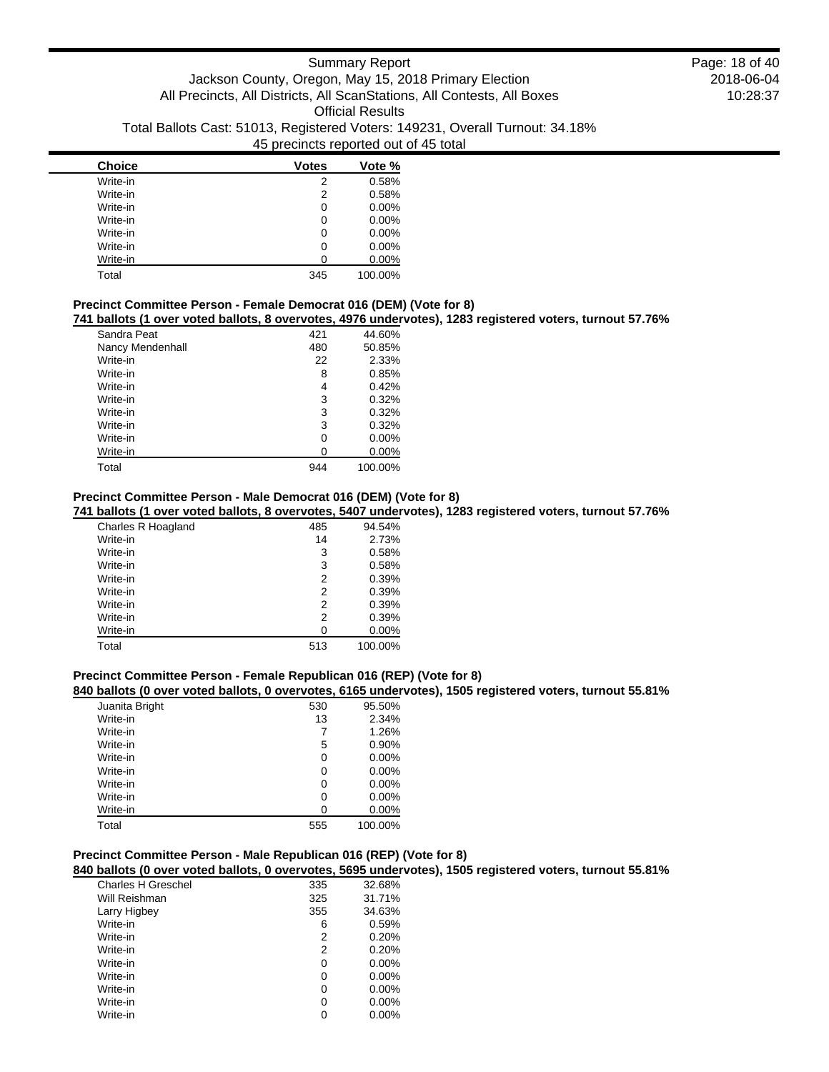| Choice | Votes | Vote % |
|---|---|---|
| Write-in | 2 | 0.58% |
| Write-in | 2 | 0.58% |
| Write-in | 0 | 0.00% |
| Write-in | 0 | 0.00% |
| Write-in | 0 | 0.00% |
| Write-in | 0 | 0.00% |
| Write-in | 0 | 0.00% |
| Total | 345 | 100.00% |

### Precinct Committee Person - Female Democrat 016 (DEM) (Vote for 8)

**741 ballots (1 over voted ballots, 8 overvotes, 4976 undervotes), 1283 registered voters, turnout 57.76%**

| Choice | Votes | Vote % |
|---|---|---|
| Sandra Peat | 421 | 44.60% |
| Nancy Mendenhall | 480 | 50.85% |
| Write-in | 22 | 2.33% |
| Write-in | 8 | 0.85% |
| Write-in | 4 | 0.42% |
| Write-in | 3 | 0.32% |
| Write-in | 3 | 0.32% |
| Write-in | 3 | 0.32% |
| Write-in | 0 | 0.00% |
| Write-in | 0 | 0.00% |
| Total | 944 | 100.00% |

### Precinct Committee Person - Male Democrat 016 (DEM) (Vote for 8)

**741 ballots (1 over voted ballots, 8 overvotes, 5407 undervotes), 1283 registered voters, turnout 57.76%**

| Choice | Votes | Vote % |
|---|---|---|
| Charles R Hoagland | 485 | 94.54% |
| Write-in | 14 | 2.73% |
| Write-in | 3 | 0.58% |
| Write-in | 3 | 0.58% |
| Write-in | 2 | 0.39% |
| Write-in | 2 | 0.39% |
| Write-in | 2 | 0.39% |
| Write-in | 2 | 0.39% |
| Write-in | 0 | 0.00% |
| Total | 513 | 100.00% |

### Precinct Committee Person - Female Republican 016 (REP) (Vote for 8)

**840 ballots (0 over voted ballots, 0 overvotes, 6165 undervotes), 1505 registered voters, turnout 55.81%**

| Choice | Votes | Vote % |
|---|---|---|
| Juanita Bright | 530 | 95.50% |
| Write-in | 13 | 2.34% |
| Write-in | 7 | 1.26% |
| Write-in | 5 | 0.90% |
| Write-in | 0 | 0.00% |
| Write-in | 0 | 0.00% |
| Write-in | 0 | 0.00% |
| Write-in | 0 | 0.00% |
| Write-in | 0 | 0.00% |
| Total | 555 | 100.00% |

### Precinct Committee Person - Male Republican 016 (REP) (Vote for 8)

**840 ballots (0 over voted ballots, 0 overvotes, 5695 undervotes), 1505 registered voters, turnout 55.81%**

| Choice | Votes | Vote % |
|---|---|---|
| Charles H Greschel | 335 | 32.68% |
| Will Reishman | 325 | 31.71% |
| Larry Higbey | 355 | 34.63% |
| Write-in | 6 | 0.59% |
| Write-in | 2 | 0.20% |
| Write-in | 2 | 0.20% |
| Write-in | 0 | 0.00% |
| Write-in | 0 | 0.00% |
| Write-in | 0 | 0.00% |
| Write-in | 0 | 0.00% |
| Write-in | 0 | 0.00% |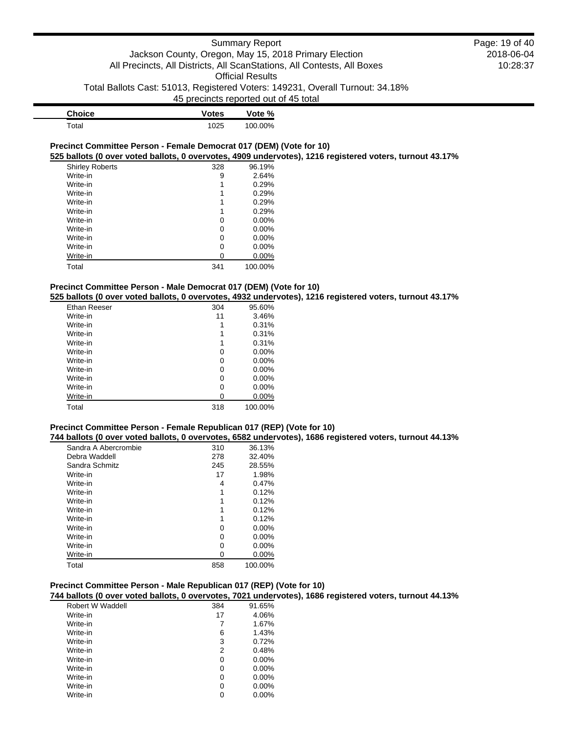| Choice | Votes | Vote % |
|---|---|---|
| Total | 1025 | 100.00% |

### Precinct Committee Person - Female Democrat 017 (DEM) (Vote for 10)

**525 ballots (0 over voted ballots, 0 overvotes, 4909 undervotes), 1216 registered voters, turnout 43.17%**

| Choice | Votes | Vote % |
|---|---|---|
| Shirley Roberts | 328 | 96.19% |
| Write-in | 9 | 2.64% |
| Write-in | 1 | 0.29% |
| Write-in | 1 | 0.29% |
| Write-in | 1 | 0.29% |
| Write-in | 1 | 0.29% |
| Write-in | 0 | 0.00% |
| Write-in | 0 | 0.00% |
| Write-in | 0 | 0.00% |
| Write-in | 0 | 0.00% |
| Write-in | 0 | 0.00% |
| Total | 341 | 100.00% |

### Precinct Committee Person - Male Democrat 017 (DEM) (Vote for 10)

**525 ballots (0 over voted ballots, 0 overvotes, 4932 undervotes), 1216 registered voters, turnout 43.17%**

| Choice | Votes | Vote % |
|---|---|---|
| Ethan Reeser | 304 | 95.60% |
| Write-in | 11 | 3.46% |
| Write-in | 1 | 0.31% |
| Write-in | 1 | 0.31% |
| Write-in | 1 | 0.31% |
| Write-in | 0 | 0.00% |
| Write-in | 0 | 0.00% |
| Write-in | 0 | 0.00% |
| Write-in | 0 | 0.00% |
| Write-in | 0 | 0.00% |
| Write-in | 0 | 0.00% |
| Total | 318 | 100.00% |

### Precinct Committee Person - Female Republican 017 (REP) (Vote for 10)

**744 ballots (0 over voted ballots, 0 overvotes, 6582 undervotes), 1686 registered voters, turnout 44.13%**

| Choice | Votes | Vote % |
|---|---|---|
| Sandra A Abercrombie | 310 | 36.13% |
| Debra Waddell | 278 | 32.40% |
| Sandra Schmitz | 245 | 28.55% |
| Write-in | 17 | 1.98% |
| Write-in | 4 | 0.47% |
| Write-in | 1 | 0.12% |
| Write-in | 1 | 0.12% |
| Write-in | 1 | 0.12% |
| Write-in | 1 | 0.12% |
| Write-in | 0 | 0.00% |
| Write-in | 0 | 0.00% |
| Write-in | 0 | 0.00% |
| Write-in | 0 | 0.00% |
| Total | 858 | 100.00% |

### Precinct Committee Person - Male Republican 017 (REP) (Vote for 10)

**744 ballots (0 over voted ballots, 0 overvotes, 7021 undervotes), 1686 registered voters, turnout 44.13%**

| Choice | Votes | Vote % |
|---|---|---|
| Robert W Waddell | 384 | 91.65% |
| Write-in | 17 | 4.06% |
| Write-in | 7 | 1.67% |
| Write-in | 6 | 1.43% |
| Write-in | 3 | 0.72% |
| Write-in | 2 | 0.48% |
| Write-in | 0 | 0.00% |
| Write-in | 0 | 0.00% |
| Write-in | 0 | 0.00% |
| Write-in | 0 | 0.00% |
| Write-in | 0 | 0.00% |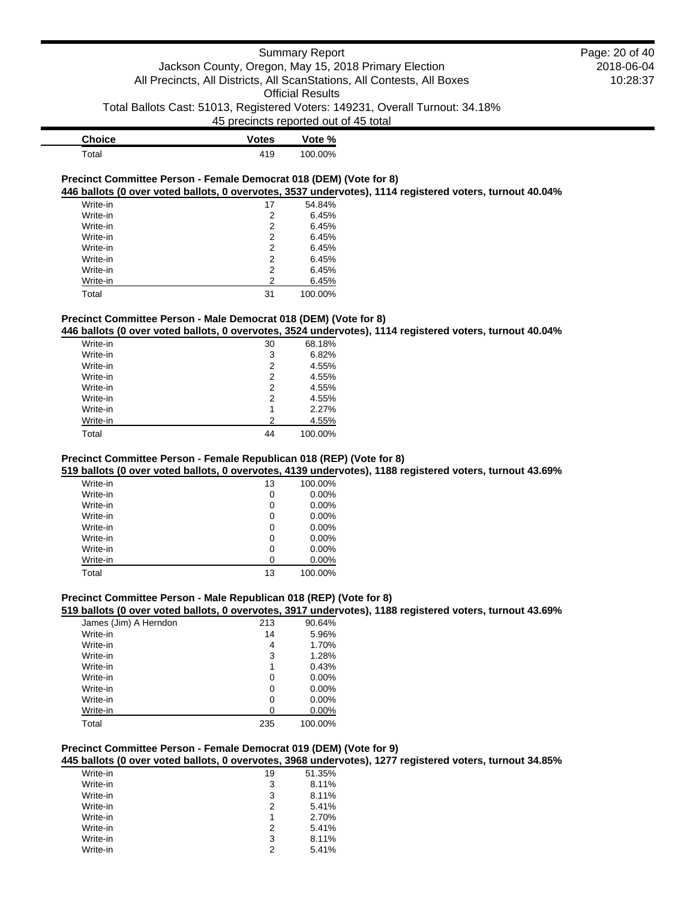| Choice | Votes | Vote % |
|---|---|---|
| Total | 419 | 100.00% |

### Precinct Committee Person - Female Democrat 018 (DEM) (Vote for 8)

**446 ballots (0 over voted ballots, 0 overvotes, 3537 undervotes), 1114 registered voters, turnout 40.04%**

| Choice | Votes | Vote % |
|---|---|---|
| Write-in | 17 | 54.84% |
| Write-in | 2 | 6.45% |
| Write-in | 2 | 6.45% |
| Write-in | 2 | 6.45% |
| Write-in | 2 | 6.45% |
| Write-in | 2 | 6.45% |
| Write-in | 2 | 6.45% |
| Write-in | 2 | 6.45% |
| Total | 31 | 100.00% |

### Precinct Committee Person - Male Democrat 018 (DEM) (Vote for 8)

**446 ballots (0 over voted ballots, 0 overvotes, 3524 undervotes), 1114 registered voters, turnout 40.04%**

| Choice | Votes | Vote % |
|---|---|---|
| Write-in | 30 | 68.18% |
| Write-in | 3 | 6.82% |
| Write-in | 2 | 4.55% |
| Write-in | 2 | 4.55% |
| Write-in | 2 | 4.55% |
| Write-in | 2 | 4.55% |
| Write-in | 1 | 2.27% |
| Write-in | 2 | 4.55% |
| Total | 44 | 100.00% |

### Precinct Committee Person - Female Republican 018 (REP) (Vote for 8)

**519 ballots (0 over voted ballots, 0 overvotes, 4139 undervotes), 1188 registered voters, turnout 43.69%**

| Choice | Votes | Vote % |
|---|---|---|
| Write-in | 13 | 100.00% |
| Write-in | 0 | 0.00% |
| Write-in | 0 | 0.00% |
| Write-in | 0 | 0.00% |
| Write-in | 0 | 0.00% |
| Write-in | 0 | 0.00% |
| Write-in | 0 | 0.00% |
| Write-in | 0 | 0.00% |
| Total | 13 | 100.00% |

### Precinct Committee Person - Male Republican 018 (REP) (Vote for 8)

**519 ballots (0 over voted ballots, 0 overvotes, 3917 undervotes), 1188 registered voters, turnout 43.69%**

| Choice | Votes | Vote % |
|---|---|---|
| James (Jim) A Herndon | 213 | 90.64% |
| Write-in | 14 | 5.96% |
| Write-in | 4 | 1.70% |
| Write-in | 3 | 1.28% |
| Write-in | 1 | 0.43% |
| Write-in | 0 | 0.00% |
| Write-in | 0 | 0.00% |
| Write-in | 0 | 0.00% |
| Write-in | 0 | 0.00% |
| Total | 235 | 100.00% |

### Precinct Committee Person - Female Democrat 019 (DEM) (Vote for 9)

**445 ballots (0 over voted ballots, 0 overvotes, 3968 undervotes), 1277 registered voters, turnout 34.85%**

| Choice | Votes | Vote % |
|---|---|---|
| Write-in | 19 | 51.35% |
| Write-in | 3 | 8.11% |
| Write-in | 3 | 8.11% |
| Write-in | 2 | 5.41% |
| Write-in | 1 | 2.70% |
| Write-in | 2 | 5.41% |
| Write-in | 3 | 8.11% |
| Write-in | 2 | 5.41% |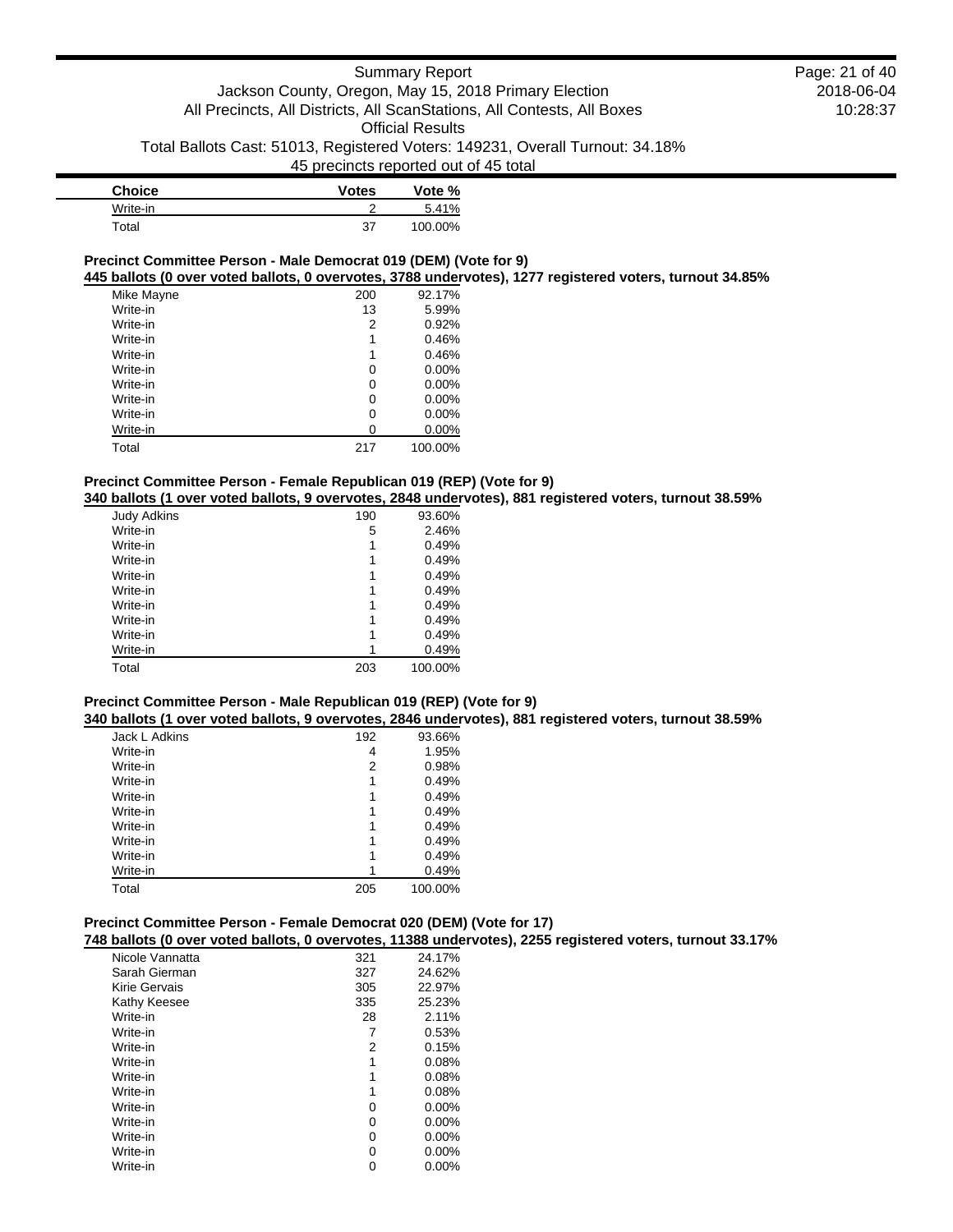| Choice | Votes | Vote % |
|---|---|---|
| Write-in | 2 | 5.41% |
| Total | 37 | 100.00% |

**Precinct Committee Person - Male Democrat 019 (DEM) (Vote for 9)**

**445 ballots (0 over voted ballots, 0 overvotes, 3788 undervotes), 1277 registered voters, turnout 34.85%**

| Choice | Votes | Vote % |
|---|---|---|
| Mike Mayne | 200 | 92.17% |
| Write-in | 13 | 5.99% |
| Write-in | 2 | 0.92% |
| Write-in | 1 | 0.46% |
| Write-in | 1 | 0.46% |
| Write-in | 0 | 0.00% |
| Write-in | 0 | 0.00% |
| Write-in | 0 | 0.00% |
| Write-in | 0 | 0.00% |
| Write-in | 0 | 0.00% |
| Total | 217 | 100.00% |

**Precinct Committee Person - Female Republican 019 (REP) (Vote for 9)**

**340 ballots (1 over voted ballots, 9 overvotes, 2848 undervotes), 881 registered voters, turnout 38.59%**

| Choice | Votes | Vote % |
|---|---|---|
| Judy Adkins | 190 | 93.60% |
| Write-in | 5 | 2.46% |
| Write-in | 1 | 0.49% |
| Write-in | 1 | 0.49% |
| Write-in | 1 | 0.49% |
| Write-in | 1 | 0.49% |
| Write-in | 1 | 0.49% |
| Write-in | 1 | 0.49% |
| Write-in | 1 | 0.49% |
| Write-in | 1 | 0.49% |
| Total | 203 | 100.00% |

**Precinct Committee Person - Male Republican 019 (REP) (Vote for 9)**

**340 ballots (1 over voted ballots, 9 overvotes, 2846 undervotes), 881 registered voters, turnout 38.59%**

| Choice | Votes | Vote % |
|---|---|---|
| Jack L Adkins | 192 | 93.66% |
| Write-in | 4 | 1.95% |
| Write-in | 2 | 0.98% |
| Write-in | 1 | 0.49% |
| Write-in | 1 | 0.49% |
| Write-in | 1 | 0.49% |
| Write-in | 1 | 0.49% |
| Write-in | 1 | 0.49% |
| Write-in | 1 | 0.49% |
| Write-in | 1 | 0.49% |
| Total | 205 | 100.00% |

**Precinct Committee Person - Female Democrat 020 (DEM) (Vote for 17)**

**748 ballots (0 over voted ballots, 0 overvotes, 11388 undervotes), 2255 registered voters, turnout 33.17%**

| Choice | Votes | Vote % |
|---|---|---|
| Nicole Vannatta | 321 | 24.17% |
| Sarah Gierman | 327 | 24.62% |
| Kirie Gervais | 305 | 22.97% |
| Kathy Keesee | 335 | 25.23% |
| Write-in | 28 | 2.11% |
| Write-in | 7 | 0.53% |
| Write-in | 2 | 0.15% |
| Write-in | 1 | 0.08% |
| Write-in | 1 | 0.08% |
| Write-in | 1 | 0.08% |
| Write-in | 0 | 0.00% |
| Write-in | 0 | 0.00% |
| Write-in | 0 | 0.00% |
| Write-in | 0 | 0.00% |
| Write-in | 0 | 0.00% |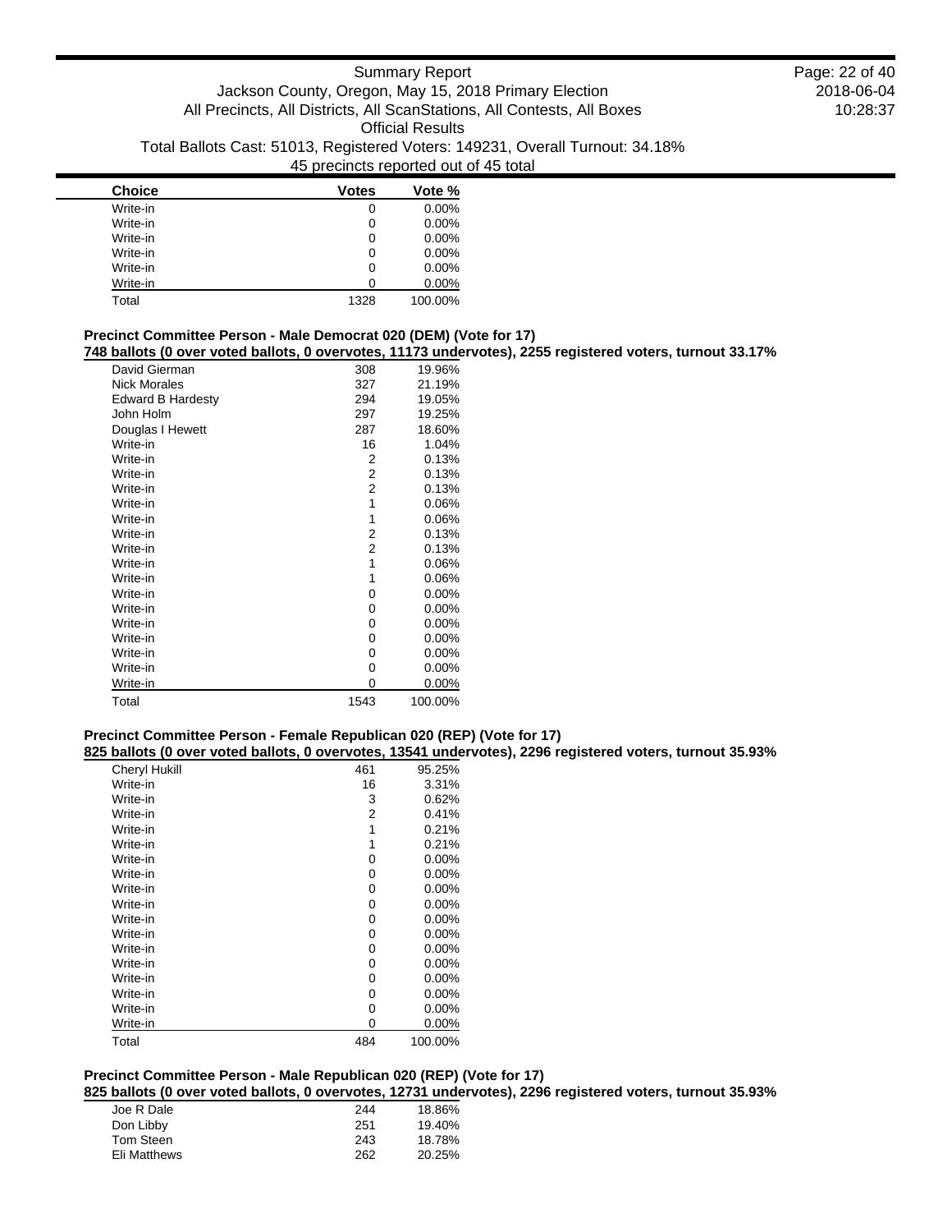| Choice | Votes | Vote % |
|---|---|---|
| Write-in | 0 | 0.00% |
| Write-in | 0 | 0.00% |
| Write-in | 0 | 0.00% |
| Write-in | 0 | 0.00% |
| Write-in | 0 | 0.00% |
| Write-in | 0 | 0.00% |
| Total | 1328 | 100.00% |

### Precinct Committee Person - Male Democrat 020 (DEM) (Vote for 17)

**748 ballots (0 over voted ballots, 0 overvotes, 11173 undervotes), 2255 registered voters, turnout 33.17%**

| Choice | Votes | Vote % |
|---|---|---|
| David Gierman | 308 | 19.96% |
| Nick Morales | 327 | 21.19% |
| Edward B Hardesty | 294 | 19.05% |
| John Holm | 297 | 19.25% |
| Douglas I Hewett | 287 | 18.60% |
| Write-in | 16 | 1.04% |
| Write-in | 2 | 0.13% |
| Write-in | 2 | 0.13% |
| Write-in | 2 | 0.13% |
| Write-in | 1 | 0.06% |
| Write-in | 1 | 0.06% |
| Write-in | 2 | 0.13% |
| Write-in | 2 | 0.13% |
| Write-in | 1 | 0.06% |
| Write-in | 1 | 0.06% |
| Write-in | 0 | 0.00% |
| Write-in | 0 | 0.00% |
| Write-in | 0 | 0.00% |
| Write-in | 0 | 0.00% |
| Write-in | 0 | 0.00% |
| Write-in | 0 | 0.00% |
| Write-in | 0 | 0.00% |
| Total | 1543 | 100.00% |

### Precinct Committee Person - Female Republican 020 (REP) (Vote for 17)

**825 ballots (0 over voted ballots, 0 overvotes, 13541 undervotes), 2296 registered voters, turnout 35.93%**

| Choice | Votes | Vote % |
|---|---|---|
| Cheryl Hukill | 461 | 95.25% |
| Write-in | 16 | 3.31% |
| Write-in | 3 | 0.62% |
| Write-in | 2 | 0.41% |
| Write-in | 1 | 0.21% |
| Write-in | 1 | 0.21% |
| Write-in | 0 | 0.00% |
| Write-in | 0 | 0.00% |
| Write-in | 0 | 0.00% |
| Write-in | 0 | 0.00% |
| Write-in | 0 | 0.00% |
| Write-in | 0 | 0.00% |
| Write-in | 0 | 0.00% |
| Write-in | 0 | 0.00% |
| Write-in | 0 | 0.00% |
| Write-in | 0 | 0.00% |
| Write-in | 0 | 0.00% |
| Write-in | 0 | 0.00% |
| Total | 484 | 100.00% |

### Precinct Committee Person - Male Republican 020 (REP) (Vote for 17)

**825 ballots (0 over voted ballots, 0 overvotes, 12731 undervotes), 2296 registered voters, turnout 35.93%**

| Choice | Votes | Vote % |
|---|---|---|
| Joe R Dale | 244 | 18.86% |
| Don Libby | 251 | 19.40% |
| Tom Steen | 243 | 18.78% |
| Eli Matthews | 262 | 20.25% |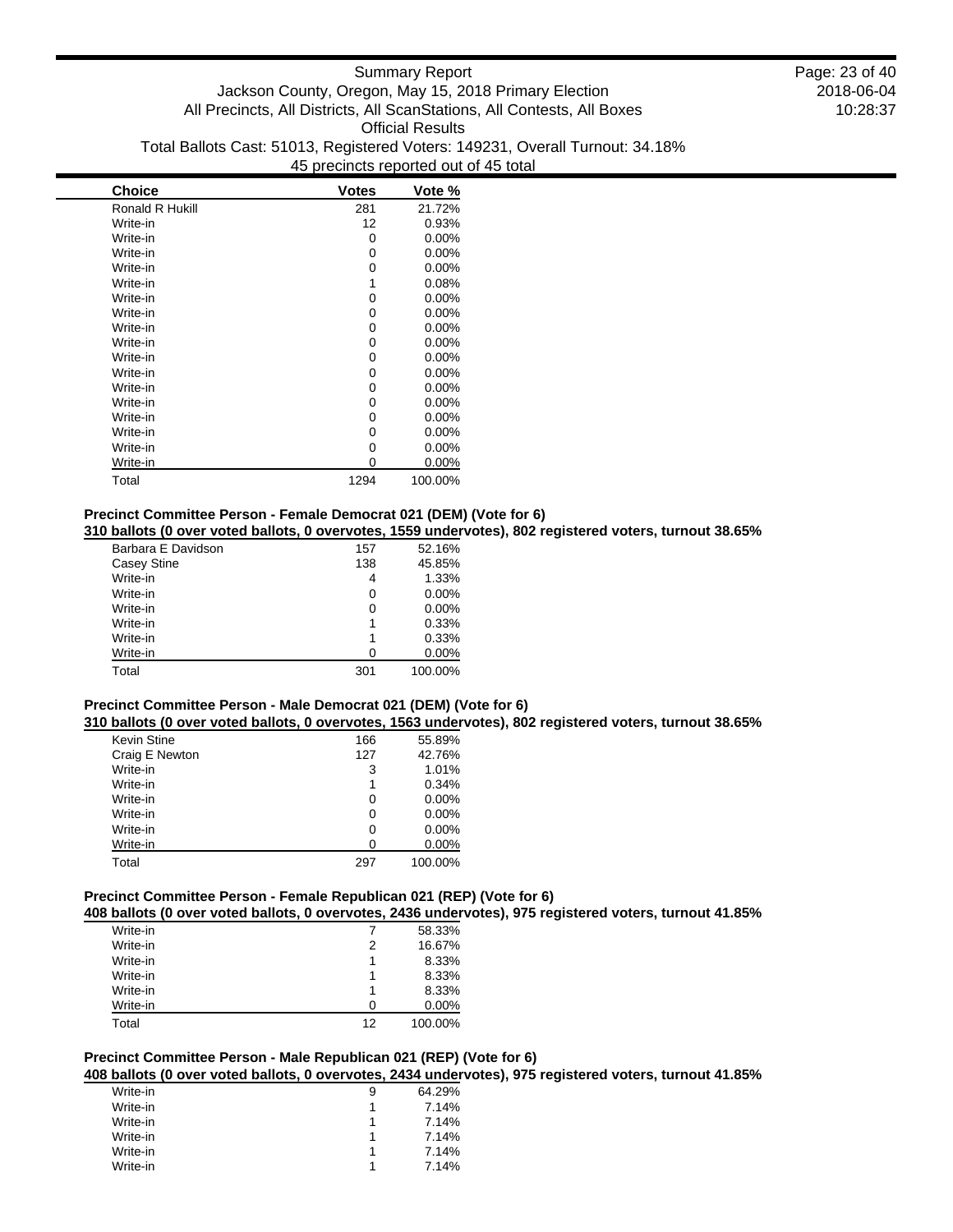| Choice | Votes | Vote % |
|---|---|---|
| Ronald R Hukill | 281 | 21.72% |
| Write-in | 12 | 0.93% |
| Write-in | 0 | 0.00% |
| Write-in | 0 | 0.00% |
| Write-in | 0 | 0.00% |
| Write-in | 1 | 0.08% |
| Write-in | 0 | 0.00% |
| Write-in | 0 | 0.00% |
| Write-in | 0 | 0.00% |
| Write-in | 0 | 0.00% |
| Write-in | 0 | 0.00% |
| Write-in | 0 | 0.00% |
| Write-in | 0 | 0.00% |
| Write-in | 0 | 0.00% |
| Write-in | 0 | 0.00% |
| Write-in | 0 | 0.00% |
| Write-in | 0 | 0.00% |
| Write-in | 0 | 0.00% |
| Total | 1294 | 100.00% |

**Precinct Committee Person - Female Democrat 021 (DEM) (Vote for 6)**

**310 ballots (0 over voted ballots, 0 overvotes, 1559 undervotes), 802 registered voters, turnout 38.65%**

| Choice | Votes | Vote % |
|---|---|---|
| Barbara E Davidson | 157 | 52.16% |
| Casey Stine | 138 | 45.85% |
| Write-in | 4 | 1.33% |
| Write-in | 0 | 0.00% |
| Write-in | 0 | 0.00% |
| Write-in | 1 | 0.33% |
| Write-in | 1 | 0.33% |
| Write-in | 0 | 0.00% |
| Total | 301 | 100.00% |

**Precinct Committee Person - Male Democrat 021 (DEM) (Vote for 6)**

**310 ballots (0 over voted ballots, 0 overvotes, 1563 undervotes), 802 registered voters, turnout 38.65%**

| Choice | Votes | Vote % |
|---|---|---|
| Kevin Stine | 166 | 55.89% |
| Craig E Newton | 127 | 42.76% |
| Write-in | 3 | 1.01% |
| Write-in | 1 | 0.34% |
| Write-in | 0 | 0.00% |
| Write-in | 0 | 0.00% |
| Write-in | 0 | 0.00% |
| Write-in | 0 | 0.00% |
| Total | 297 | 100.00% |

**Precinct Committee Person - Female Republican 021 (REP) (Vote for 6)**

**408 ballots (0 over voted ballots, 0 overvotes, 2436 undervotes), 975 registered voters, turnout 41.85%**

| Choice | Votes | Vote % |
|---|---|---|
| Write-in | 7 | 58.33% |
| Write-in | 2 | 16.67% |
| Write-in | 1 | 8.33% |
| Write-in | 1 | 8.33% |
| Write-in | 1 | 8.33% |
| Write-in | 0 | 0.00% |
| Total | 12 | 100.00% |

**Precinct Committee Person - Male Republican 021 (REP) (Vote for 6)**

**408 ballots (0 over voted ballots, 0 overvotes, 2434 undervotes), 975 registered voters, turnout 41.85%**

| Choice | Votes | Vote % |
|---|---|---|
| Write-in | 9 | 64.29% |
| Write-in | 1 | 7.14% |
| Write-in | 1 | 7.14% |
| Write-in | 1 | 7.14% |
| Write-in | 1 | 7.14% |
| Write-in | 1 | 7.14% |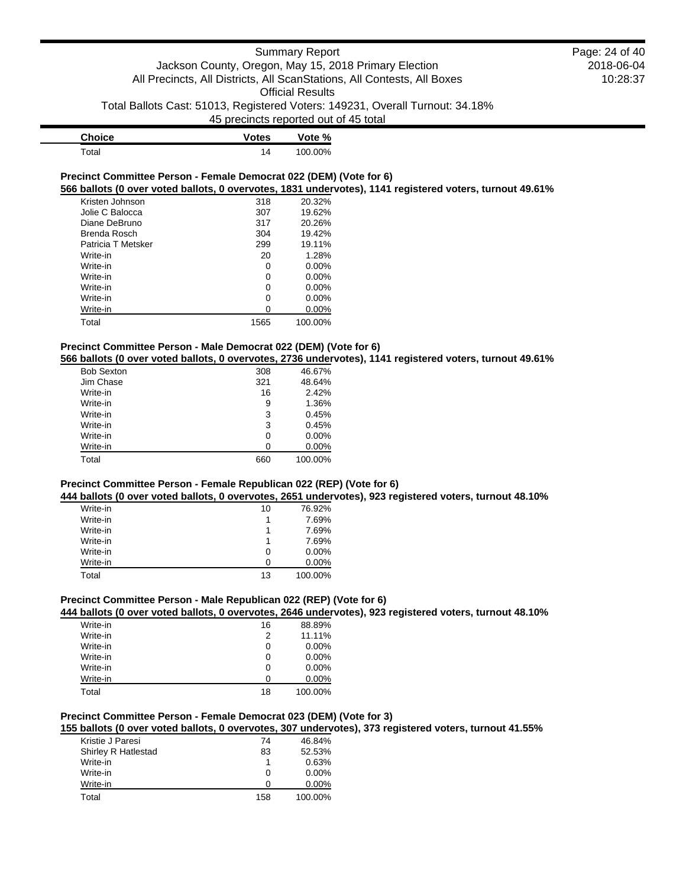| Choice | Votes | Vote % |
|---|---|---|
| Total | 14 | 100.00% |

### Precinct Committee Person - Female Democrat 022 (DEM) (Vote for 6)

**566 ballots (0 over voted ballots, 0 overvotes, 1831 undervotes), 1141 registered voters, turnout 49.61%**

| Choice | Votes | Vote % |
|---|---|---|
| Kristen Johnson | 318 | 20.32% |
| Jolie C Balocca | 307 | 19.62% |
| Diane DeBruno | 317 | 20.26% |
| Brenda Rosch | 304 | 19.42% |
| Patricia T Metsker | 299 | 19.11% |
| Write-in | 20 | 1.28% |
| Write-in | 0 | 0.00% |
| Write-in | 0 | 0.00% |
| Write-in | 0 | 0.00% |
| Write-in | 0 | 0.00% |
| Write-in | 0 | 0.00% |
| Total | 1565 | 100.00% |

### Precinct Committee Person - Male Democrat 022 (DEM) (Vote for 6)

**566 ballots (0 over voted ballots, 0 overvotes, 2736 undervotes), 1141 registered voters, turnout 49.61%**

| Choice | Votes | Vote % |
|---|---|---|
| Bob Sexton | 308 | 46.67% |
| Jim Chase | 321 | 48.64% |
| Write-in | 16 | 2.42% |
| Write-in | 9 | 1.36% |
| Write-in | 3 | 0.45% |
| Write-in | 3 | 0.45% |
| Write-in | 0 | 0.00% |
| Write-in | 0 | 0.00% |
| Total | 660 | 100.00% |

### Precinct Committee Person - Female Republican 022 (REP) (Vote for 6)

**444 ballots (0 over voted ballots, 0 overvotes, 2651 undervotes), 923 registered voters, turnout 48.10%**

| Choice | Votes | Vote % |
|---|---|---|
| Write-in | 10 | 76.92% |
| Write-in | 1 | 7.69% |
| Write-in | 1 | 7.69% |
| Write-in | 1 | 7.69% |
| Write-in | 0 | 0.00% |
| Write-in | 0 | 0.00% |
| Total | 13 | 100.00% |

### Precinct Committee Person - Male Republican 022 (REP) (Vote for 6)

**444 ballots (0 over voted ballots, 0 overvotes, 2646 undervotes), 923 registered voters, turnout 48.10%**

| Choice | Votes | Vote % |
|---|---|---|
| Write-in | 16 | 88.89% |
| Write-in | 2 | 11.11% |
| Write-in | 0 | 0.00% |
| Write-in | 0 | 0.00% |
| Write-in | 0 | 0.00% |
| Write-in | 0 | 0.00% |
| Total | 18 | 100.00% |

### Precinct Committee Person - Female Democrat 023 (DEM) (Vote for 3)

**155 ballots (0 over voted ballots, 0 overvotes, 307 undervotes), 373 registered voters, turnout 41.55%**

| Choice | Votes | Vote % |
|---|---|---|
| Kristie J Paresi | 74 | 46.84% |
| Shirley R Hatlestad | 83 | 52.53% |
| Write-in | 1 | 0.63% |
| Write-in | 0 | 0.00% |
| Write-in | 0 | 0.00% |
| Total | 158 | 100.00% |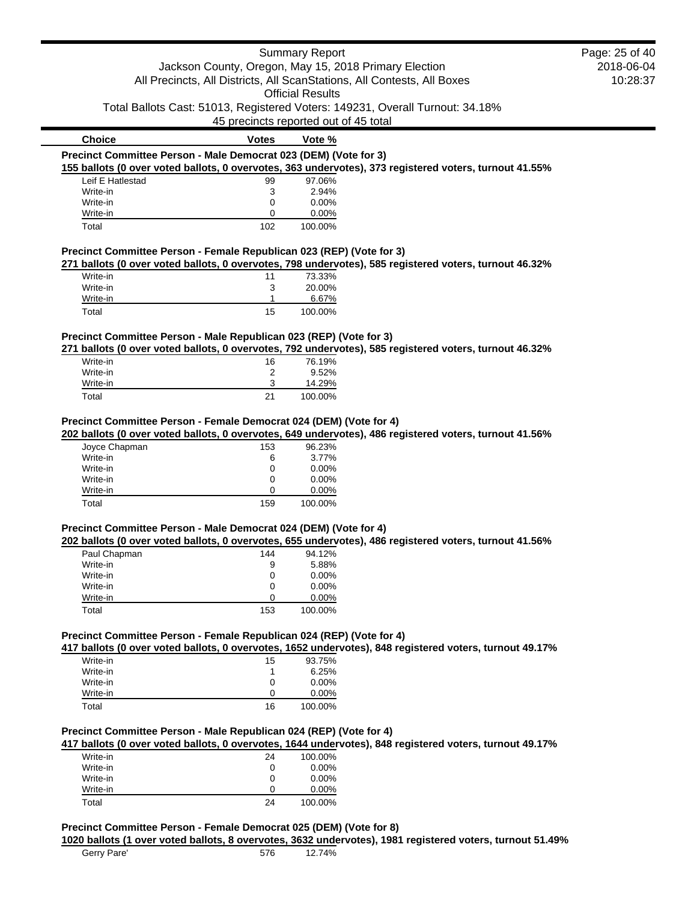| Choice | Votes | Vote % |
|---|---|---|

**Precinct Committee Person - Male Democrat 023 (DEM) (Vote for 3)**

**155 ballots (0 over voted ballots, 0 overvotes, 363 undervotes), 373 registered voters, turnout 41.55%**

| Choice | Votes | Vote % |
|---|---|---|
| Leif E Hatlestad | 99 | 97.06% |
| Write-in | 3 | 2.94% |
| Write-in | 0 | 0.00% |
| Write-in | 0 | 0.00% |
| Total | 102 | 100.00% |

**Precinct Committee Person - Female Republican 023 (REP) (Vote for 3)**

**271 ballots (0 over voted ballots, 0 overvotes, 798 undervotes), 585 registered voters, turnout 46.32%**

| Choice | Votes | Vote % |
|---|---|---|
| Write-in | 11 | 73.33% |
| Write-in | 3 | 20.00% |
| Write-in | 1 | 6.67% |
| Total | 15 | 100.00% |

**Precinct Committee Person - Male Republican 023 (REP) (Vote for 3)**

**271 ballots (0 over voted ballots, 0 overvotes, 792 undervotes), 585 registered voters, turnout 46.32%**

| Choice | Votes | Vote % |
|---|---|---|
| Write-in | 16 | 76.19% |
| Write-in | 2 | 9.52% |
| Write-in | 3 | 14.29% |
| Total | 21 | 100.00% |

**Precinct Committee Person - Female Democrat 024 (DEM) (Vote for 4)**

**202 ballots (0 over voted ballots, 0 overvotes, 649 undervotes), 486 registered voters, turnout 41.56%**

| Choice | Votes | Vote % |
|---|---|---|
| Joyce Chapman | 153 | 96.23% |
| Write-in | 6 | 3.77% |
| Write-in | 0 | 0.00% |
| Write-in | 0 | 0.00% |
| Write-in | 0 | 0.00% |
| Total | 159 | 100.00% |

**Precinct Committee Person - Male Democrat 024 (DEM) (Vote for 4)**

**202 ballots (0 over voted ballots, 0 overvotes, 655 undervotes), 486 registered voters, turnout 41.56%**

| Choice | Votes | Vote % |
|---|---|---|
| Paul Chapman | 144 | 94.12% |
| Write-in | 9 | 5.88% |
| Write-in | 0 | 0.00% |
| Write-in | 0 | 0.00% |
| Write-in | 0 | 0.00% |
| Total | 153 | 100.00% |

**Precinct Committee Person - Female Republican 024 (REP) (Vote for 4)**

**417 ballots (0 over voted ballots, 0 overvotes, 1652 undervotes), 848 registered voters, turnout 49.17%**

| Choice | Votes | Vote % |
|---|---|---|
| Write-in | 15 | 93.75% |
| Write-in | 1 | 6.25% |
| Write-in | 0 | 0.00% |
| Write-in | 0 | 0.00% |
| Total | 16 | 100.00% |

**Precinct Committee Person - Male Republican 024 (REP) (Vote for 4)**

**417 ballots (0 over voted ballots, 0 overvotes, 1644 undervotes), 848 registered voters, turnout 49.17%**

| Choice | Votes | Vote % |
|---|---|---|
| Write-in | 24 | 100.00% |
| Write-in | 0 | 0.00% |
| Write-in | 0 | 0.00% |
| Write-in | 0 | 0.00% |
| Total | 24 | 100.00% |

**Precinct Committee Person - Female Democrat 025 (DEM) (Vote for 8)**

**1020 ballots (1 over voted ballots, 8 overvotes, 3632 undervotes), 1981 registered voters, turnout 51.49%**

| Choice | Votes | Vote % |
|---|---|---|
| Gerry Pare' | 576 | 12.74% |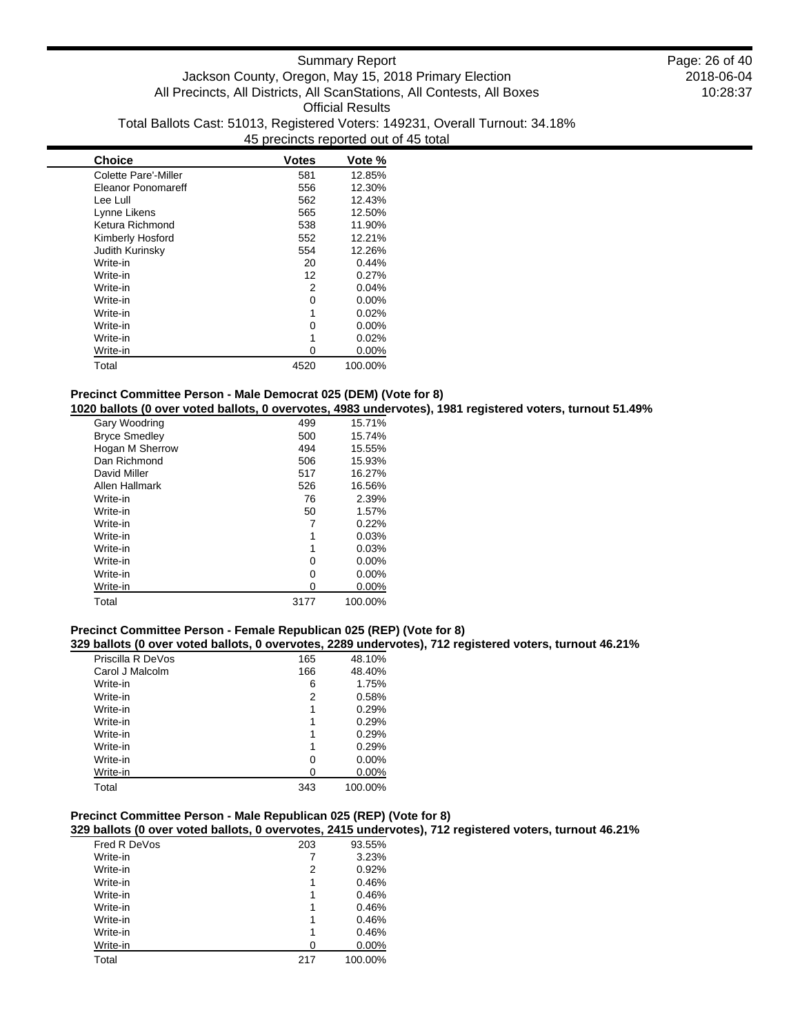| Choice | Votes | Vote % |
|---|---|---|
| Colette Pare'-Miller | 581 | 12.85% |
| Eleanor Ponomareff | 556 | 12.30% |
| Lee Lull | 562 | 12.43% |
| Lynne Likens | 565 | 12.50% |
| Ketura Richmond | 538 | 11.90% |
| Kimberly Hosford | 552 | 12.21% |
| Judith Kurinsky | 554 | 12.26% |
| Write-in | 20 | 0.44% |
| Write-in | 12 | 0.27% |
| Write-in | 2 | 0.04% |
| Write-in | 0 | 0.00% |
| Write-in | 1 | 0.02% |
| Write-in | 0 | 0.00% |
| Write-in | 1 | 0.02% |
| Write-in | 0 | 0.00% |
| Total | 4520 | 100.00% |

### Precinct Committee Person - Male Democrat 025 (DEM) (Vote for 8)

**1020 ballots (0 over voted ballots, 0 overvotes, 4983 undervotes), 1981 registered voters, turnout 51.49%**

| Choice | Votes | Vote % |
|---|---|---|
| Gary Woodring | 499 | 15.71% |
| Bryce Smedley | 500 | 15.74% |
| Hogan M Sherrow | 494 | 15.55% |
| Dan Richmond | 506 | 15.93% |
| David Miller | 517 | 16.27% |
| Allen Hallmark | 526 | 16.56% |
| Write-in | 76 | 2.39% |
| Write-in | 50 | 1.57% |
| Write-in | 7 | 0.22% |
| Write-in | 1 | 0.03% |
| Write-in | 1 | 0.03% |
| Write-in | 0 | 0.00% |
| Write-in | 0 | 0.00% |
| Write-in | 0 | 0.00% |
| Total | 3177 | 100.00% |

### Precinct Committee Person - Female Republican 025 (REP) (Vote for 8)

**329 ballots (0 over voted ballots, 0 overvotes, 2289 undervotes), 712 registered voters, turnout 46.21%**

| Choice | Votes | Vote % |
|---|---|---|
| Priscilla R DeVos | 165 | 48.10% |
| Carol J Malcolm | 166 | 48.40% |
| Write-in | 6 | 1.75% |
| Write-in | 2 | 0.58% |
| Write-in | 1 | 0.29% |
| Write-in | 1 | 0.29% |
| Write-in | 1 | 0.29% |
| Write-in | 1 | 0.29% |
| Write-in | 0 | 0.00% |
| Write-in | 0 | 0.00% |
| Total | 343 | 100.00% |

### Precinct Committee Person - Male Republican 025 (REP) (Vote for 8)

**329 ballots (0 over voted ballots, 0 overvotes, 2415 undervotes), 712 registered voters, turnout 46.21%**

| Choice | Votes | Vote % |
|---|---|---|
| Fred R DeVos | 203 | 93.55% |
| Write-in | 7 | 3.23% |
| Write-in | 2 | 0.92% |
| Write-in | 1 | 0.46% |
| Write-in | 1 | 0.46% |
| Write-in | 1 | 0.46% |
| Write-in | 1 | 0.46% |
| Write-in | 1 | 0.46% |
| Write-in | 0 | 0.00% |
| Total | 217 | 100.00% |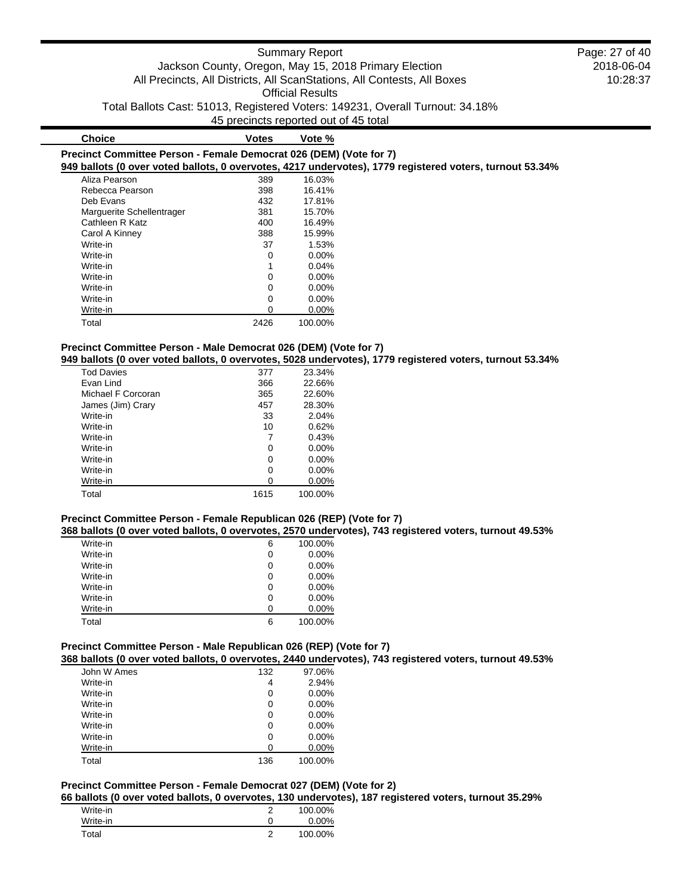| Choice | Votes | Vote % |
|---|---|---|

**Precinct Committee Person - Female Democrat 026 (DEM) (Vote for 7)**

949 ballots (0 over voted ballots, 0 overvotes, 4217 undervotes), 1779 registered voters, turnout 53.34%

| Choice | Votes | Vote % |
|---|---|---|
| Aliza Pearson | 389 | 16.03% |
| Rebecca Pearson | 398 | 16.41% |
| Deb Evans | 432 | 17.81% |
| Marguerite Schellentrager | 381 | 15.70% |
| Cathleen R Katz | 400 | 16.49% |
| Carol A Kinney | 388 | 15.99% |
| Write-in | 37 | 1.53% |
| Write-in | 0 | 0.00% |
| Write-in | 1 | 0.04% |
| Write-in | 0 | 0.00% |
| Write-in | 0 | 0.00% |
| Write-in | 0 | 0.00% |
| Write-in | 0 | 0.00% |
| Total | 2426 | 100.00% |

**Precinct Committee Person - Male Democrat 026 (DEM) (Vote for 7)**

949 ballots (0 over voted ballots, 0 overvotes, 5028 undervotes), 1779 registered voters, turnout 53.34%

| Choice | Votes | Vote % |
|---|---|---|
| Tod Davies | 377 | 23.34% |
| Evan Lind | 366 | 22.66% |
| Michael F Corcoran | 365 | 22.60% |
| James (Jim) Crary | 457 | 28.30% |
| Write-in | 33 | 2.04% |
| Write-in | 10 | 0.62% |
| Write-in | 7 | 0.43% |
| Write-in | 0 | 0.00% |
| Write-in | 0 | 0.00% |
| Write-in | 0 | 0.00% |
| Write-in | 0 | 0.00% |
| Total | 1615 | 100.00% |

**Precinct Committee Person - Female Republican 026 (REP) (Vote for 7)**

368 ballots (0 over voted ballots, 0 overvotes, 2570 undervotes), 743 registered voters, turnout 49.53%

| Choice | Votes | Vote % |
|---|---|---|
| Write-in | 6 | 100.00% |
| Write-in | 0 | 0.00% |
| Write-in | 0 | 0.00% |
| Write-in | 0 | 0.00% |
| Write-in | 0 | 0.00% |
| Write-in | 0 | 0.00% |
| Write-in | 0 | 0.00% |
| Total | 6 | 100.00% |

**Precinct Committee Person - Male Republican 026 (REP) (Vote for 7)**

368 ballots (0 over voted ballots, 0 overvotes, 2440 undervotes), 743 registered voters, turnout 49.53%

| Choice | Votes | Vote % |
|---|---|---|
| John W Ames | 132 | 97.06% |
| Write-in | 4 | 2.94% |
| Write-in | 0 | 0.00% |
| Write-in | 0 | 0.00% |
| Write-in | 0 | 0.00% |
| Write-in | 0 | 0.00% |
| Write-in | 0 | 0.00% |
| Write-in | 0 | 0.00% |
| Total | 136 | 100.00% |

**Precinct Committee Person - Female Democrat 027 (DEM) (Vote for 2)**

66 ballots (0 over voted ballots, 0 overvotes, 130 undervotes), 187 registered voters, turnout 35.29%

| Choice | Votes | Vote % |
|---|---|---|
| Write-in | 2 | 100.00% |
| Write-in | 0 | 0.00% |
| Total | 2 | 100.00% |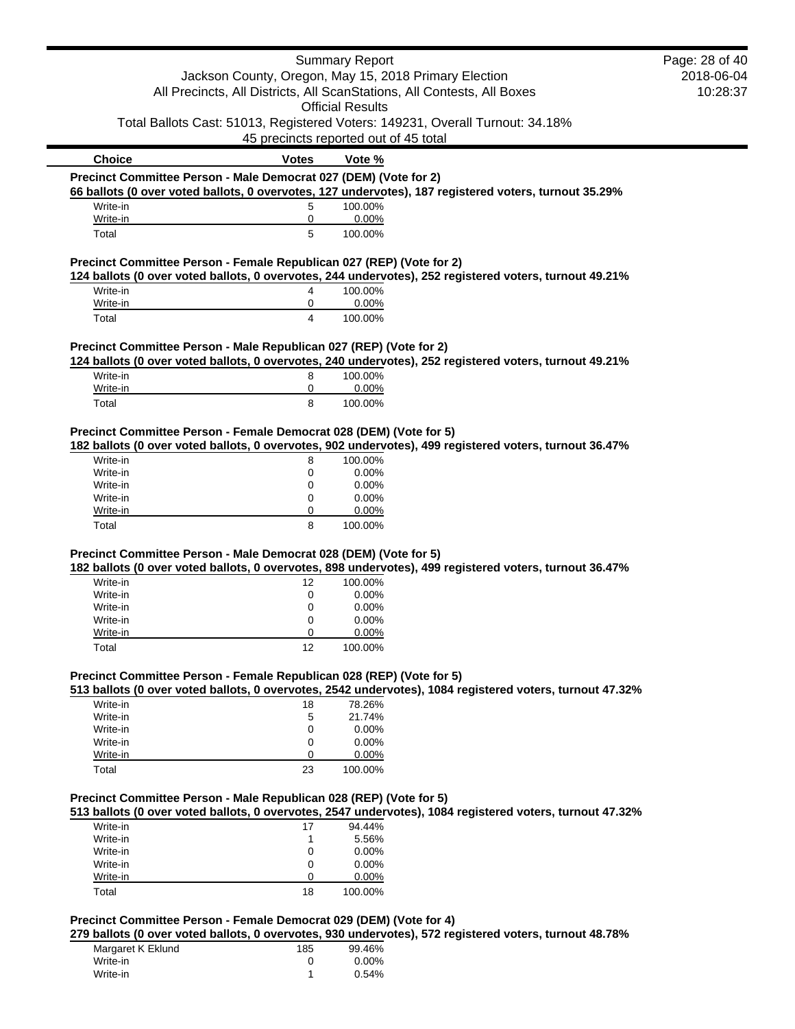| Choice | Votes | Vote % |
|---|---|---|

### Precinct Committee Person - Male Democrat 027 (DEM) (Vote for 2)

**66 ballots (0 over voted ballots, 0 overvotes, 127 undervotes), 187 registered voters, turnout 35.29%**

| Choice | Votes | Vote % |
|---|---|---|
| Write-in | 5 | 100.00% |
| Write-in | 0 | 0.00% |
| Total | 5 | 100.00% |

### Precinct Committee Person - Female Republican 027 (REP) (Vote for 2)

**124 ballots (0 over voted ballots, 0 overvotes, 244 undervotes), 252 registered voters, turnout 49.21%**

| Choice | Votes | Vote % |
|---|---|---|
| Write-in | 4 | 100.00% |
| Write-in | 0 | 0.00% |
| Total | 4 | 100.00% |

### Precinct Committee Person - Male Republican 027 (REP) (Vote for 2)

**124 ballots (0 over voted ballots, 0 overvotes, 240 undervotes), 252 registered voters, turnout 49.21%**

| Choice | Votes | Vote % |
|---|---|---|
| Write-in | 8 | 100.00% |
| Write-in | 0 | 0.00% |
| Total | 8 | 100.00% |

### Precinct Committee Person - Female Democrat 028 (DEM) (Vote for 5)

**182 ballots (0 over voted ballots, 0 overvotes, 902 undervotes), 499 registered voters, turnout 36.47%**

| Choice | Votes | Vote % |
|---|---|---|
| Write-in | 8 | 100.00% |
| Write-in | 0 | 0.00% |
| Write-in | 0 | 0.00% |
| Write-in | 0 | 0.00% |
| Write-in | 0 | 0.00% |
| Total | 8 | 100.00% |

### Precinct Committee Person - Male Democrat 028 (DEM) (Vote for 5)

**182 ballots (0 over voted ballots, 0 overvotes, 898 undervotes), 499 registered voters, turnout 36.47%**

| Choice | Votes | Vote % |
|---|---|---|
| Write-in | 12 | 100.00% |
| Write-in | 0 | 0.00% |
| Write-in | 0 | 0.00% |
| Write-in | 0 | 0.00% |
| Write-in | 0 | 0.00% |
| Total | 12 | 100.00% |

### Precinct Committee Person - Female Republican 028 (REP) (Vote for 5)

**513 ballots (0 over voted ballots, 0 overvotes, 2542 undervotes), 1084 registered voters, turnout 47.32%**

| Choice | Votes | Vote % |
|---|---|---|
| Write-in | 18 | 78.26% |
| Write-in | 5 | 21.74% |
| Write-in | 0 | 0.00% |
| Write-in | 0 | 0.00% |
| Write-in | 0 | 0.00% |
| Total | 23 | 100.00% |

### Precinct Committee Person - Male Republican 028 (REP) (Vote for 5)

**513 ballots (0 over voted ballots, 0 overvotes, 2547 undervotes), 1084 registered voters, turnout 47.32%**

| Choice | Votes | Vote % |
|---|---|---|
| Write-in | 17 | 94.44% |
| Write-in | 1 | 5.56% |
| Write-in | 0 | 0.00% |
| Write-in | 0 | 0.00% |
| Write-in | 0 | 0.00% |
| Total | 18 | 100.00% |

### Precinct Committee Person - Female Democrat 029 (DEM) (Vote for 4)

**279 ballots (0 over voted ballots, 0 overvotes, 930 undervotes), 572 registered voters, turnout 48.78%**

| Choice | Votes | Vote % |
|---|---|---|
| Margaret K Eklund | 185 | 99.46% |
| Write-in | 0 | 0.00% |
| Write-in | 1 | 0.54% |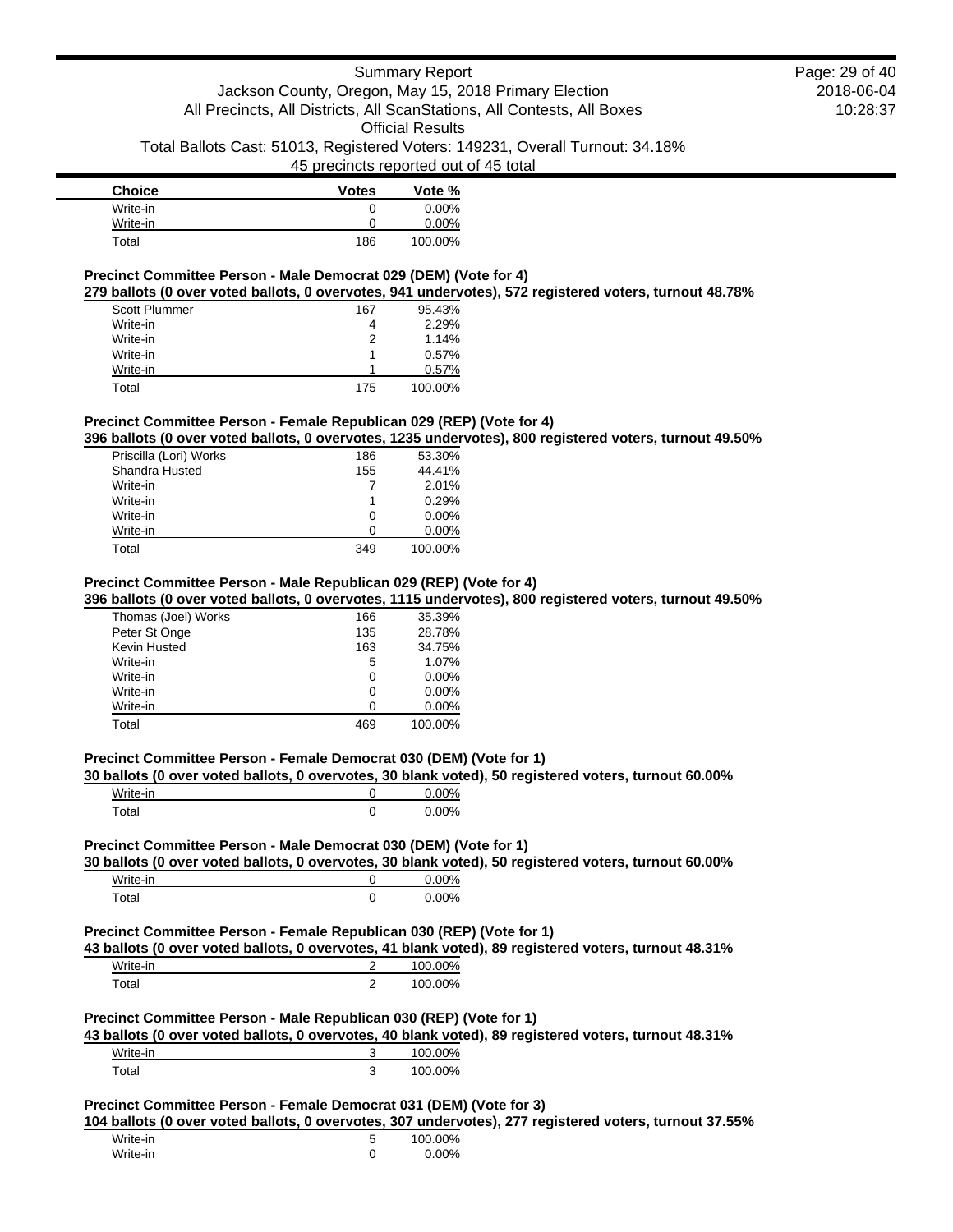| Choice | Votes | Vote % |
|---|---|---|
| Write-in | 0 | 0.00% |
| Write-in | 0 | 0.00% |
| Total | 186 | 100.00% |

**Precinct Committee Person - Male Democrat 029 (DEM) (Vote for 4)**

**279 ballots (0 over voted ballots, 0 overvotes, 941 undervotes), 572 registered voters, turnout 48.78%**

| Choice | Votes | Vote % |
|---|---|---|
| Scott Plummer | 167 | 95.43% |
| Write-in | 4 | 2.29% |
| Write-in | 2 | 1.14% |
| Write-in | 1 | 0.57% |
| Write-in | 1 | 0.57% |
| Total | 175 | 100.00% |

**Precinct Committee Person - Female Republican 029 (REP) (Vote for 4)**

**396 ballots (0 over voted ballots, 0 overvotes, 1235 undervotes), 800 registered voters, turnout 49.50%**

| Choice | Votes | Vote % |
|---|---|---|
| Priscilla (Lori) Works | 186 | 53.30% |
| Shandra Husted | 155 | 44.41% |
| Write-in | 7 | 2.01% |
| Write-in | 1 | 0.29% |
| Write-in | 0 | 0.00% |
| Write-in | 0 | 0.00% |
| Total | 349 | 100.00% |

**Precinct Committee Person - Male Republican 029 (REP) (Vote for 4)**

**396 ballots (0 over voted ballots, 0 overvotes, 1115 undervotes), 800 registered voters, turnout 49.50%**

| Choice | Votes | Vote % |
|---|---|---|
| Thomas (Joel) Works | 166 | 35.39% |
| Peter St Onge | 135 | 28.78% |
| Kevin Husted | 163 | 34.75% |
| Write-in | 5 | 1.07% |
| Write-in | 0 | 0.00% |
| Write-in | 0 | 0.00% |
| Write-in | 0 | 0.00% |
| Total | 469 | 100.00% |

**Precinct Committee Person - Female Democrat 030 (DEM) (Vote for 1)**

**30 ballots (0 over voted ballots, 0 overvotes, 30 blank voted), 50 registered voters, turnout 60.00%**

| Choice | Votes | Vote % |
|---|---|---|
| Write-in | 0 | 0.00% |
| Total | 0 | 0.00% |

**Precinct Committee Person - Male Democrat 030 (DEM) (Vote for 1)**

**30 ballots (0 over voted ballots, 0 overvotes, 30 blank voted), 50 registered voters, turnout 60.00%**

| Choice | Votes | Vote % |
|---|---|---|
| Write-in | 0 | 0.00% |
| Total | 0 | 0.00% |

**Precinct Committee Person - Female Republican 030 (REP) (Vote for 1)**

**43 ballots (0 over voted ballots, 0 overvotes, 41 blank voted), 89 registered voters, turnout 48.31%**

| Choice | Votes | Vote % |
|---|---|---|
| Write-in | 2 | 100.00% |
| Total | 2 | 100.00% |

**Precinct Committee Person - Male Republican 030 (REP) (Vote for 1)**

**43 ballots (0 over voted ballots, 0 overvotes, 40 blank voted), 89 registered voters, turnout 48.31%**

| Choice | Votes | Vote % |
|---|---|---|
| Write-in | 3 | 100.00% |
| Total | 3 | 100.00% |

**Precinct Committee Person - Female Democrat 031 (DEM) (Vote for 3)**

**104 ballots (0 over voted ballots, 0 overvotes, 307 undervotes), 277 registered voters, turnout 37.55%**

| Choice | Votes | Vote % |
|---|---|---|
| Write-in | 5 | 100.00% |
| Write-in | 0 | 0.00% |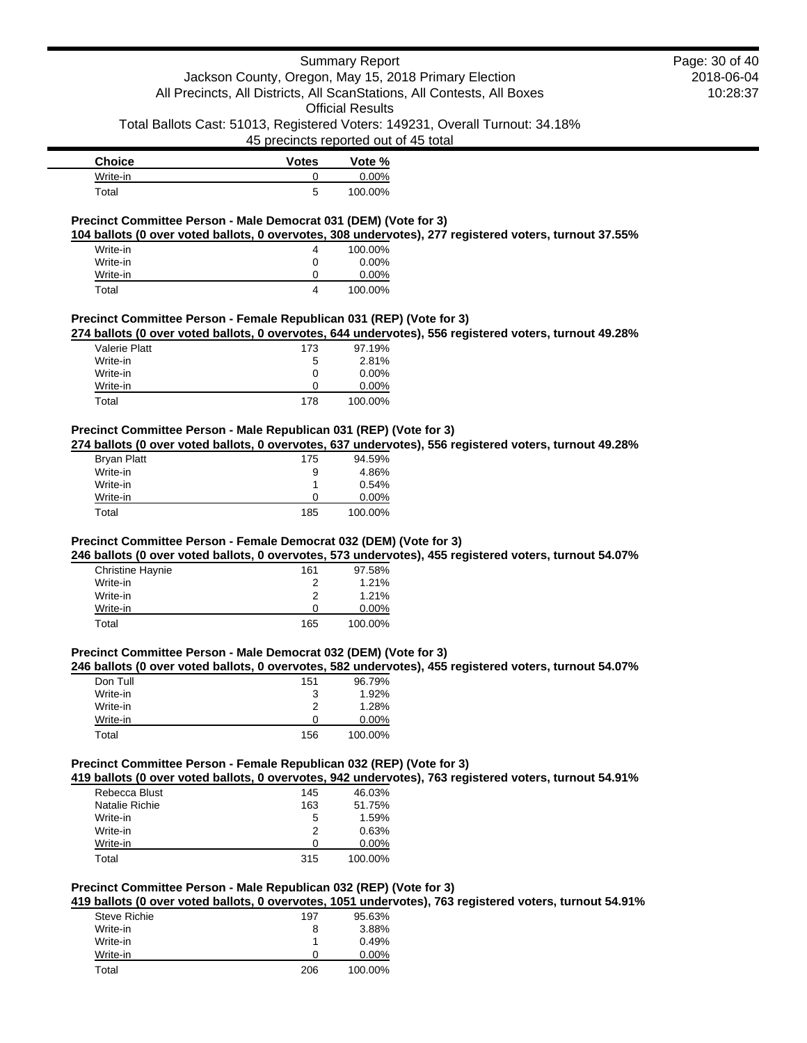| Choice | Votes | Vote % |
|---|---|---|
| Write-in | 0 | 0.00% |
| Total | 5 | 100.00% |

### Precinct Committee Person - Male Democrat 031 (DEM) (Vote for 3)

**104 ballots (0 over voted ballots, 0 overvotes, 308 undervotes), 277 registered voters, turnout 37.55%**

| Choice | Votes | Vote % |
|---|---|---|
| Write-in | 4 | 100.00% |
| Write-in | 0 | 0.00% |
| Write-in | 0 | 0.00% |
| Total | 4 | 100.00% |

### Precinct Committee Person - Female Republican 031 (REP) (Vote for 3)

**274 ballots (0 over voted ballots, 0 overvotes, 644 undervotes), 556 registered voters, turnout 49.28%**

| Choice | Votes | Vote % |
|---|---|---|
| Valerie Platt | 173 | 97.19% |
| Write-in | 5 | 2.81% |
| Write-in | 0 | 0.00% |
| Write-in | 0 | 0.00% |
| Total | 178 | 100.00% |

### Precinct Committee Person - Male Republican 031 (REP) (Vote for 3)

**274 ballots (0 over voted ballots, 0 overvotes, 637 undervotes), 556 registered voters, turnout 49.28%**

| Choice | Votes | Vote % |
|---|---|---|
| Bryan Platt | 175 | 94.59% |
| Write-in | 9 | 4.86% |
| Write-in | 1 | 0.54% |
| Write-in | 0 | 0.00% |
| Total | 185 | 100.00% |

### Precinct Committee Person - Female Democrat 032 (DEM) (Vote for 3)

**246 ballots (0 over voted ballots, 0 overvotes, 573 undervotes), 455 registered voters, turnout 54.07%**

| Choice | Votes | Vote % |
|---|---|---|
| Christine Haynie | 161 | 97.58% |
| Write-in | 2 | 1.21% |
| Write-in | 2 | 1.21% |
| Write-in | 0 | 0.00% |
| Total | 165 | 100.00% |

### Precinct Committee Person - Male Democrat 032 (DEM) (Vote for 3)

**246 ballots (0 over voted ballots, 0 overvotes, 582 undervotes), 455 registered voters, turnout 54.07%**

| Choice | Votes | Vote % |
|---|---|---|
| Don Tull | 151 | 96.79% |
| Write-in | 3 | 1.92% |
| Write-in | 2 | 1.28% |
| Write-in | 0 | 0.00% |
| Total | 156 | 100.00% |

### Precinct Committee Person - Female Republican 032 (REP) (Vote for 3)

**419 ballots (0 over voted ballots, 0 overvotes, 942 undervotes), 763 registered voters, turnout 54.91%**

| Choice | Votes | Vote % |
|---|---|---|
| Rebecca Blust | 145 | 46.03% |
| Natalie Richie | 163 | 51.75% |
| Write-in | 5 | 1.59% |
| Write-in | 2 | 0.63% |
| Write-in | 0 | 0.00% |
| Total | 315 | 100.00% |

### Precinct Committee Person - Male Republican 032 (REP) (Vote for 3)

**419 ballots (0 over voted ballots, 0 overvotes, 1051 undervotes), 763 registered voters, turnout 54.91%**

| Choice | Votes | Vote % |
|---|---|---|
| Steve Richie | 197 | 95.63% |
| Write-in | 8 | 3.88% |
| Write-in | 1 | 0.49% |
| Write-in | 0 | 0.00% |
| Total | 206 | 100.00% |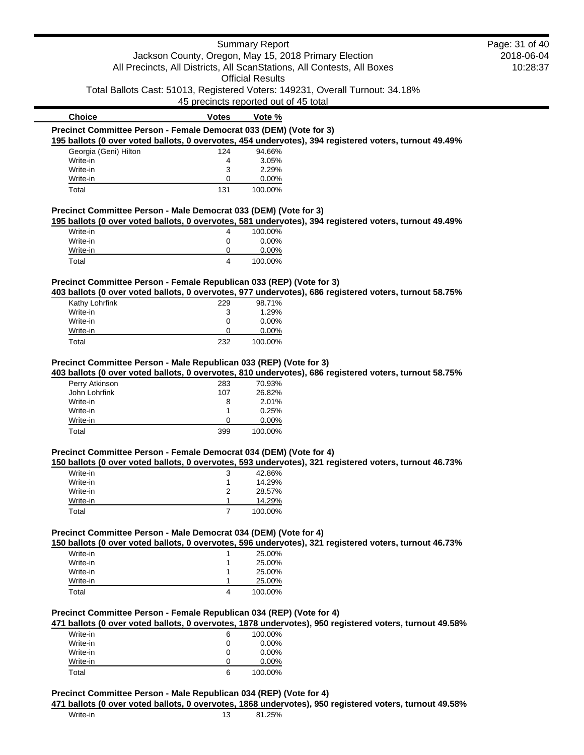| Choice | Votes | Vote % |
|---|---|---|

**Precinct Committee Person - Female Democrat 033 (DEM) (Vote for 3)**

195 ballots (0 over voted ballots, 0 overvotes, 454 undervotes), 394 registered voters, turnout 49.49%

| Choice | Votes | Vote % |
|---|---|---|
| Georgia (Geni) Hilton | 124 | 94.66% |
| Write-in | 4 | 3.05% |
| Write-in | 3 | 2.29% |
| Write-in | 0 | 0.00% |
| Total | 131 | 100.00% |

**Precinct Committee Person - Male Democrat 033 (DEM) (Vote for 3)**

195 ballots (0 over voted ballots, 0 overvotes, 581 undervotes), 394 registered voters, turnout 49.49%

| Choice | Votes | Vote % |
|---|---|---|
| Write-in | 4 | 100.00% |
| Write-in | 0 | 0.00% |
| Write-in | 0 | 0.00% |
| Total | 4 | 100.00% |

**Precinct Committee Person - Female Republican 033 (REP) (Vote for 3)**

403 ballots (0 over voted ballots, 0 overvotes, 977 undervotes), 686 registered voters, turnout 58.75%

| Choice | Votes | Vote % |
|---|---|---|
| Kathy Lohrfink | 229 | 98.71% |
| Write-in | 3 | 1.29% |
| Write-in | 0 | 0.00% |
| Write-in | 0 | 0.00% |
| Total | 232 | 100.00% |

**Precinct Committee Person - Male Republican 033 (REP) (Vote for 3)**

403 ballots (0 over voted ballots, 0 overvotes, 810 undervotes), 686 registered voters, turnout 58.75%

| Choice | Votes | Vote % |
|---|---|---|
| Perry Atkinson | 283 | 70.93% |
| John Lohrfink | 107 | 26.82% |
| Write-in | 8 | 2.01% |
| Write-in | 1 | 0.25% |
| Write-in | 0 | 0.00% |
| Total | 399 | 100.00% |

**Precinct Committee Person - Female Democrat 034 (DEM) (Vote for 4)**

150 ballots (0 over voted ballots, 0 overvotes, 593 undervotes), 321 registered voters, turnout 46.73%

| Choice | Votes | Vote % |
|---|---|---|
| Write-in | 3 | 42.86% |
| Write-in | 1 | 14.29% |
| Write-in | 2 | 28.57% |
| Write-in | 1 | 14.29% |
| Total | 7 | 100.00% |

**Precinct Committee Person - Male Democrat 034 (DEM) (Vote for 4)**

150 ballots (0 over voted ballots, 0 overvotes, 596 undervotes), 321 registered voters, turnout 46.73%

| Choice | Votes | Vote % |
|---|---|---|
| Write-in | 1 | 25.00% |
| Write-in | 1 | 25.00% |
| Write-in | 1 | 25.00% |
| Write-in | 1 | 25.00% |
| Total | 4 | 100.00% |

**Precinct Committee Person - Female Republican 034 (REP) (Vote for 4)**

471 ballots (0 over voted ballots, 0 overvotes, 1878 undervotes), 950 registered voters, turnout 49.58%

| Choice | Votes | Vote % |
|---|---|---|
| Write-in | 6 | 100.00% |
| Write-in | 0 | 0.00% |
| Write-in | 0 | 0.00% |
| Write-in | 0 | 0.00% |
| Total | 6 | 100.00% |

**Precinct Committee Person - Male Republican 034 (REP) (Vote for 4)**

471 ballots (0 over voted ballots, 0 overvotes, 1868 undervotes), 950 registered voters, turnout 49.58%

| Choice | Votes | Vote % |
|---|---|---|
| Write-in | 13 | 81.25% |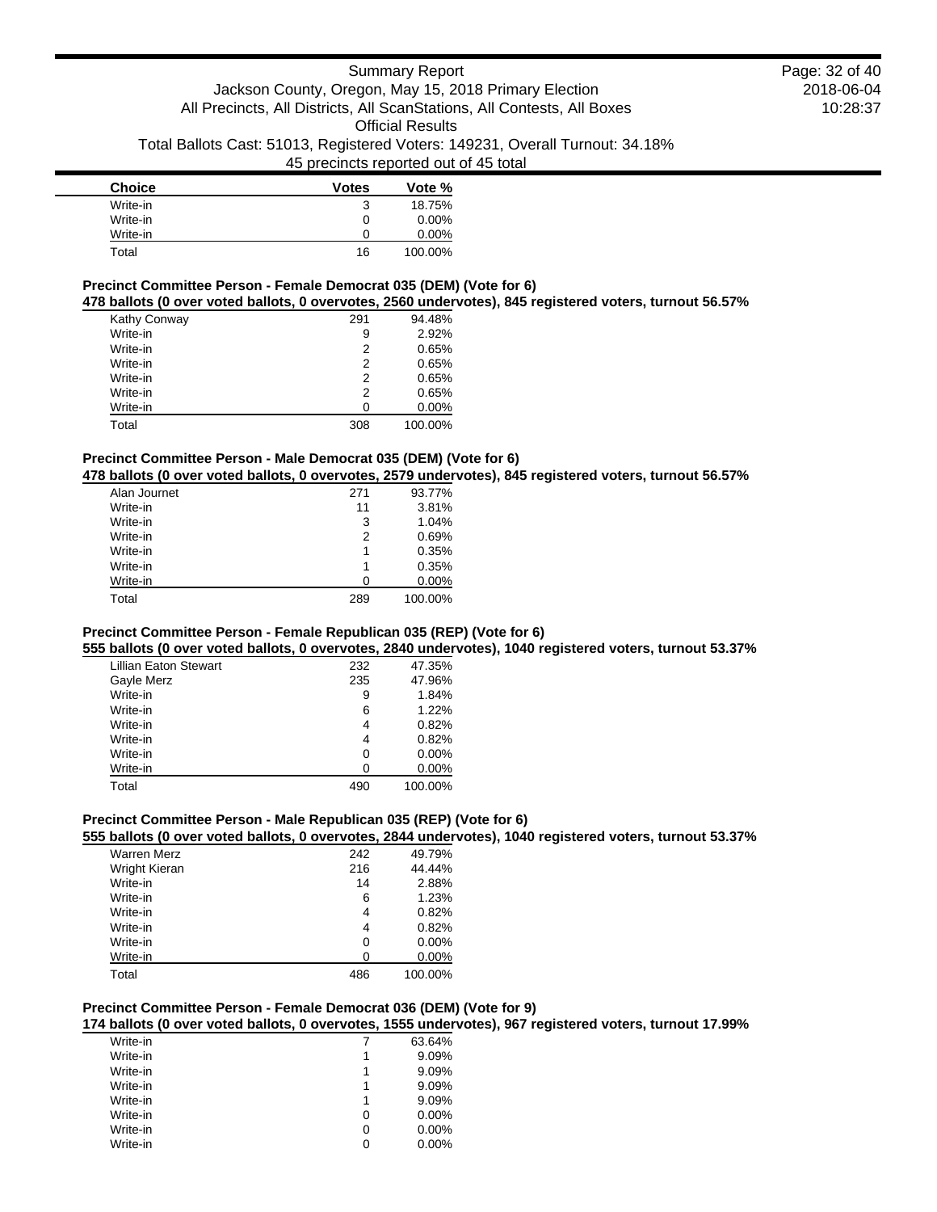| Choice | Votes | Vote % |
|---|---|---|
| Write-in | 3 | 18.75% |
| Write-in | 0 | 0.00% |
| Write-in | 0 | 0.00% |
| Total | 16 | 100.00% |

### Precinct Committee Person - Female Democrat 035 (DEM) (Vote for 6)

**478 ballots (0 over voted ballots, 0 overvotes, 2560 undervotes), 845 registered voters, turnout 56.57%**

| Choice | Votes | Vote % |
|---|---|---|
| Kathy Conway | 291 | 94.48% |
| Write-in | 9 | 2.92% |
| Write-in | 2 | 0.65% |
| Write-in | 2 | 0.65% |
| Write-in | 2 | 0.65% |
| Write-in | 2 | 0.65% |
| Write-in | 0 | 0.00% |
| Total | 308 | 100.00% |

### Precinct Committee Person - Male Democrat 035 (DEM) (Vote for 6)

**478 ballots (0 over voted ballots, 0 overvotes, 2579 undervotes), 845 registered voters, turnout 56.57%**

| Choice | Votes | Vote % |
|---|---|---|
| Alan Journet | 271 | 93.77% |
| Write-in | 11 | 3.81% |
| Write-in | 3 | 1.04% |
| Write-in | 2 | 0.69% |
| Write-in | 1 | 0.35% |
| Write-in | 1 | 0.35% |
| Write-in | 0 | 0.00% |
| Total | 289 | 100.00% |

### Precinct Committee Person - Female Republican 035 (REP) (Vote for 6)

**555 ballots (0 over voted ballots, 0 overvotes, 2840 undervotes), 1040 registered voters, turnout 53.37%**

| Choice | Votes | Vote % |
|---|---|---|
| Lillian Eaton Stewart | 232 | 47.35% |
| Gayle Merz | 235 | 47.96% |
| Write-in | 9 | 1.84% |
| Write-in | 6 | 1.22% |
| Write-in | 4 | 0.82% |
| Write-in | 4 | 0.82% |
| Write-in | 0 | 0.00% |
| Write-in | 0 | 0.00% |
| Total | 490 | 100.00% |

### Precinct Committee Person - Male Republican 035 (REP) (Vote for 6)

**555 ballots (0 over voted ballots, 0 overvotes, 2844 undervotes), 1040 registered voters, turnout 53.37%**

| Choice | Votes | Vote % |
|---|---|---|
| Warren Merz | 242 | 49.79% |
| Wright Kieran | 216 | 44.44% |
| Write-in | 14 | 2.88% |
| Write-in | 6 | 1.23% |
| Write-in | 4 | 0.82% |
| Write-in | 4 | 0.82% |
| Write-in | 0 | 0.00% |
| Write-in | 0 | 0.00% |
| Total | 486 | 100.00% |

### Precinct Committee Person - Female Democrat 036 (DEM) (Vote for 9)

**174 ballots (0 over voted ballots, 0 overvotes, 1555 undervotes), 967 registered voters, turnout 17.99%**

| Choice | Votes | Vote % |
|---|---|---|
| Write-in | 7 | 63.64% |
| Write-in | 1 | 9.09% |
| Write-in | 1 | 9.09% |
| Write-in | 1 | 9.09% |
| Write-in | 1 | 9.09% |
| Write-in | 0 | 0.00% |
| Write-in | 0 | 0.00% |
| Write-in | 0 | 0.00% |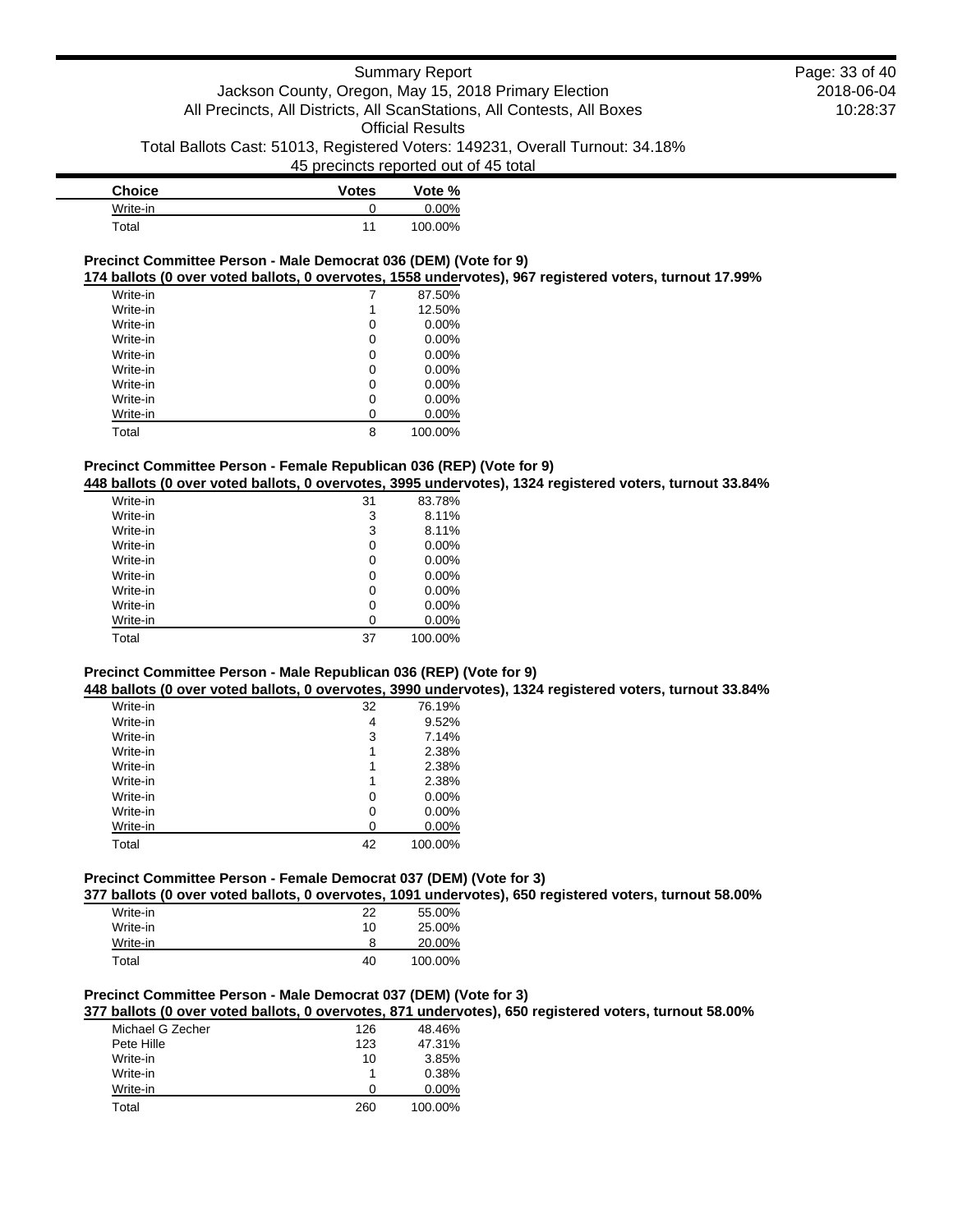| Choice | Votes | Vote % |
|---|---|---|
| Write-in | 0 | 0.00% |
| Total | 11 | 100.00% |

**Precinct Committee Person - Male Democrat 036 (DEM) (Vote for 9)**

**174 ballots (0 over voted ballots, 0 overvotes, 1558 undervotes), 967 registered voters, turnout 17.99%**

| Choice | Votes | Vote % |
|---|---|---|
| Write-in | 7 | 87.50% |
| Write-in | 1 | 12.50% |
| Write-in | 0 | 0.00% |
| Write-in | 0 | 0.00% |
| Write-in | 0 | 0.00% |
| Write-in | 0 | 0.00% |
| Write-in | 0 | 0.00% |
| Write-in | 0 | 0.00% |
| Write-in | 0 | 0.00% |
| Total | 8 | 100.00% |

**Precinct Committee Person - Female Republican 036 (REP) (Vote for 9)**

**448 ballots (0 over voted ballots, 0 overvotes, 3995 undervotes), 1324 registered voters, turnout 33.84%**

| Choice | Votes | Vote % |
|---|---|---|
| Write-in | 31 | 83.78% |
| Write-in | 3 | 8.11% |
| Write-in | 3 | 8.11% |
| Write-in | 0 | 0.00% |
| Write-in | 0 | 0.00% |
| Write-in | 0 | 0.00% |
| Write-in | 0 | 0.00% |
| Write-in | 0 | 0.00% |
| Write-in | 0 | 0.00% |
| Total | 37 | 100.00% |

**Precinct Committee Person - Male Republican 036 (REP) (Vote for 9)**

**448 ballots (0 over voted ballots, 0 overvotes, 3990 undervotes), 1324 registered voters, turnout 33.84%**

| Choice | Votes | Vote % |
|---|---|---|
| Write-in | 32 | 76.19% |
| Write-in | 4 | 9.52% |
| Write-in | 3 | 7.14% |
| Write-in | 1 | 2.38% |
| Write-in | 1 | 2.38% |
| Write-in | 1 | 2.38% |
| Write-in | 0 | 0.00% |
| Write-in | 0 | 0.00% |
| Write-in | 0 | 0.00% |
| Total | 42 | 100.00% |

**Precinct Committee Person - Female Democrat 037 (DEM) (Vote for 3)**

**377 ballots (0 over voted ballots, 0 overvotes, 1091 undervotes), 650 registered voters, turnout 58.00%**

| Choice | Votes | Vote % |
|---|---|---|
| Write-in | 22 | 55.00% |
| Write-in | 10 | 25.00% |
| Write-in | 8 | 20.00% |
| Total | 40 | 100.00% |

**Precinct Committee Person - Male Democrat 037 (DEM) (Vote for 3)**

**377 ballots (0 over voted ballots, 0 overvotes, 871 undervotes), 650 registered voters, turnout 58.00%**

| Choice | Votes | Vote % |
|---|---|---|
| Michael G Zecher | 126 | 48.46% |
| Pete Hille | 123 | 47.31% |
| Write-in | 10 | 3.85% |
| Write-in | 1 | 0.38% |
| Write-in | 0 | 0.00% |
| Total | 260 | 100.00% |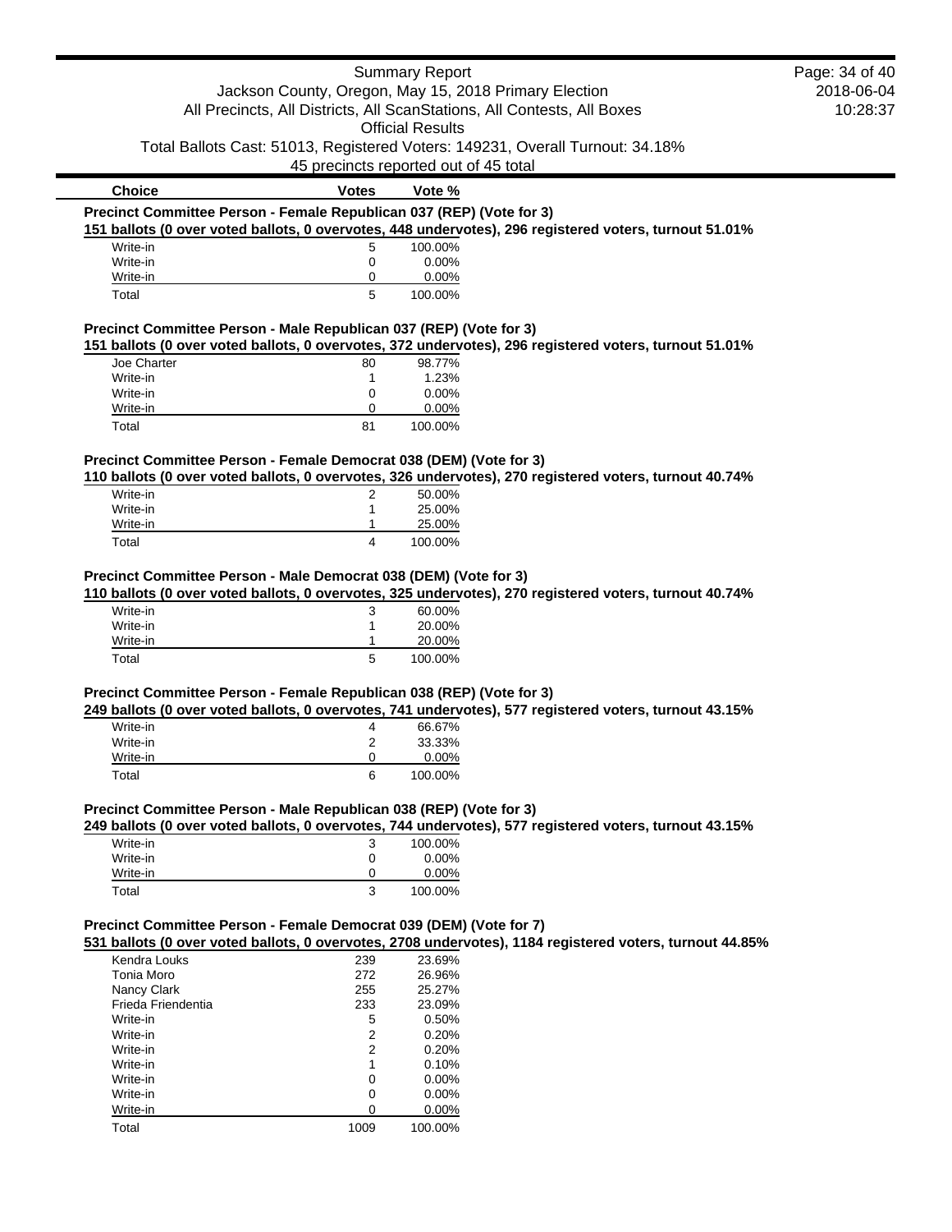| Choice | Votes | Vote % |
|---|---|---|

**Precinct Committee Person - Female Republican 037 (REP) (Vote for 3)**

**151 ballots (0 over voted ballots, 0 overvotes, 448 undervotes), 296 registered voters, turnout 51.01%**

| Choice | Votes | Vote % |
|---|---|---|
| Write-in | 5 | 100.00% |
| Write-in | 0 | 0.00% |
| Write-in | 0 | 0.00% |
| Total | 5 | 100.00% |

**Precinct Committee Person - Male Republican 037 (REP) (Vote for 3)**

**151 ballots (0 over voted ballots, 0 overvotes, 372 undervotes), 296 registered voters, turnout 51.01%**

| Choice | Votes | Vote % |
|---|---|---|
| Joe Charter | 80 | 98.77% |
| Write-in | 1 | 1.23% |
| Write-in | 0 | 0.00% |
| Write-in | 0 | 0.00% |
| Total | 81 | 100.00% |

**Precinct Committee Person - Female Democrat 038 (DEM) (Vote for 3)**

**110 ballots (0 over voted ballots, 0 overvotes, 326 undervotes), 270 registered voters, turnout 40.74%**

| Choice | Votes | Vote % |
|---|---|---|
| Write-in | 2 | 50.00% |
| Write-in | 1 | 25.00% |
| Write-in | 1 | 25.00% |
| Total | 4 | 100.00% |

**Precinct Committee Person - Male Democrat 038 (DEM) (Vote for 3)**

**110 ballots (0 over voted ballots, 0 overvotes, 325 undervotes), 270 registered voters, turnout 40.74%**

| Choice | Votes | Vote % |
|---|---|---|
| Write-in | 3 | 60.00% |
| Write-in | 1 | 20.00% |
| Write-in | 1 | 20.00% |
| Total | 5 | 100.00% |

**Precinct Committee Person - Female Republican 038 (REP) (Vote for 3)**

**249 ballots (0 over voted ballots, 0 overvotes, 741 undervotes), 577 registered voters, turnout 43.15%**

| Choice | Votes | Vote % |
|---|---|---|
| Write-in | 4 | 66.67% |
| Write-in | 2 | 33.33% |
| Write-in | 0 | 0.00% |
| Total | 6 | 100.00% |

**Precinct Committee Person - Male Republican 038 (REP) (Vote for 3)**

**249 ballots (0 over voted ballots, 0 overvotes, 744 undervotes), 577 registered voters, turnout 43.15%**

| Choice | Votes | Vote % |
|---|---|---|
| Write-in | 3 | 100.00% |
| Write-in | 0 | 0.00% |
| Write-in | 0 | 0.00% |
| Total | 3 | 100.00% |

**Precinct Committee Person - Female Democrat 039 (DEM) (Vote for 7)**

**531 ballots (0 over voted ballots, 0 overvotes, 2708 undervotes), 1184 registered voters, turnout 44.85%**

| Choice | Votes | Vote % |
|---|---|---|
| Kendra Louks | 239 | 23.69% |
| Tonia Moro | 272 | 26.96% |
| Nancy Clark | 255 | 25.27% |
| Frieda Friendentia | 233 | 23.09% |
| Write-in | 5 | 0.50% |
| Write-in | 2 | 0.20% |
| Write-in | 2 | 0.20% |
| Write-in | 1 | 0.10% |
| Write-in | 0 | 0.00% |
| Write-in | 0 | 0.00% |
| Write-in | 0 | 0.00% |
| Total | 1009 | 100.00% |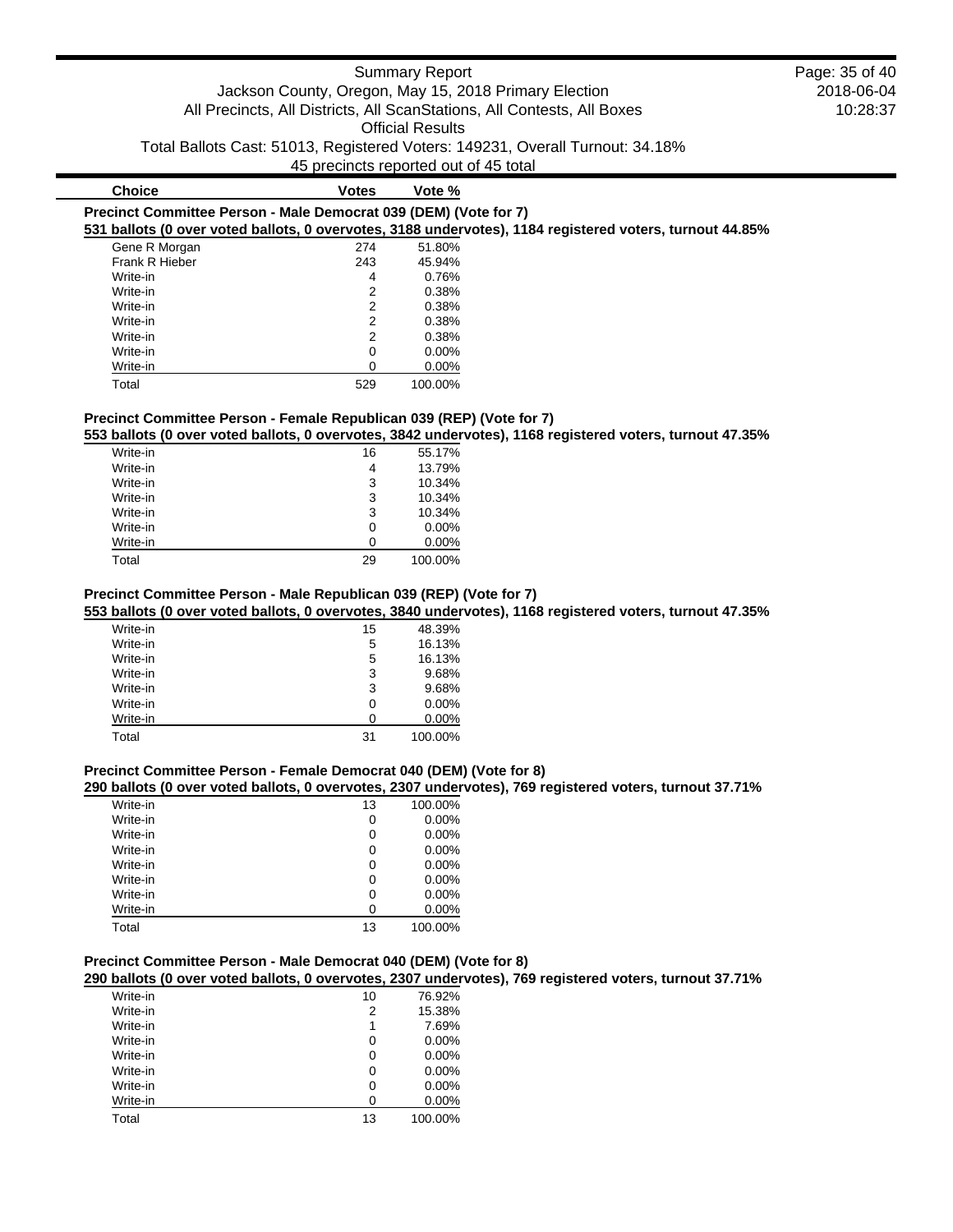| Choice | Votes | Vote % |
|---|---|---|

### Precinct Committee Person - Male Democrat 039 (DEM) (Vote for 7)

**531 ballots (0 over voted ballots, 0 overvotes, 3188 undervotes), 1184 registered voters, turnout 44.85%**

| Choice | Votes | Vote % |
|---|---|---|
| Gene R Morgan | 274 | 51.80% |
| Frank R Hieber | 243 | 45.94% |
| Write-in | 4 | 0.76% |
| Write-in | 2 | 0.38% |
| Write-in | 2 | 0.38% |
| Write-in | 2 | 0.38% |
| Write-in | 2 | 0.38% |
| Write-in | 0 | 0.00% |
| Write-in | 0 | 0.00% |
| Total | 529 | 100.00% |

### Precinct Committee Person - Female Republican 039 (REP) (Vote for 7)

**553 ballots (0 over voted ballots, 0 overvotes, 3842 undervotes), 1168 registered voters, turnout 47.35%**

| Choice | Votes | Vote % |
|---|---|---|
| Write-in | 16 | 55.17% |
| Write-in | 4 | 13.79% |
| Write-in | 3 | 10.34% |
| Write-in | 3 | 10.34% |
| Write-in | 3 | 10.34% |
| Write-in | 0 | 0.00% |
| Write-in | 0 | 0.00% |
| Total | 29 | 100.00% |

### Precinct Committee Person - Male Republican 039 (REP) (Vote for 7)

**553 ballots (0 over voted ballots, 0 overvotes, 3840 undervotes), 1168 registered voters, turnout 47.35%**

| Choice | Votes | Vote % |
|---|---|---|
| Write-in | 15 | 48.39% |
| Write-in | 5 | 16.13% |
| Write-in | 5 | 16.13% |
| Write-in | 3 | 9.68% |
| Write-in | 3 | 9.68% |
| Write-in | 0 | 0.00% |
| Write-in | 0 | 0.00% |
| Total | 31 | 100.00% |

### Precinct Committee Person - Female Democrat 040 (DEM) (Vote for 8)

**290 ballots (0 over voted ballots, 0 overvotes, 2307 undervotes), 769 registered voters, turnout 37.71%**

| Choice | Votes | Vote % |
|---|---|---|
| Write-in | 13 | 100.00% |
| Write-in | 0 | 0.00% |
| Write-in | 0 | 0.00% |
| Write-in | 0 | 0.00% |
| Write-in | 0 | 0.00% |
| Write-in | 0 | 0.00% |
| Write-in | 0 | 0.00% |
| Write-in | 0 | 0.00% |
| Total | 13 | 100.00% |

### Precinct Committee Person - Male Democrat 040 (DEM) (Vote for 8)

**290 ballots (0 over voted ballots, 0 overvotes, 2307 undervotes), 769 registered voters, turnout 37.71%**

| Choice | Votes | Vote % |
|---|---|---|
| Write-in | 10 | 76.92% |
| Write-in | 2 | 15.38% |
| Write-in | 1 | 7.69% |
| Write-in | 0 | 0.00% |
| Write-in | 0 | 0.00% |
| Write-in | 0 | 0.00% |
| Write-in | 0 | 0.00% |
| Write-in | 0 | 0.00% |
| Total | 13 | 100.00% |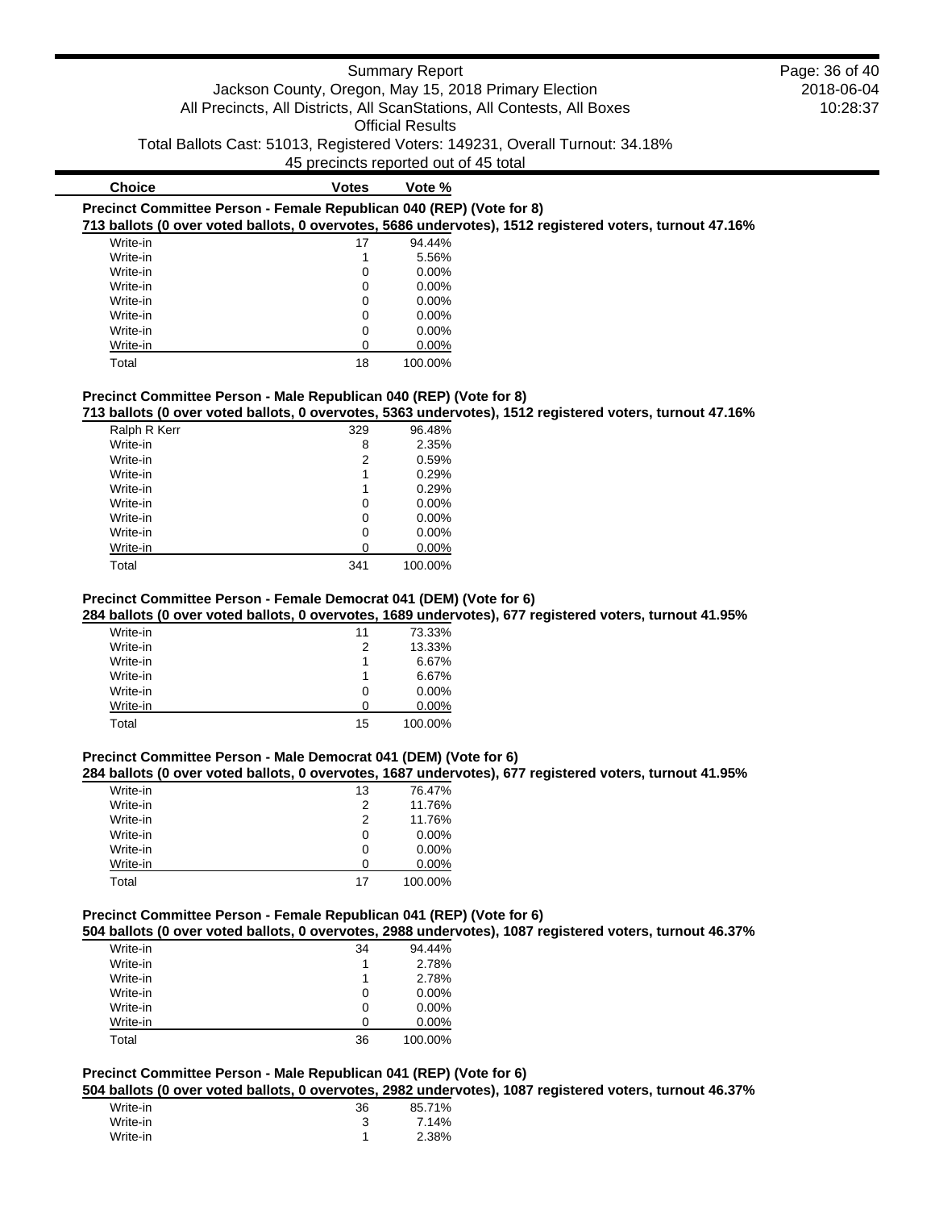| Choice | Votes | Vote % |
|---|---|---|

**Precinct Committee Person - Female Republican 040 (REP) (Vote for 8)**

**713 ballots (0 over voted ballots, 0 overvotes, 5686 undervotes), 1512 registered voters, turnout 47.16%**

| Choice | Votes | Vote % |
|---|---|---|
| Write-in | 17 | 94.44% |
| Write-in | 1 | 5.56% |
| Write-in | 0 | 0.00% |
| Write-in | 0 | 0.00% |
| Write-in | 0 | 0.00% |
| Write-in | 0 | 0.00% |
| Write-in | 0 | 0.00% |
| Write-in | 0 | 0.00% |
| Total | 18 | 100.00% |

**Precinct Committee Person - Male Republican 040 (REP) (Vote for 8)**

**713 ballots (0 over voted ballots, 0 overvotes, 5363 undervotes), 1512 registered voters, turnout 47.16%**

| Choice | Votes | Vote % |
|---|---|---|
| Ralph R Kerr | 329 | 96.48% |
| Write-in | 8 | 2.35% |
| Write-in | 2 | 0.59% |
| Write-in | 1 | 0.29% |
| Write-in | 1 | 0.29% |
| Write-in | 0 | 0.00% |
| Write-in | 0 | 0.00% |
| Write-in | 0 | 0.00% |
| Write-in | 0 | 0.00% |
| Total | 341 | 100.00% |

**Precinct Committee Person - Female Democrat 041 (DEM) (Vote for 6)**

**284 ballots (0 over voted ballots, 0 overvotes, 1689 undervotes), 677 registered voters, turnout 41.95%**

| Choice | Votes | Vote % |
|---|---|---|
| Write-in | 11 | 73.33% |
| Write-in | 2 | 13.33% |
| Write-in | 1 | 6.67% |
| Write-in | 1 | 6.67% |
| Write-in | 0 | 0.00% |
| Write-in | 0 | 0.00% |
| Total | 15 | 100.00% |

**Precinct Committee Person - Male Democrat 041 (DEM) (Vote for 6)**

**284 ballots (0 over voted ballots, 0 overvotes, 1687 undervotes), 677 registered voters, turnout 41.95%**

| Choice | Votes | Vote % |
|---|---|---|
| Write-in | 13 | 76.47% |
| Write-in | 2 | 11.76% |
| Write-in | 2 | 11.76% |
| Write-in | 0 | 0.00% |
| Write-in | 0 | 0.00% |
| Write-in | 0 | 0.00% |
| Total | 17 | 100.00% |

**Precinct Committee Person - Female Republican 041 (REP) (Vote for 6)**

**504 ballots (0 over voted ballots, 0 overvotes, 2988 undervotes), 1087 registered voters, turnout 46.37%**

| Choice | Votes | Vote % |
|---|---|---|
| Write-in | 34 | 94.44% |
| Write-in | 1 | 2.78% |
| Write-in | 1 | 2.78% |
| Write-in | 0 | 0.00% |
| Write-in | 0 | 0.00% |
| Write-in | 0 | 0.00% |
| Total | 36 | 100.00% |

**Precinct Committee Person - Male Republican 041 (REP) (Vote for 6)**

**504 ballots (0 over voted ballots, 0 overvotes, 2982 undervotes), 1087 registered voters, turnout 46.37%**

| Choice | Votes | Vote % |
|---|---|---|
| Write-in | 36 | 85.71% |
| Write-in | 3 | 7.14% |
| Write-in | 1 | 2.38% |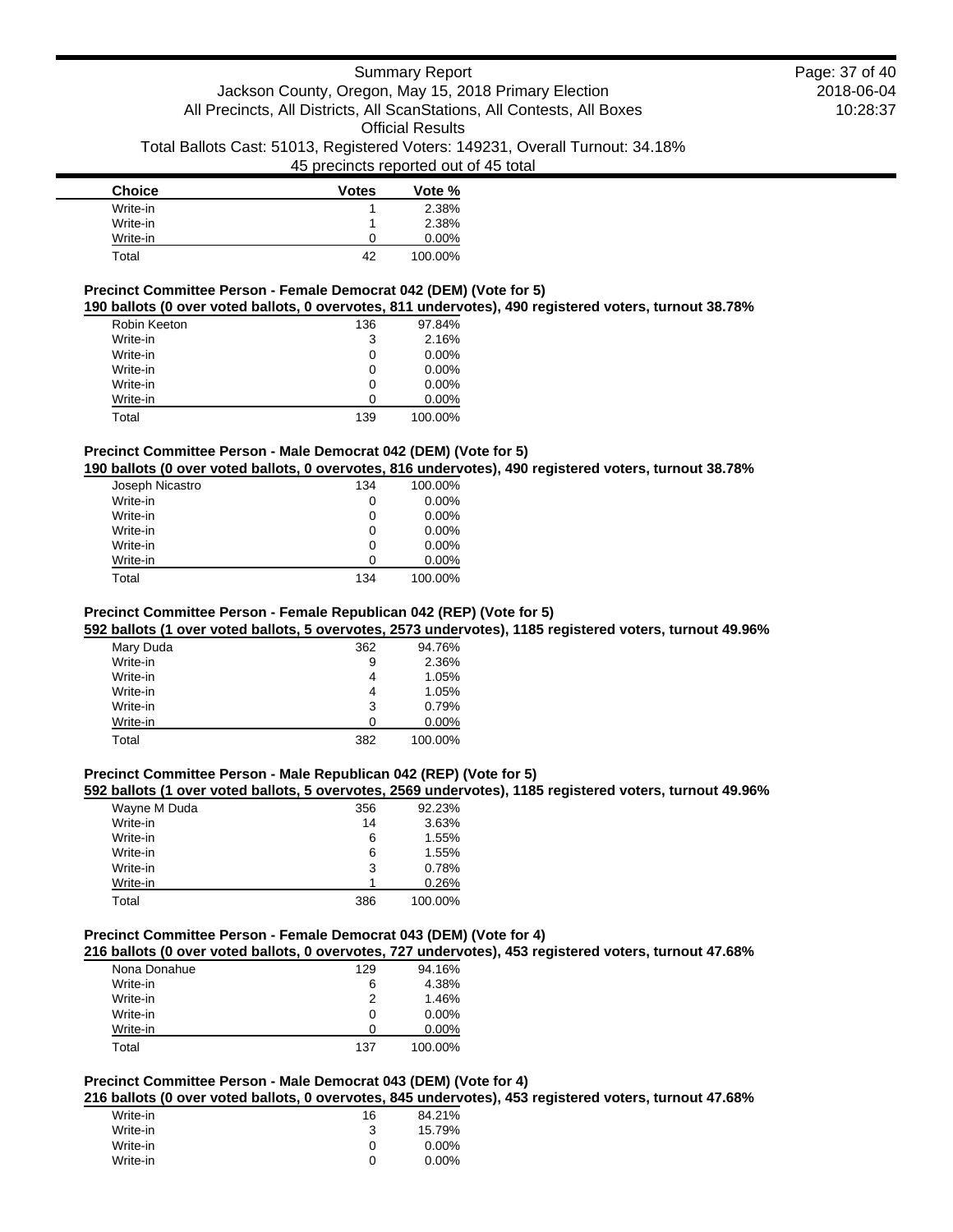| Choice | Votes | Vote % |
|---|---|---|
| Write-in | 1 | 2.38% |
| Write-in | 1 | 2.38% |
| Write-in | 0 | 0.00% |
| Total | 42 | 100.00% |

**Precinct Committee Person - Female Democrat 042 (DEM) (Vote for 5)**

**190 ballots (0 over voted ballots, 0 overvotes, 811 undervotes), 490 registered voters, turnout 38.78%**

| Choice | Votes | Vote % |
|---|---|---|
| Robin Keeton | 136 | 97.84% |
| Write-in | 3 | 2.16% |
| Write-in | 0 | 0.00% |
| Write-in | 0 | 0.00% |
| Write-in | 0 | 0.00% |
| Write-in | 0 | 0.00% |
| Total | 139 | 100.00% |

**Precinct Committee Person - Male Democrat 042 (DEM) (Vote for 5)**

**190 ballots (0 over voted ballots, 0 overvotes, 816 undervotes), 490 registered voters, turnout 38.78%**

| Choice | Votes | Vote % |
|---|---|---|
| Joseph Nicastro | 134 | 100.00% |
| Write-in | 0 | 0.00% |
| Write-in | 0 | 0.00% |
| Write-in | 0 | 0.00% |
| Write-in | 0 | 0.00% |
| Write-in | 0 | 0.00% |
| Total | 134 | 100.00% |

**Precinct Committee Person - Female Republican 042 (REP) (Vote for 5)**

**592 ballots (1 over voted ballots, 5 overvotes, 2573 undervotes), 1185 registered voters, turnout 49.96%**

| Choice | Votes | Vote % |
|---|---|---|
| Mary Duda | 362 | 94.76% |
| Write-in | 9 | 2.36% |
| Write-in | 4 | 1.05% |
| Write-in | 4 | 1.05% |
| Write-in | 3 | 0.79% |
| Write-in | 0 | 0.00% |
| Total | 382 | 100.00% |

**Precinct Committee Person - Male Republican 042 (REP) (Vote for 5)**

**592 ballots (1 over voted ballots, 5 overvotes, 2569 undervotes), 1185 registered voters, turnout 49.96%**

| Choice | Votes | Vote % |
|---|---|---|
| Wayne M Duda | 356 | 92.23% |
| Write-in | 14 | 3.63% |
| Write-in | 6 | 1.55% |
| Write-in | 6 | 1.55% |
| Write-in | 3 | 0.78% |
| Write-in | 1 | 0.26% |
| Total | 386 | 100.00% |

**Precinct Committee Person - Female Democrat 043 (DEM) (Vote for 4)**

**216 ballots (0 over voted ballots, 0 overvotes, 727 undervotes), 453 registered voters, turnout 47.68%**

| Choice | Votes | Vote % |
|---|---|---|
| Nona Donahue | 129 | 94.16% |
| Write-in | 6 | 4.38% |
| Write-in | 2 | 1.46% |
| Write-in | 0 | 0.00% |
| Write-in | 0 | 0.00% |
| Total | 137 | 100.00% |

**Precinct Committee Person - Male Democrat 043 (DEM) (Vote for 4)**

**216 ballots (0 over voted ballots, 0 overvotes, 845 undervotes), 453 registered voters, turnout 47.68%**

| Choice | Votes | Vote % |
|---|---|---|
| Write-in | 16 | 84.21% |
| Write-in | 3 | 15.79% |
| Write-in | 0 | 0.00% |
| Write-in | 0 | 0.00% |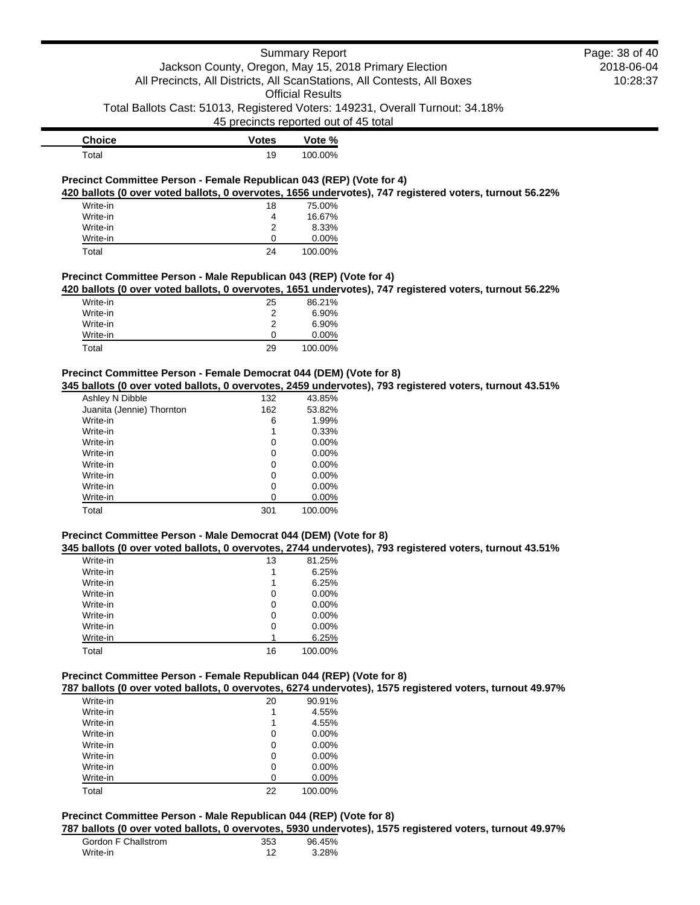| Choice | Votes | Vote % |
|---|---|---|
| Total | 19 | 100.00% |

### Precinct Committee Person - Female Republican 043 (REP) (Vote for 4)

**420 ballots (0 over voted ballots, 0 overvotes, 1656 undervotes), 747 registered voters, turnout 56.22%**

| Choice | Votes | Vote % |
|---|---|---|
| Write-in | 18 | 75.00% |
| Write-in | 4 | 16.67% |
| Write-in | 2 | 8.33% |
| Write-in | 0 | 0.00% |
| Total | 24 | 100.00% |

### Precinct Committee Person - Male Republican 043 (REP) (Vote for 4)

**420 ballots (0 over voted ballots, 0 overvotes, 1651 undervotes), 747 registered voters, turnout 56.22%**

| Choice | Votes | Vote % |
|---|---|---|
| Write-in | 25 | 86.21% |
| Write-in | 2 | 6.90% |
| Write-in | 2 | 6.90% |
| Write-in | 0 | 0.00% |
| Total | 29 | 100.00% |

### Precinct Committee Person - Female Democrat 044 (DEM) (Vote for 8)

**345 ballots (0 over voted ballots, 0 overvotes, 2459 undervotes), 793 registered voters, turnout 43.51%**

| Choice | Votes | Vote % |
|---|---|---|
| Ashley N Dibble | 132 | 43.85% |
| Juanita (Jennie) Thornton | 162 | 53.82% |
| Write-in | 6 | 1.99% |
| Write-in | 1 | 0.33% |
| Write-in | 0 | 0.00% |
| Write-in | 0 | 0.00% |
| Write-in | 0 | 0.00% |
| Write-in | 0 | 0.00% |
| Write-in | 0 | 0.00% |
| Write-in | 0 | 0.00% |
| Total | 301 | 100.00% |

### Precinct Committee Person - Male Democrat 044 (DEM) (Vote for 8)

**345 ballots (0 over voted ballots, 0 overvotes, 2744 undervotes), 793 registered voters, turnout 43.51%**

| Choice | Votes | Vote % |
|---|---|---|
| Write-in | 13 | 81.25% |
| Write-in | 1 | 6.25% |
| Write-in | 1 | 6.25% |
| Write-in | 0 | 0.00% |
| Write-in | 0 | 0.00% |
| Write-in | 0 | 0.00% |
| Write-in | 0 | 0.00% |
| Write-in | 1 | 6.25% |
| Total | 16 | 100.00% |

### Precinct Committee Person - Female Republican 044 (REP) (Vote for 8)

**787 ballots (0 over voted ballots, 0 overvotes, 6274 undervotes), 1575 registered voters, turnout 49.97%**

| Choice | Votes | Vote % |
|---|---|---|
| Write-in | 20 | 90.91% |
| Write-in | 1 | 4.55% |
| Write-in | 1 | 4.55% |
| Write-in | 0 | 0.00% |
| Write-in | 0 | 0.00% |
| Write-in | 0 | 0.00% |
| Write-in | 0 | 0.00% |
| Write-in | 0 | 0.00% |
| Total | 22 | 100.00% |

### Precinct Committee Person - Male Republican 044 (REP) (Vote for 8)

**787 ballots (0 over voted ballots, 0 overvotes, 5930 undervotes), 1575 registered voters, turnout 49.97%**

| Choice | Votes | Vote % |
|---|---|---|
| Gordon F Challstrom | 353 | 96.45% |
| Write-in | 12 | 3.28% |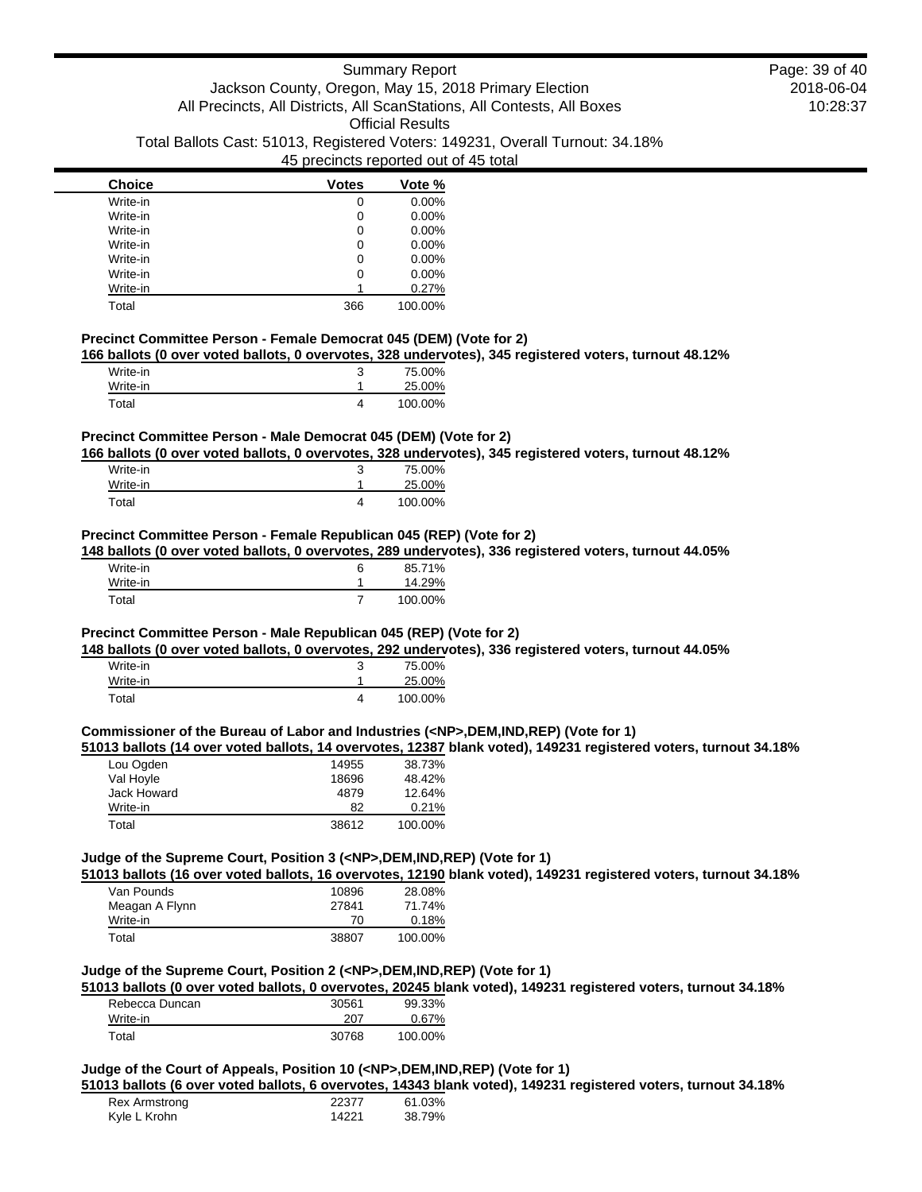| Choice | Votes | Vote % |
| --- | --- | --- |
| Write-in | 0 | 0.00% |
| Write-in | 0 | 0.00% |
| Write-in | 0 | 0.00% |
| Write-in | 0 | 0.00% |
| Write-in | 0 | 0.00% |
| Write-in | 0 | 0.00% |
| Write-in | 1 | 0.27% |
| Total | 366 | 100.00% |

### Precinct Committee Person - Female Democrat 045 (DEM) (Vote for 2)

**166 ballots (0 over voted ballots, 0 overvotes, 328 undervotes), 345 registered voters, turnout 48.12%**

| Choice | Votes | Vote % |
| --- | --- | --- |
| Write-in | 3 | 75.00% |
| Write-in | 1 | 25.00% |
| Total | 4 | 100.00% |

### Precinct Committee Person - Male Democrat 045 (DEM) (Vote for 2)

**166 ballots (0 over voted ballots, 0 overvotes, 328 undervotes), 345 registered voters, turnout 48.12%**

| Choice | Votes | Vote % |
| --- | --- | --- |
| Write-in | 3 | 75.00% |
| Write-in | 1 | 25.00% |
| Total | 4 | 100.00% |

### Precinct Committee Person - Female Republican 045 (REP) (Vote for 2)

**148 ballots (0 over voted ballots, 0 overvotes, 289 undervotes), 336 registered voters, turnout 44.05%**

| Choice | Votes | Vote % |
| --- | --- | --- |
| Write-in | 6 | 85.71% |
| Write-in | 1 | 14.29% |
| Total | 7 | 100.00% |

### Precinct Committee Person - Male Republican 045 (REP) (Vote for 2)

**148 ballots (0 over voted ballots, 0 overvotes, 292 undervotes), 336 registered voters, turnout 44.05%**

| Choice | Votes | Vote % |
| --- | --- | --- |
| Write-in | 3 | 75.00% |
| Write-in | 1 | 25.00% |
| Total | 4 | 100.00% |

### Commissioner of the Bureau of Labor and Industries (<NP>,DEM,IND,REP) (Vote for 1)

**51013 ballots (14 over voted ballots, 14 overvotes, 12387 blank voted), 149231 registered voters, turnout 34.18%**

| Choice | Votes | Vote % |
| --- | --- | --- |
| Lou Ogden | 14955 | 38.73% |
| Val Hoyle | 18696 | 48.42% |
| Jack Howard | 4879 | 12.64% |
| Write-in | 82 | 0.21% |
| Total | 38612 | 100.00% |

### Judge of the Supreme Court, Position 3 (<NP>,DEM,IND,REP) (Vote for 1)

**51013 ballots (16 over voted ballots, 16 overvotes, 12190 blank voted), 149231 registered voters, turnout 34.18%**

| Choice | Votes | Vote % |
| --- | --- | --- |
| Van Pounds | 10896 | 28.08% |
| Meagan A Flynn | 27841 | 71.74% |
| Write-in | 70 | 0.18% |
| Total | 38807 | 100.00% |

### Judge of the Supreme Court, Position 2 (<NP>,DEM,IND,REP) (Vote for 1)

**51013 ballots (0 over voted ballots, 0 overvotes, 20245 blank voted), 149231 registered voters, turnout 34.18%**

| Choice | Votes | Vote % |
| --- | --- | --- |
| Rebecca Duncan | 30561 | 99.33% |
| Write-in | 207 | 0.67% |
| Total | 30768 | 100.00% |

### Judge of the Court of Appeals, Position 10 (<NP>,DEM,IND,REP) (Vote for 1)

**51013 ballots (6 over voted ballots, 6 overvotes, 14343 blank voted), 149231 registered voters, turnout 34.18%**

| Choice | Votes | Vote % |
| --- | --- | --- |
| Rex Armstrong | 22377 | 61.03% |
| Kyle L Krohn | 14221 | 38.79% |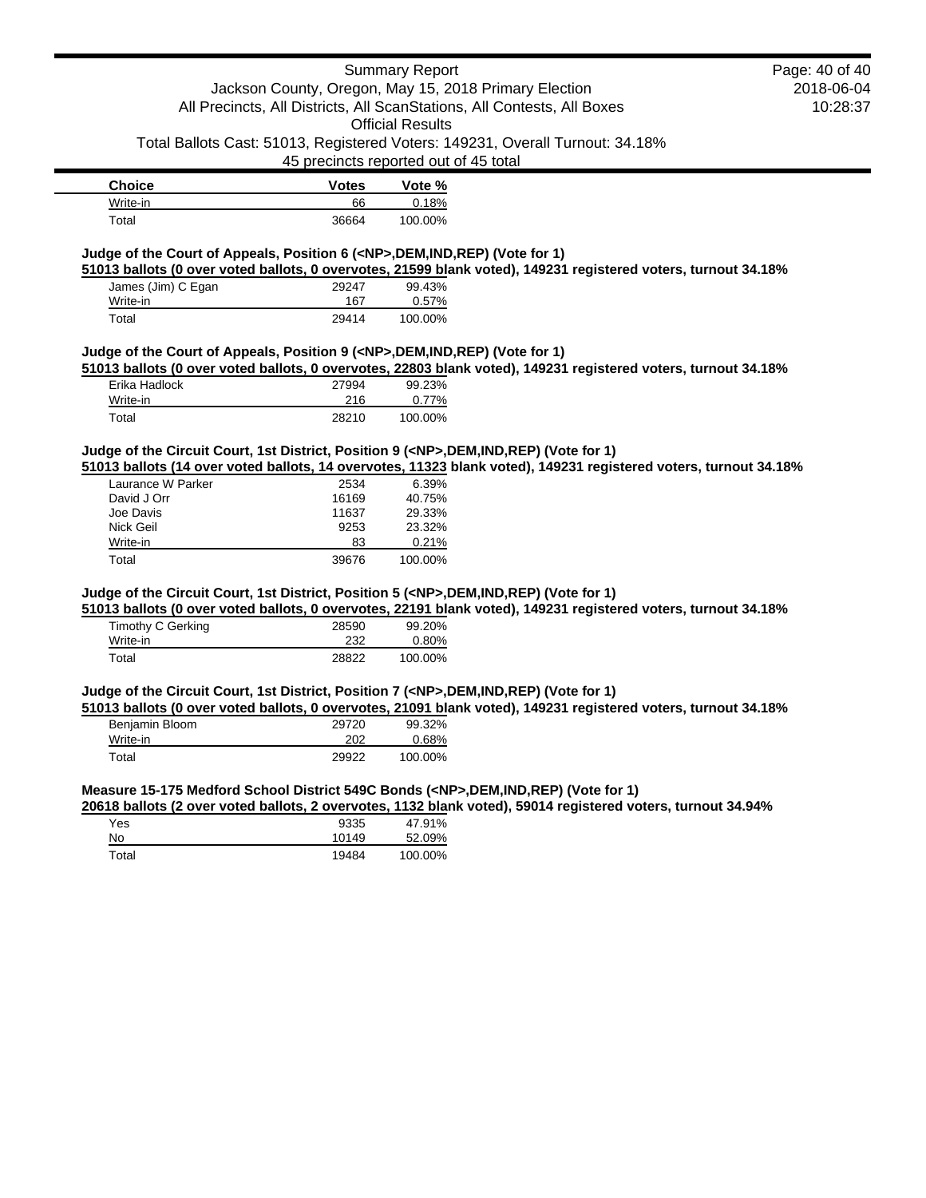| Choice | Votes | Vote % |
| --- | --- | --- |
| Write-in | 66 | 0.18% |
| Total | 36664 | 100.00% |

**Judge of the Court of Appeals, Position 6 (<NP>,DEM,IND,REP) (Vote for 1)**

**51013 ballots (0 over voted ballots, 0 overvotes, 21599 blank voted), 149231 registered voters, turnout 34.18%**

| Choice | Votes | Vote % |
| --- | --- | --- |
| James (Jim) C Egan | 29247 | 99.43% |
| Write-in | 167 | 0.57% |
| Total | 29414 | 100.00% |

**Judge of the Court of Appeals, Position 9 (<NP>,DEM,IND,REP) (Vote for 1)**

**51013 ballots (0 over voted ballots, 0 overvotes, 22803 blank voted), 149231 registered voters, turnout 34.18%**

| Choice | Votes | Vote % |
| --- | --- | --- |
| Erika Hadlock | 27994 | 99.23% |
| Write-in | 216 | 0.77% |
| Total | 28210 | 100.00% |

**Judge of the Circuit Court, 1st District, Position 9 (<NP>,DEM,IND,REP) (Vote for 1)**

**51013 ballots (14 over voted ballots, 14 overvotes, 11323 blank voted), 149231 registered voters, turnout 34.18%**

| Choice | Votes | Vote % |
| --- | --- | --- |
| Laurance W Parker | 2534 | 6.39% |
| David J Orr | 16169 | 40.75% |
| Joe Davis | 11637 | 29.33% |
| Nick Geil | 9253 | 23.32% |
| Write-in | 83 | 0.21% |
| Total | 39676 | 100.00% |

**Judge of the Circuit Court, 1st District, Position 5 (<NP>,DEM,IND,REP) (Vote for 1)**

**51013 ballots (0 over voted ballots, 0 overvotes, 22191 blank voted), 149231 registered voters, turnout 34.18%**

| Choice | Votes | Vote % |
| --- | --- | --- |
| Timothy C Gerking | 28590 | 99.20% |
| Write-in | 232 | 0.80% |
| Total | 28822 | 100.00% |

**Judge of the Circuit Court, 1st District, Position 7 (<NP>,DEM,IND,REP) (Vote for 1)**

**51013 ballots (0 over voted ballots, 0 overvotes, 21091 blank voted), 149231 registered voters, turnout 34.18%**

| Choice | Votes | Vote % |
| --- | --- | --- |
| Benjamin Bloom | 29720 | 99.32% |
| Write-in | 202 | 0.68% |
| Total | 29922 | 100.00% |

**Measure 15-175 Medford School District 549C Bonds (<NP>,DEM,IND,REP) (Vote for 1)**

**20618 ballots (2 over voted ballots, 2 overvotes, 1132 blank voted), 59014 registered voters, turnout 34.94%**

| Choice | Votes | Vote % |
| --- | --- | --- |
| Yes | 9335 | 47.91% |
| No | 10149 | 52.09% |
| Total | 19484 | 100.00% |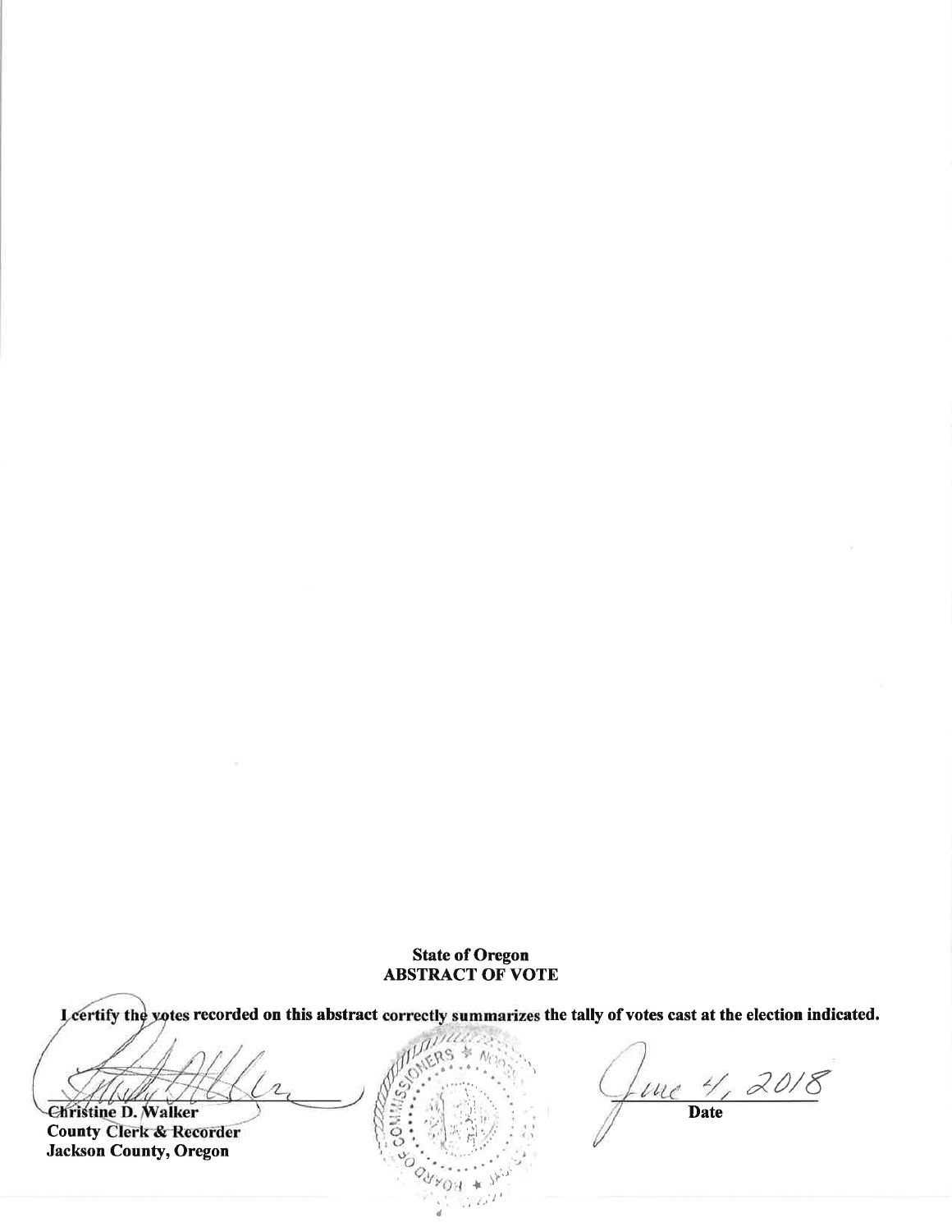**State of Oregon**
**ABSTRACT OF VOTE**

**I certify the votes recorded on this abstract correctly summarizes the tally of votes cast at the election indicated.**

**Christine D. Walker**
**County Clerk & Recorder**
**Jackson County, Oregon**

June 4, 2018
**Date**